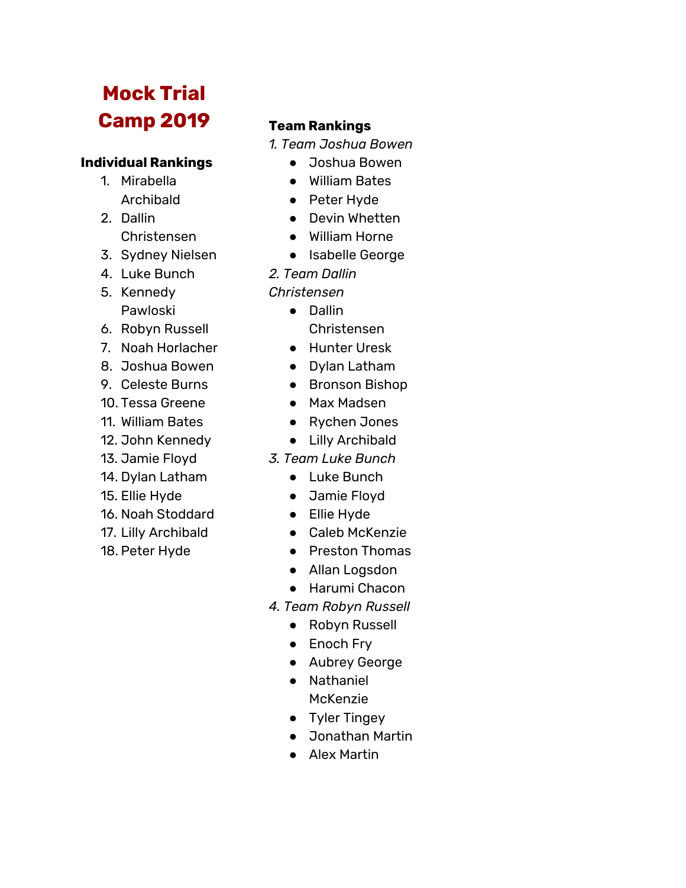# Mock Trial Camp 2019

## Individual Rankings

1. Mirabella Archibald
2. Dallin Christensen
3. Sydney Nielsen
4. Luke Bunch
5. Kennedy Pawloski
6. Robyn Russell
7. Noah Horlacher
8. Joshua Bowen
9. Celeste Burns
10. Tessa Greene
11. William Bates
12. John Kennedy
13. Jamie Floyd
14. Dylan Latham
15. Ellie Hyde
16. Noah Stoddard
17. Lilly Archibald
18. Peter Hyde

## Team Rankings

*1. Team Joshua Bowen*

- Joshua Bowen
- William Bates
- Peter Hyde
- Devin Whetten
- William Horne
- Isabelle George

*2. Team Dallin Christensen*

- Dallin Christensen
- Hunter Uresk
- Dylan Latham
- Bronson Bishop
- Max Madsen
- Rychen Jones
- Lilly Archibald

*3. Team Luke Bunch*

- Luke Bunch
- Jamie Floyd
- Ellie Hyde
- Caleb McKenzie
- Preston Thomas
- Allan Logsdon
- Harumi Chacon

*4. Team Robyn Russell*

- Robyn Russell
- Enoch Fry
- Aubrey George
- Nathaniel McKenzie
- Tyler Tingey
- Jonathan Martin
- Alex Martin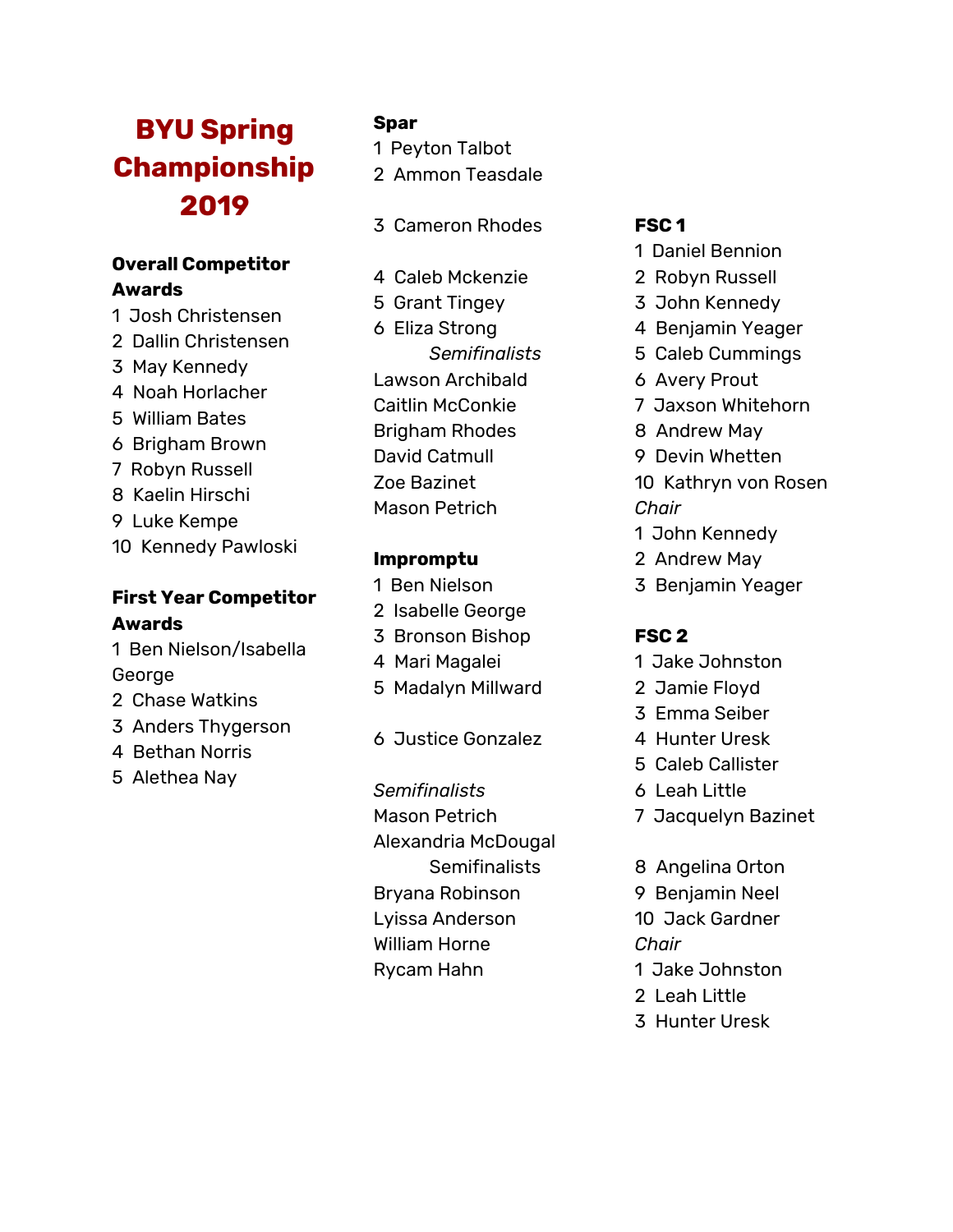# BYU Spring Championship 2019

## Overall Competitor Awards

1 Josh Christensen
2 Dallin Christensen
3 May Kennedy
4 Noah Horlacher
5 William Bates
6 Brigham Brown
7 Robyn Russell
8 Kaelin Hirschi
9 Luke Kempe
10 Kennedy Pawloski

## First Year Competitor Awards

1 Ben Nielson/Isabella George
2 Chase Watkins
3 Anders Thygerson
4 Bethan Norris
5 Alethea Nay

## Spar

1 Peyton Talbot
2 Ammon Teasdale

3 Cameron Rhodes

4 Caleb Mckenzie
5 Grant Tingey
6 Eliza Strong

*Semifinalists*

Lawson Archibald
Caitlin McConkie
Brigham Rhodes
David Catmull
Zoe Bazinet
Mason Petrich

## Impromptu

1 Ben Nielson
2 Isabelle George
3 Bronson Bishop
4 Mari Magalei
5 Madalyn Millward

6 Justice Gonzalez

*Semifinalists*

Mason Petrich
Alexandria McDougal

Semifinalists

Bryana Robinson
Lyissa Anderson
William Horne
Rycam Hahn

## FSC 1

1 Daniel Bennion
2 Robyn Russell
3 John Kennedy
4 Benjamin Yeager
5 Caleb Cummings
6 Avery Prout
7 Jaxson Whitehorn
8 Andrew May
9 Devin Whetten
10 Kathryn von Rosen

*Chair*

1 John Kennedy
2 Andrew May
3 Benjamin Yeager

## FSC 2

1 Jake Johnston
2 Jamie Floyd
3 Emma Seiber
4 Hunter Uresk
5 Caleb Callister
6 Leah Little
7 Jacquelyn Bazinet

8 Angelina Orton
9 Benjamin Neel
10 Jack Gardner

*Chair*

1 Jake Johnston
2 Leah Little
3 Hunter Uresk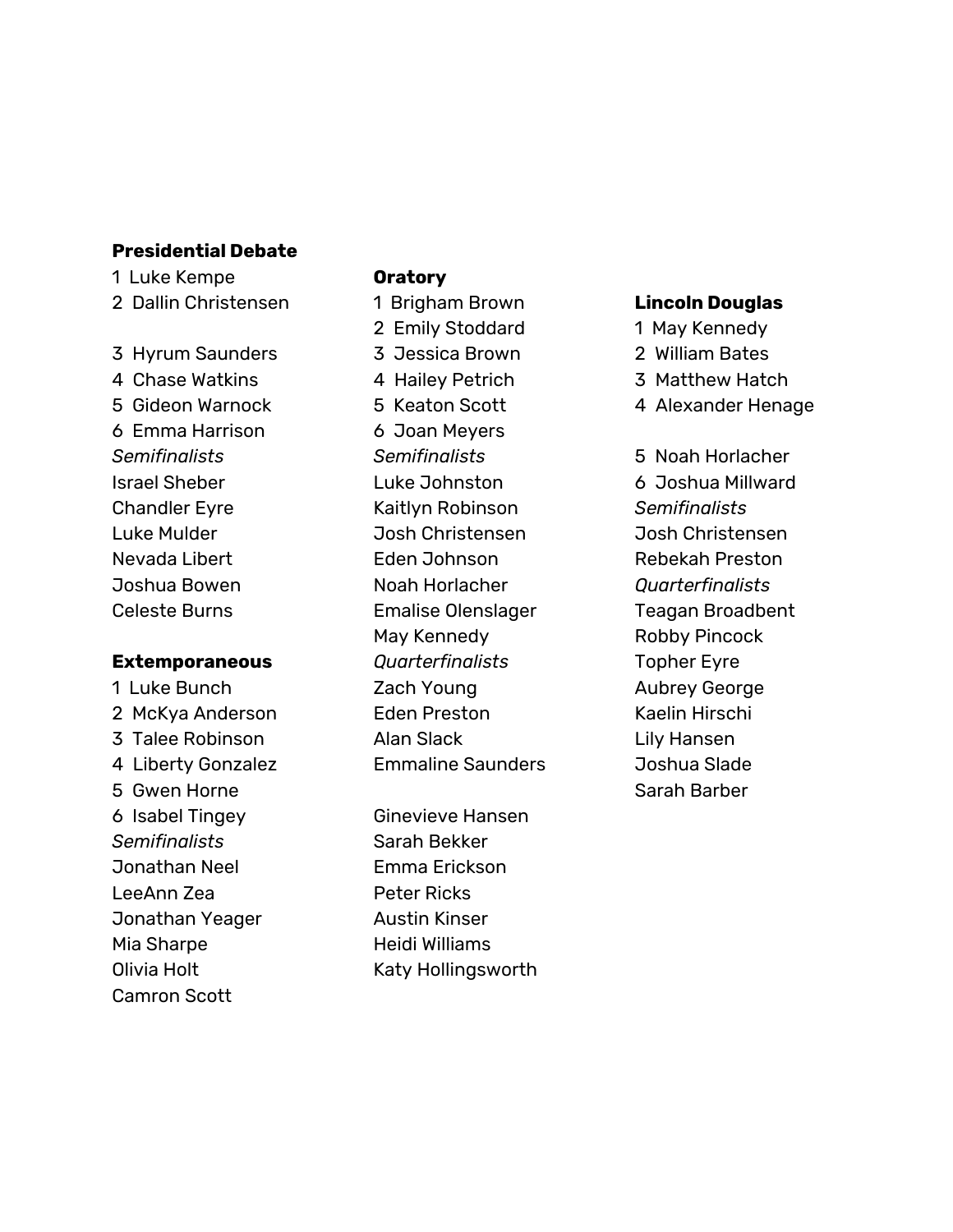**Presidential Debate**

1 Luke Kempe
2 Dallin Christensen

3 Hyrum Saunders
4 Chase Watkins
5 Gideon Warnock
6 Emma Harrison

*Semifinalists*

Israel Sheber
Chandler Eyre
Luke Mulder
Nevada Libert
Joshua Bowen
Celeste Burns

**Extemporaneous**

1 Luke Bunch
2 McKya Anderson
3 Talee Robinson
4 Liberty Gonzalez
5 Gwen Horne
6 Isabel Tingey

*Semifinalists*

Jonathan Neel
LeeAnn Zea
Jonathan Yeager
Mia Sharpe
Olivia Holt
Camron Scott

**Oratory**

1 Brigham Brown
2 Emily Stoddard
3 Jessica Brown
4 Hailey Petrich
5 Keaton Scott
6 Joan Meyers

*Semifinalists*

Luke Johnston
Kaitlyn Robinson
Josh Christensen
Eden Johnson
Noah Horlacher
Emalise Olenslager
May Kennedy

*Quarterfinalists*

Zach Young
Eden Preston
Alan Slack
Emmaline Saunders

Ginevieve Hansen
Sarah Bekker
Emma Erickson
Peter Ricks
Austin Kinser
Heidi Williams
Katy Hollingsworth

**Lincoln Douglas**

1 May Kennedy
2 William Bates
3 Matthew Hatch
4 Alexander Henage

5 Noah Horlacher
6 Joshua Millward

*Semifinalists*

Josh Christensen
Rebekah Preston

*Quarterfinalists*

Teagan Broadbent
Robby Pincock
Topher Eyre
Aubrey George
Kaelin Hirschi
Lily Hansen
Joshua Slade
Sarah Barber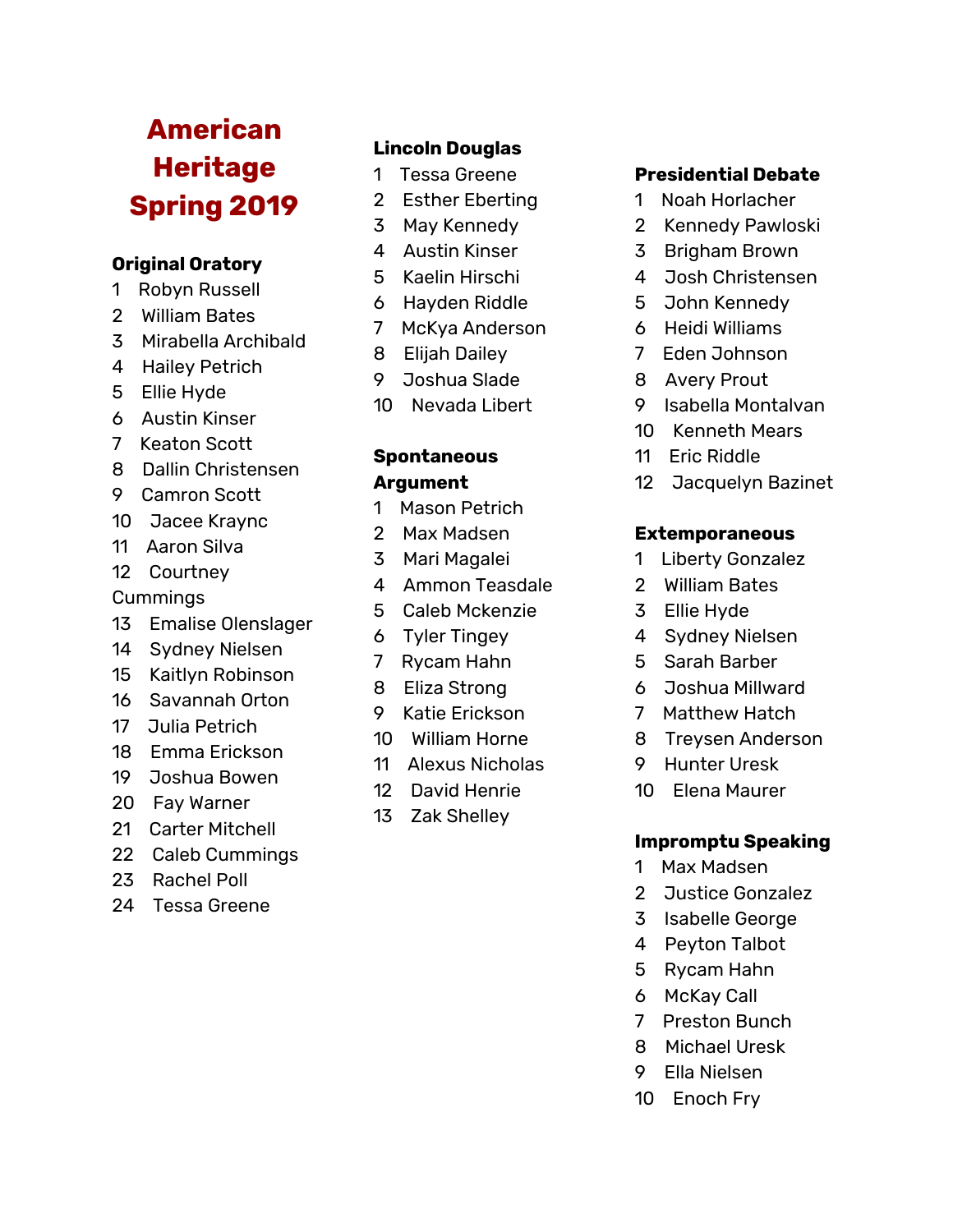# American Heritage Spring 2019

## Original Oratory

1. Robyn Russell
2. William Bates
3. Mirabella Archibald
4. Hailey Petrich
5. Ellie Hyde
6. Austin Kinser
7. Keaton Scott
8. Dallin Christensen
9. Camron Scott
10. Jacee Kraync
11. Aaron Silva
12. Courtney Cummings
13. Emalise Olenslager
14. Sydney Nielsen
15. Kaitlyn Robinson
16. Savannah Orton
17. Julia Petrich
18. Emma Erickson
19. Joshua Bowen
20. Fay Warner
21. Carter Mitchell
22. Caleb Cummings
23. Rachel Poll
24. Tessa Greene

## Lincoln Douglas

1. Tessa Greene
2. Esther Eberting
3. May Kennedy
4. Austin Kinser
5. Kaelin Hirschi
6. Hayden Riddle
7. McKya Anderson
8. Elijah Dailey
9. Joshua Slade
10. Nevada Libert

## Spontaneous Argument

1. Mason Petrich
2. Max Madsen
3. Mari Magalei
4. Ammon Teasdale
5. Caleb Mckenzie
6. Tyler Tingey
7. Rycam Hahn
8. Eliza Strong
9. Katie Erickson
10. William Horne
11. Alexus Nicholas
12. David Henrie
13. Zak Shelley

## Presidential Debate

1. Noah Horlacher
2. Kennedy Pawloski
3. Brigham Brown
4. Josh Christensen
5. John Kennedy
6. Heidi Williams
7. Eden Johnson
8. Avery Prout
9. Isabella Montalvan
10. Kenneth Mears
11. Eric Riddle
12. Jacquelyn Bazinet

## Extemporaneous

1. Liberty Gonzalez
2. William Bates
3. Ellie Hyde
4. Sydney Nielsen
5. Sarah Barber
6. Joshua Millward
7. Matthew Hatch
8. Treysen Anderson
9. Hunter Uresk
10. Elena Maurer

## Impromptu Speaking

1. Max Madsen
2. Justice Gonzalez
3. Isabelle George
4. Peyton Talbot
5. Rycam Hahn
6. McKay Call
7. Preston Bunch
8. Michael Uresk
9. Ella Nielsen
10. Enoch Fry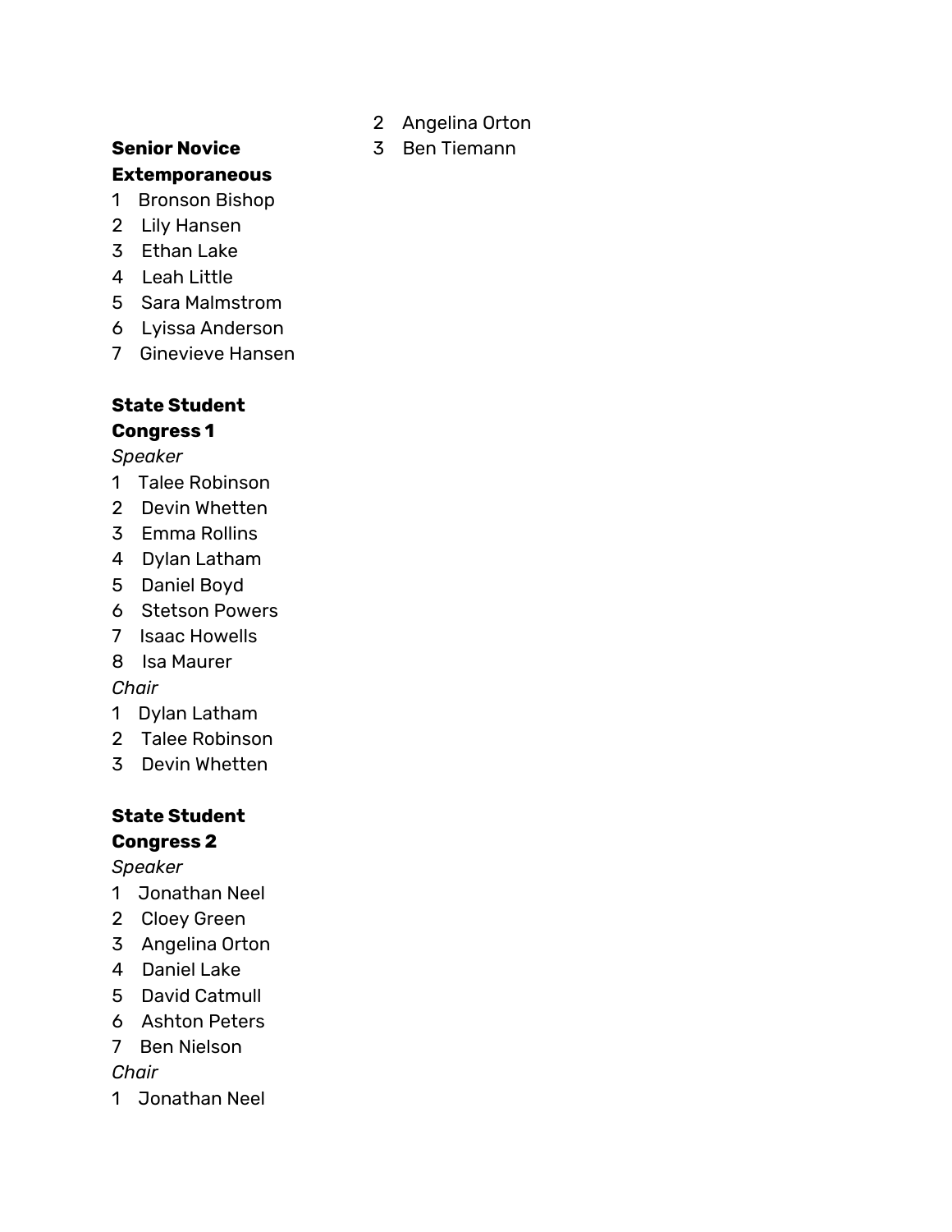**Senior Novice Extemporaneous**

1. Bronson Bishop
2. Lily Hansen
3. Ethan Lake
4. Leah Little
5. Sara Malmstrom
6. Lyissa Anderson
7. Ginevieve Hansen

**State Student Congress 1**

*Speaker*

1. Talee Robinson
2. Devin Whetten
3. Emma Rollins
4. Dylan Latham
5. Daniel Boyd
6. Stetson Powers
7. Isaac Howells
8. Isa Maurer

*Chair*

1. Dylan Latham
2. Talee Robinson
3. Devin Whetten

**State Student Congress 2**

*Speaker*

1. Jonathan Neel
2. Cloey Green
3. Angelina Orton
4. Daniel Lake
5. David Catmull
6. Ashton Peters
7. Ben Nielson

*Chair*

1. Jonathan Neel
2. Angelina Orton
3. Ben Tiemann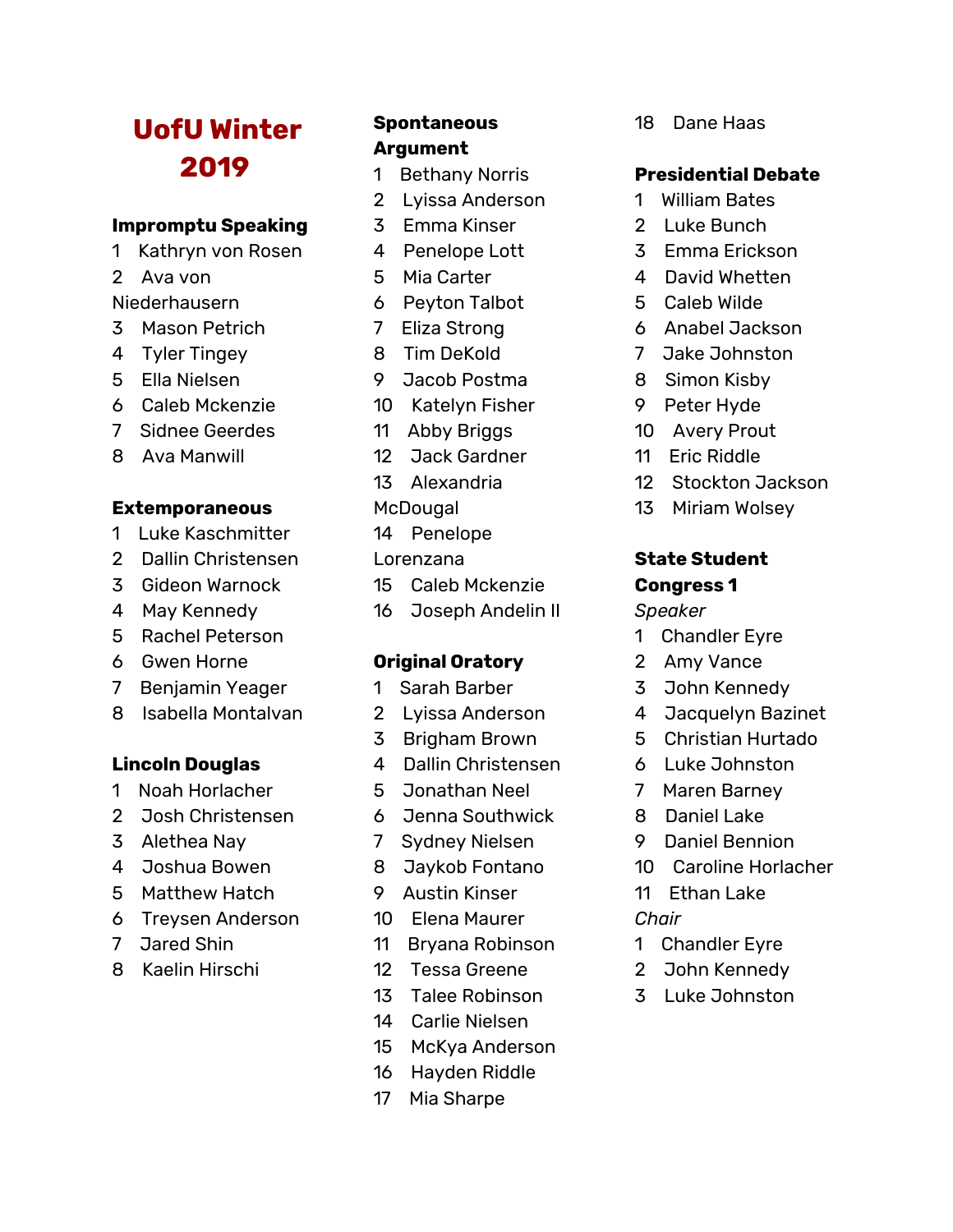# UofU Winter 2019

**Impromptu Speaking**

1 Kathryn von Rosen
2 Ava von Niederhausern
3 Mason Petrich
4 Tyler Tingey
5 Ella Nielsen
6 Caleb Mckenzie
7 Sidnee Geerdes
8 Ava Manwill

**Extemporaneous**

1 Luke Kaschmitter
2 Dallin Christensen
3 Gideon Warnock
4 May Kennedy
5 Rachel Peterson
6 Gwen Horne
7 Benjamin Yeager
8 Isabella Montalvan

**Lincoln Douglas**

1 Noah Horlacher
2 Josh Christensen
3 Alethea Nay
4 Joshua Bowen
5 Matthew Hatch
6 Treysen Anderson
7 Jared Shin
8 Kaelin Hirschi

**Spontaneous Argument**

1 Bethany Norris
2 Lyissa Anderson
3 Emma Kinser
4 Penelope Lott
5 Mia Carter
6 Peyton Talbot
7 Eliza Strong
8 Tim DeKold
9 Jacob Postma
10 Katelyn Fisher
11 Abby Briggs
12 Jack Gardner
13 Alexandria McDougal
14 Penelope Lorenzana
15 Caleb Mckenzie
16 Joseph Andelin II

**Original Oratory**

1 Sarah Barber
2 Lyissa Anderson
3 Brigham Brown
4 Dallin Christensen
5 Jonathan Neel
6 Jenna Southwick
7 Sydney Nielsen
8 Jaykob Fontano
9 Austin Kinser
10 Elena Maurer
11 Bryana Robinson
12 Tessa Greene
13 Talee Robinson
14 Carlie Nielsen
15 McKya Anderson
16 Hayden Riddle
17 Mia Sharpe
18 Dane Haas

**Presidential Debate**

1 William Bates
2 Luke Bunch
3 Emma Erickson
4 David Whetten
5 Caleb Wilde
6 Anabel Jackson
7 Jake Johnston
8 Simon Kisby
9 Peter Hyde
10 Avery Prout
11 Eric Riddle
12 Stockton Jackson
13 Miriam Wolsey

**State Student Congress 1**

*Speaker*

1 Chandler Eyre
2 Amy Vance
3 John Kennedy
4 Jacquelyn Bazinet
5 Christian Hurtado
6 Luke Johnston
7 Maren Barney
8 Daniel Lake
9 Daniel Bennion
10 Caroline Horlacher
11 Ethan Lake

*Chair*

1 Chandler Eyre
2 John Kennedy
3 Luke Johnston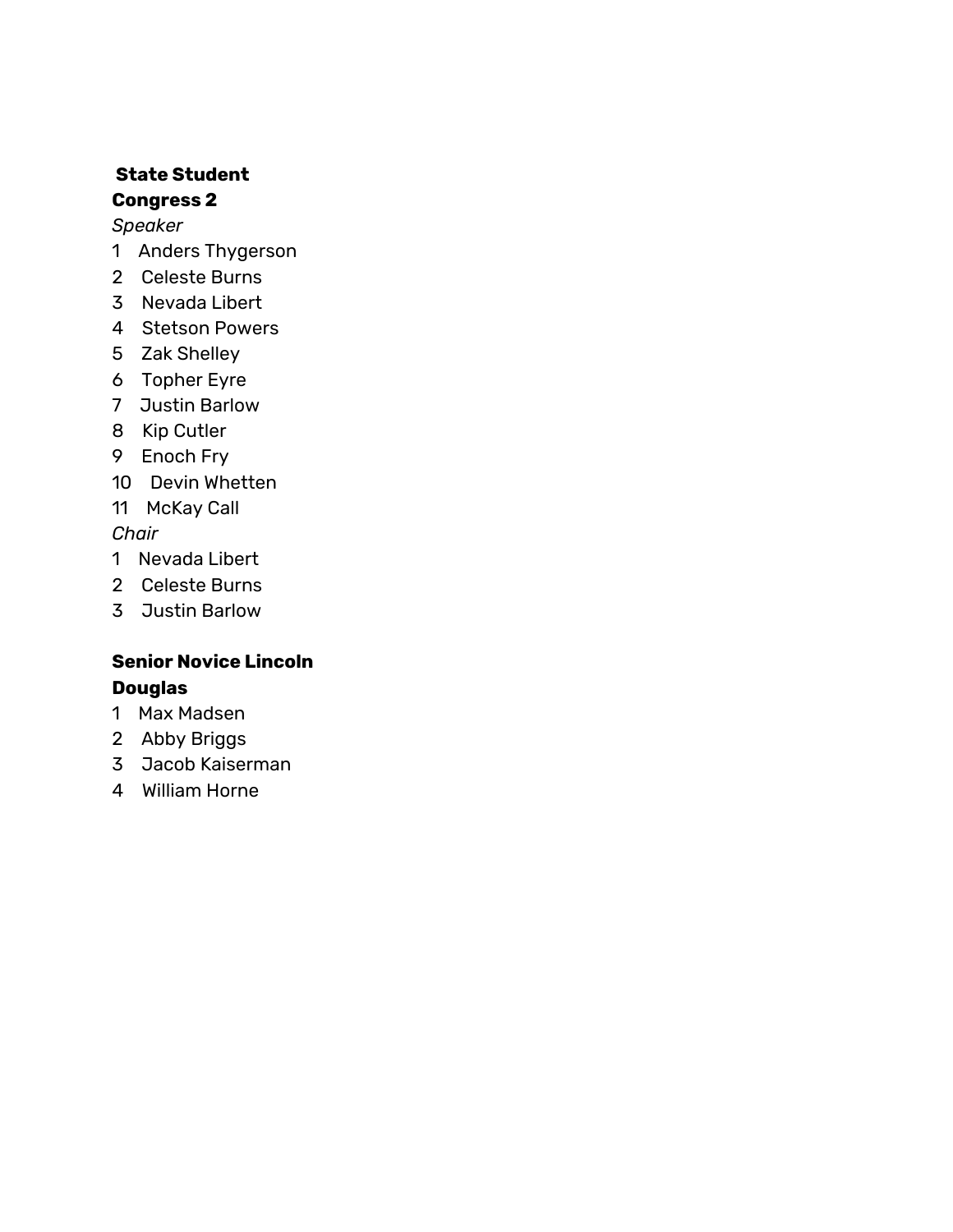**State Student Congress 2**

*Speaker*

1 Anders Thygerson
2 Celeste Burns
3 Nevada Libert
4 Stetson Powers
5 Zak Shelley
6 Topher Eyre
7 Justin Barlow
8 Kip Cutler
9 Enoch Fry
10 Devin Whetten
11 McKay Call

*Chair*

1 Nevada Libert
2 Celeste Burns
3 Justin Barlow

**Senior Novice Lincoln Douglas**

1 Max Madsen
2 Abby Briggs
3 Jacob Kaiserman
4 William Horne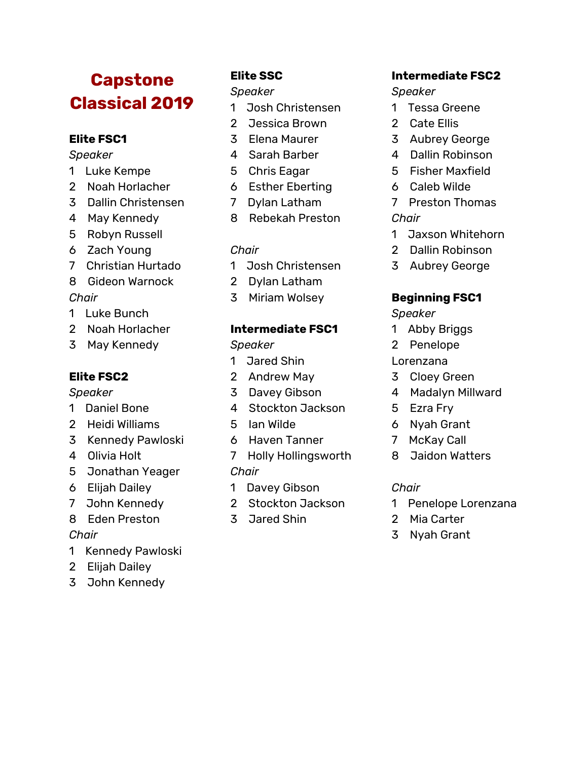# Capstone Classical 2019

## Elite FSC1

*Speaker*

1 Luke Kempe
2 Noah Horlacher
3 Dallin Christensen
4 May Kennedy
5 Robyn Russell
6 Zach Young
7 Christian Hurtado
8 Gideon Warnock

*Chair*

1 Luke Bunch
2 Noah Horlacher
3 May Kennedy

## Elite FSC2

*Speaker*

1 Daniel Bone
2 Heidi Williams
3 Kennedy Pawloski
4 Olivia Holt
5 Jonathan Yeager
6 Elijah Dailey
7 John Kennedy
8 Eden Preston

*Chair*

1 Kennedy Pawloski
2 Elijah Dailey
3 John Kennedy

## Elite SSC

*Speaker*

1 Josh Christensen
2 Jessica Brown
3 Elena Maurer
4 Sarah Barber
5 Chris Eagar
6 Esther Eberting
7 Dylan Latham
8 Rebekah Preston

*Chair*

1 Josh Christensen
2 Dylan Latham
3 Miriam Wolsey

## Intermediate FSC1

*Speaker*

1 Jared Shin
2 Andrew May
3 Davey Gibson
4 Stockton Jackson
5 Ian Wilde
6 Haven Tanner
7 Holly Hollingsworth

*Chair*

1 Davey Gibson
2 Stockton Jackson
3 Jared Shin

## Intermediate FSC2

*Speaker*

1 Tessa Greene
2 Cate Ellis
3 Aubrey George
4 Dallin Robinson
5 Fisher Maxfield
6 Caleb Wilde
7 Preston Thomas

*Chair*

1 Jaxson Whitehorn
2 Dallin Robinson
3 Aubrey George

## Beginning FSC1

*Speaker*

1 Abby Briggs
2 Penelope Lorenzana
3 Cloey Green
4 Madalyn Millward
5 Ezra Fry
6 Nyah Grant
7 McKay Call
8 Jaidon Watters

*Chair*

1 Penelope Lorenzana
2 Mia Carter
3 Nyah Grant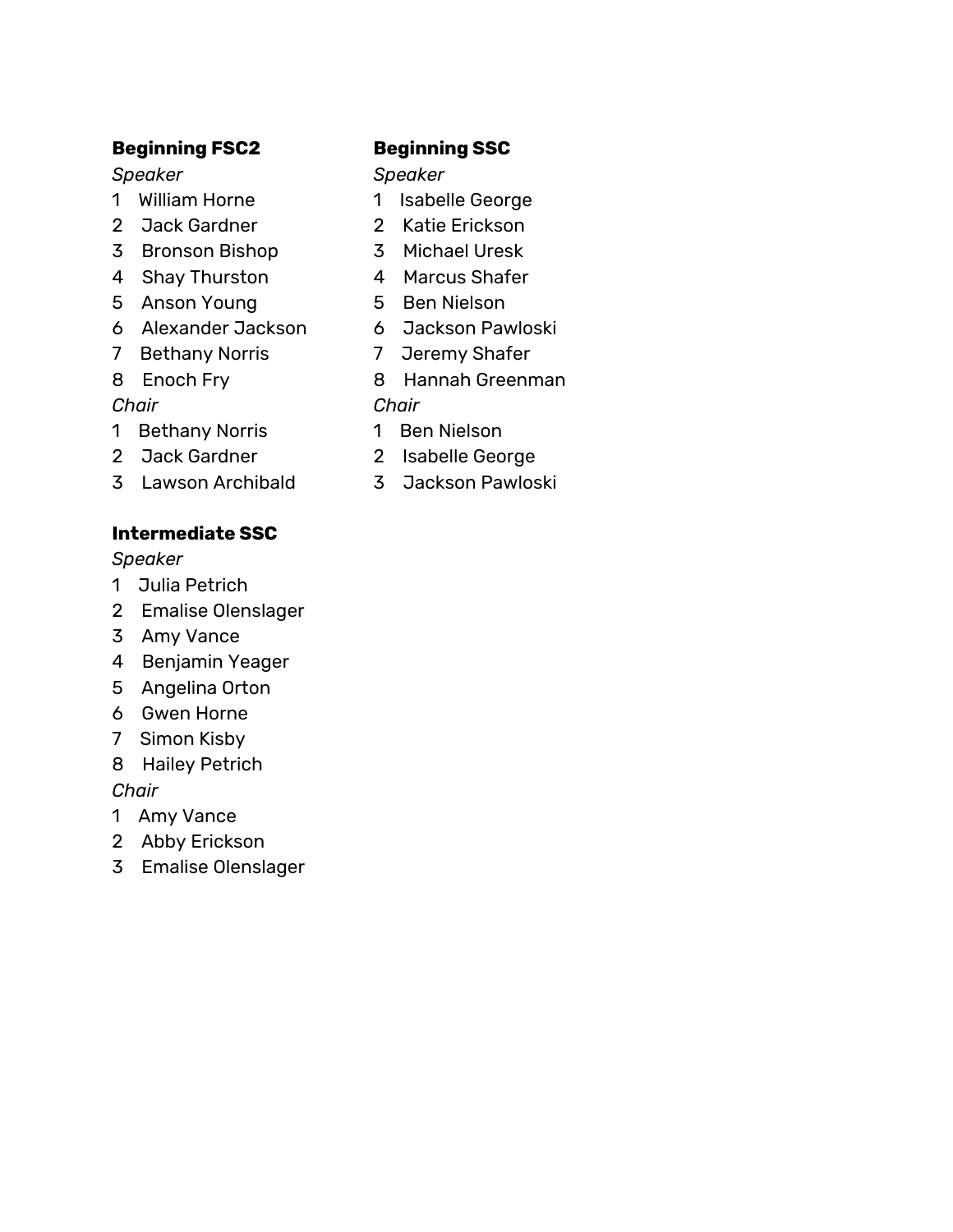**Beginning FSC2**

*Speaker*

1 William Horne
2 Jack Gardner
3 Bronson Bishop
4 Shay Thurston
5 Anson Young
6 Alexander Jackson
7 Bethany Norris
8 Enoch Fry

*Chair*

1 Bethany Norris
2 Jack Gardner
3 Lawson Archibald

**Intermediate SSC**

*Speaker*

1 Julia Petrich
2 Emalise Olenslager
3 Amy Vance
4 Benjamin Yeager
5 Angelina Orton
6 Gwen Horne
7 Simon Kisby
8 Hailey Petrich

*Chair*

1 Amy Vance
2 Abby Erickson
3 Emalise Olenslager

**Beginning SSC**

*Speaker*

1 Isabelle George
2 Katie Erickson
3 Michael Uresk
4 Marcus Shafer
5 Ben Nielson
6 Jackson Pawloski
7 Jeremy Shafer
8 Hannah Greenman

*Chair*

1 Ben Nielson
2 Isabelle George
3 Jackson Pawloski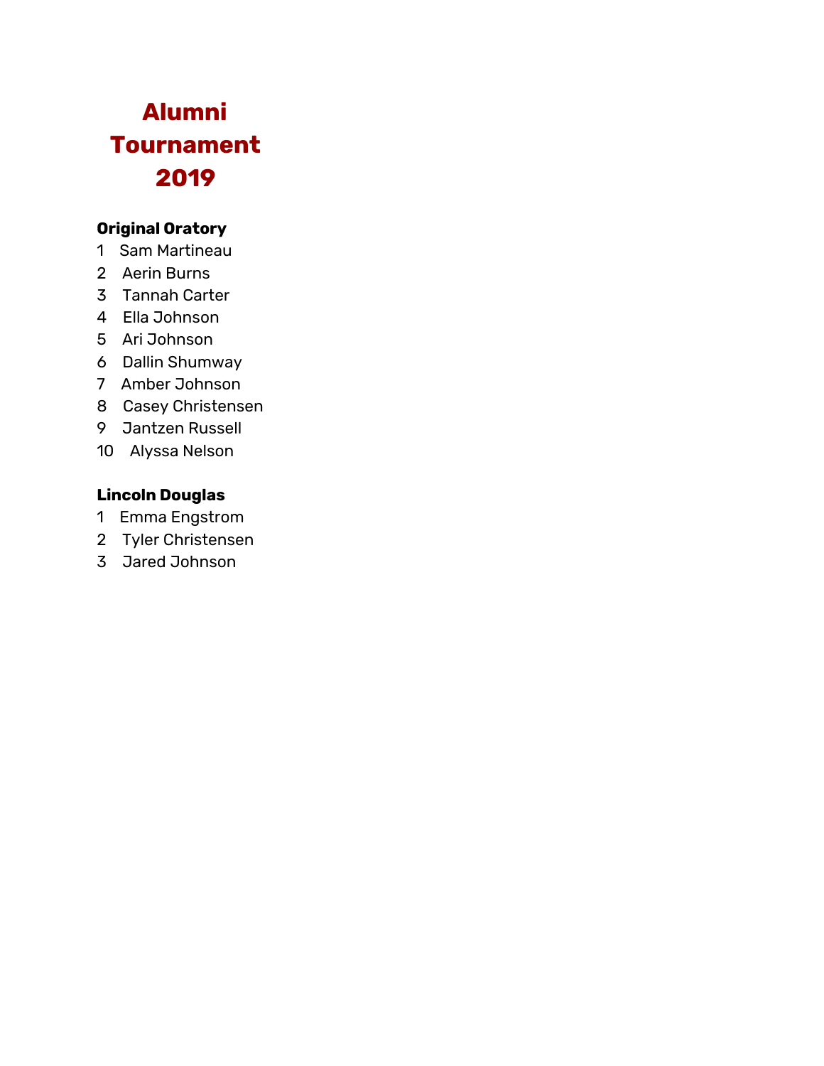# Alumni Tournament 2019

**Original Oratory**

1 Sam Martineau
2 Aerin Burns
3 Tannah Carter
4 Ella Johnson
5 Ari Johnson
6 Dallin Shumway
7 Amber Johnson
8 Casey Christensen
9 Jantzen Russell
10 Alyssa Nelson

**Lincoln Douglas**

1 Emma Engstrom
2 Tyler Christensen
3 Jared Johnson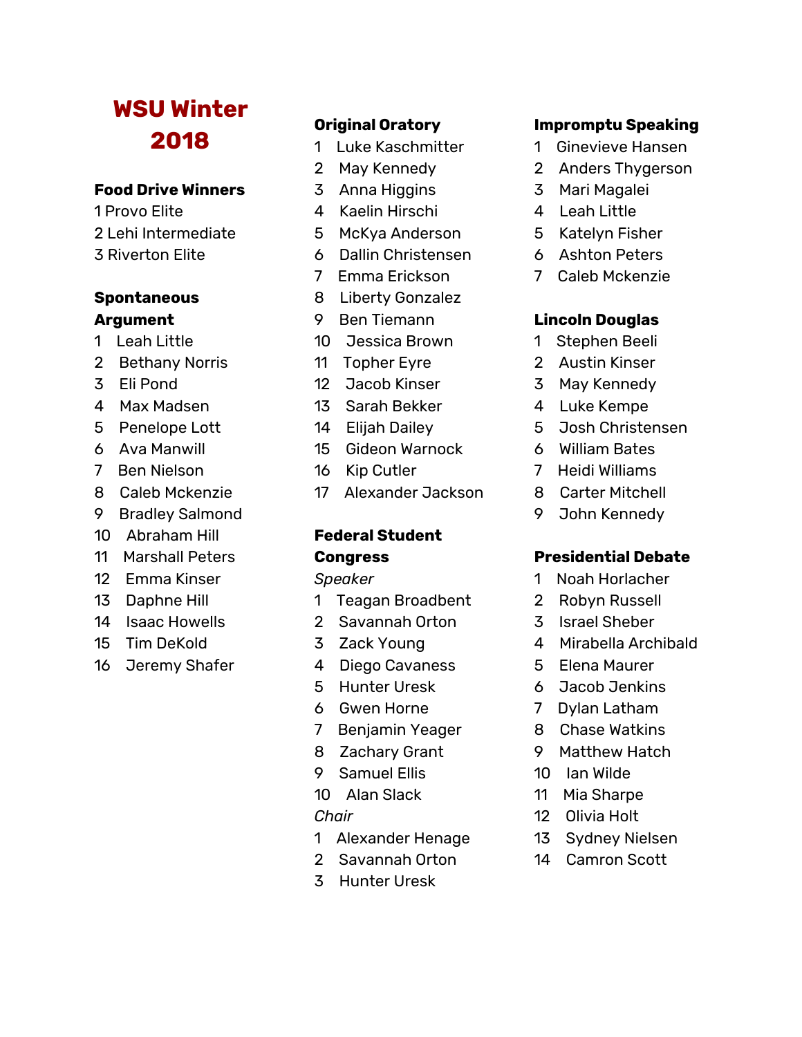# WSU Winter 2018

### Food Drive Winners

1 Provo Elite
2 Lehi Intermediate
3 Riverton Elite

### Spontaneous Argument

1 Leah Little
2 Bethany Norris
3 Eli Pond
4 Max Madsen
5 Penelope Lott
6 Ava Manwill
7 Ben Nielson
8 Caleb Mckenzie
9 Bradley Salmond
10 Abraham Hill
11 Marshall Peters
12 Emma Kinser
13 Daphne Hill
14 Isaac Howells
15 Tim DeKold
16 Jeremy Shafer

### Original Oratory

1 Luke Kaschmitter
2 May Kennedy
3 Anna Higgins
4 Kaelin Hirschi
5 McKya Anderson
6 Dallin Christensen
7 Emma Erickson
8 Liberty Gonzalez
9 Ben Tiemann
10 Jessica Brown
11 Topher Eyre
12 Jacob Kinser
13 Sarah Bekker
14 Elijah Dailey
15 Gideon Warnock
16 Kip Cutler
17 Alexander Jackson

### Federal Student Congress

*Speaker*

1 Teagan Broadbent
2 Savannah Orton
3 Zack Young
4 Diego Cavaness
5 Hunter Uresk
6 Gwen Horne
7 Benjamin Yeager
8 Zachary Grant
9 Samuel Ellis
10 Alan Slack

*Chair*

1 Alexander Henage
2 Savannah Orton
3 Hunter Uresk

### Impromptu Speaking

1 Ginevieve Hansen
2 Anders Thygerson
3 Mari Magalei
4 Leah Little
5 Katelyn Fisher
6 Ashton Peters
7 Caleb Mckenzie

### Lincoln Douglas

1 Stephen Beeli
2 Austin Kinser
3 May Kennedy
4 Luke Kempe
5 Josh Christensen
6 William Bates
7 Heidi Williams
8 Carter Mitchell
9 John Kennedy

### Presidential Debate

1 Noah Horlacher
2 Robyn Russell
3 Israel Sheber
4 Mirabella Archibald
5 Elena Maurer
6 Jacob Jenkins
7 Dylan Latham
8 Chase Watkins
9 Matthew Hatch
10 Ian Wilde
11 Mia Sharpe
12 Olivia Holt
13 Sydney Nielsen
14 Camron Scott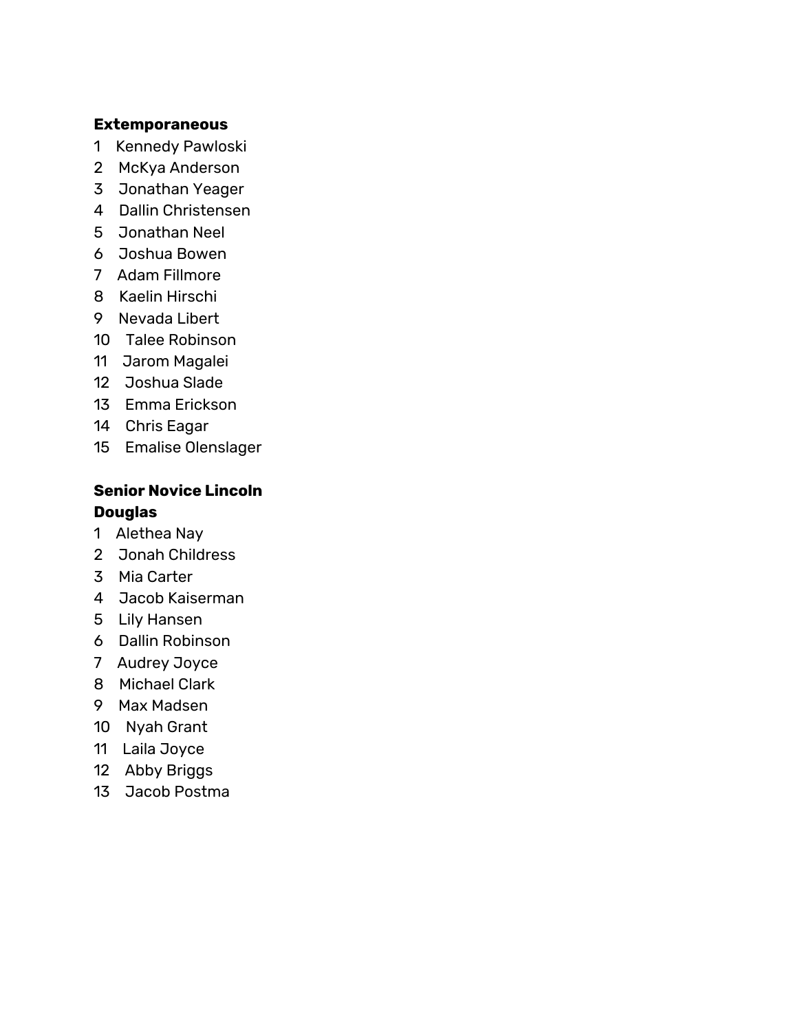**Extemporaneous**

1 Kennedy Pawloski
2 McKya Anderson
3 Jonathan Yeager
4 Dallin Christensen
5 Jonathan Neel
6 Joshua Bowen
7 Adam Fillmore
8 Kaelin Hirschi
9 Nevada Libert
10 Talee Robinson
11 Jarom Magalei
12 Joshua Slade
13 Emma Erickson
14 Chris Eagar
15 Emalise Olenslager

**Senior Novice Lincoln Douglas**

1 Alethea Nay
2 Jonah Childress
3 Mia Carter
4 Jacob Kaiserman
5 Lily Hansen
6 Dallin Robinson
7 Audrey Joyce
8 Michael Clark
9 Max Madsen
10 Nyah Grant
11 Laila Joyce
12 Abby Briggs
13 Jacob Postma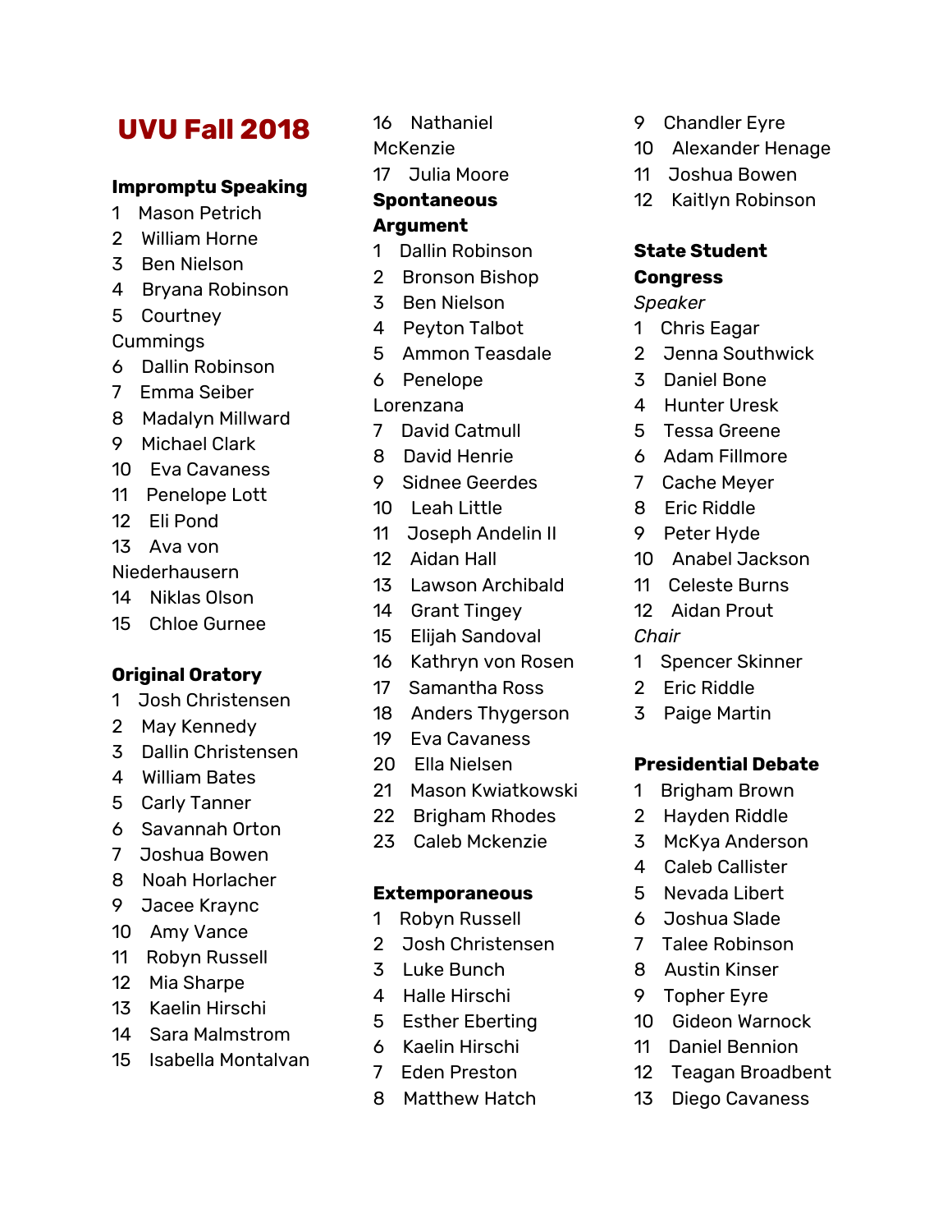# UVU Fall 2018

**Impromptu Speaking**

1 Mason Petrich
2 William Horne
3 Ben Nielson
4 Bryana Robinson
5 Courtney Cummings
6 Dallin Robinson
7 Emma Seiber
8 Madalyn Millward
9 Michael Clark
10 Eva Cavaness
11 Penelope Lott
12 Eli Pond
13 Ava von Niederhausern
14 Niklas Olson
15 Chloe Gurnee

**Original Oratory**

1 Josh Christensen
2 May Kennedy
3 Dallin Christensen
4 William Bates
5 Carly Tanner
6 Savannah Orton
7 Joshua Bowen
8 Noah Horlacher
9 Jacee Kraync
10 Amy Vance
11 Robyn Russell
12 Mia Sharpe
13 Kaelin Hirschi
14 Sara Malmstrom
15 Isabella Montalvan
16 Nathaniel McKenzie
17 Julia Moore

**Spontaneous Argument**

1 Dallin Robinson
2 Bronson Bishop
3 Ben Nielson
4 Peyton Talbot
5 Ammon Teasdale
6 Penelope Lorenzana
7 David Catmull
8 David Henrie
9 Sidnee Geerdes
10 Leah Little
11 Joseph Andelin II
12 Aidan Hall
13 Lawson Archibald
14 Grant Tingey
15 Elijah Sandoval
16 Kathryn von Rosen
17 Samantha Ross
18 Anders Thygerson
19 Eva Cavaness
20 Ella Nielsen
21 Mason Kwiatkowski
22 Brigham Rhodes
23 Caleb Mckenzie

**Extemporaneous**

1 Robyn Russell
2 Josh Christensen
3 Luke Bunch
4 Halle Hirschi
5 Esther Eberting
6 Kaelin Hirschi
7 Eden Preston
8 Matthew Hatch
9 Chandler Eyre
10 Alexander Henage
11 Joshua Bowen
12 Kaitlyn Robinson

**State Student Congress**

*Speaker*

1 Chris Eagar
2 Jenna Southwick
3 Daniel Bone
4 Hunter Uresk
5 Tessa Greene
6 Adam Fillmore
7 Cache Meyer
8 Eric Riddle
9 Peter Hyde
10 Anabel Jackson
11 Celeste Burns
12 Aidan Prout

*Chair*

1 Spencer Skinner
2 Eric Riddle
3 Paige Martin

**Presidential Debate**

1 Brigham Brown
2 Hayden Riddle
3 McKya Anderson
4 Caleb Callister
5 Nevada Libert
6 Joshua Slade
7 Talee Robinson
8 Austin Kinser
9 Topher Eyre
10 Gideon Warnock
11 Daniel Bennion
12 Teagan Broadbent
13 Diego Cavaness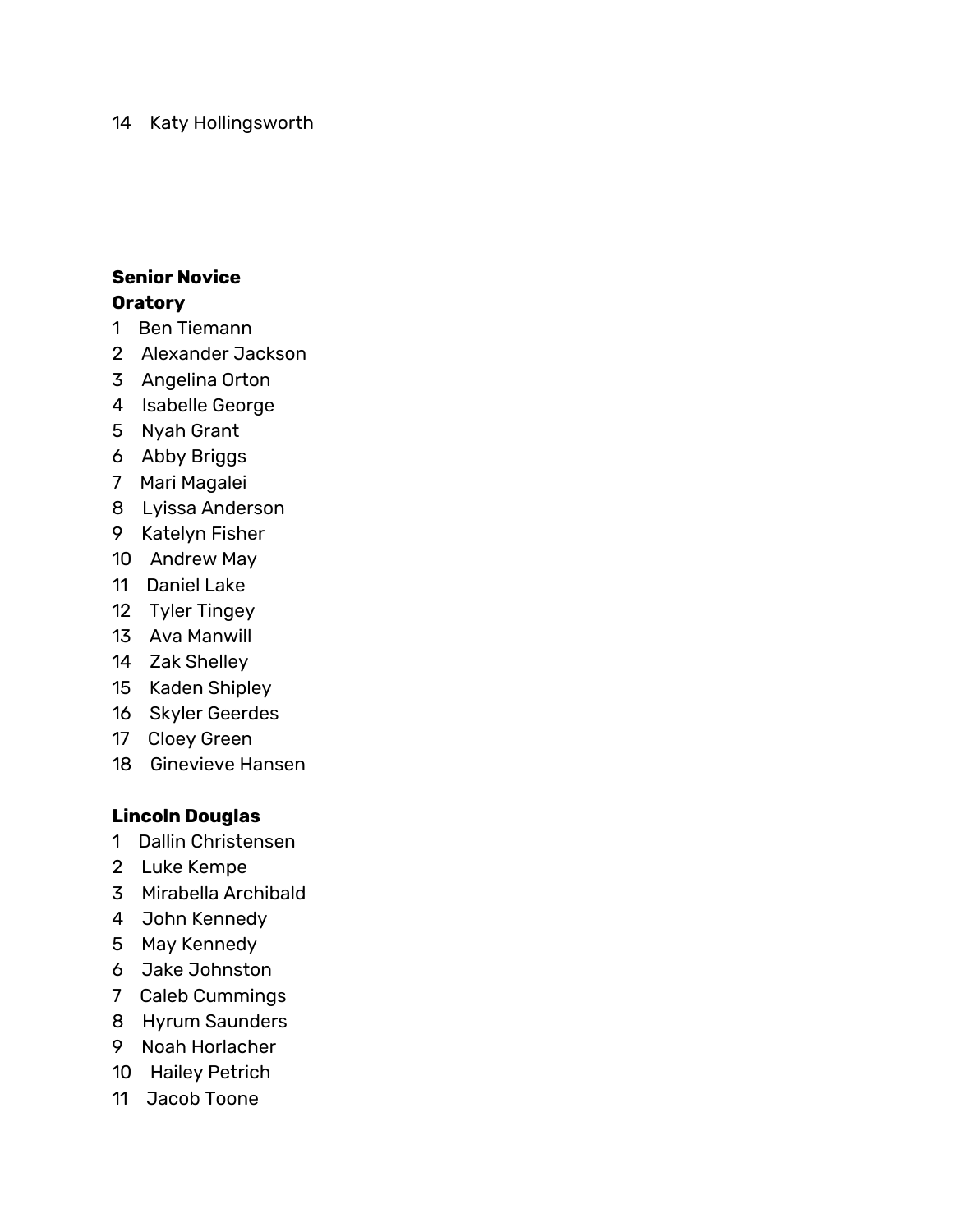14 Katy Hollingsworth

**Senior Novice**
**Oratory**

1 Ben Tiemann
2 Alexander Jackson
3 Angelina Orton
4 Isabelle George
5 Nyah Grant
6 Abby Briggs
7 Mari Magalei
8 Lyissa Anderson
9 Katelyn Fisher
10 Andrew May
11 Daniel Lake
12 Tyler Tingey
13 Ava Manwill
14 Zak Shelley
15 Kaden Shipley
16 Skyler Geerdes
17 Cloey Green
18 Ginevieve Hansen

**Lincoln Douglas**

1 Dallin Christensen
2 Luke Kempe
3 Mirabella Archibald
4 John Kennedy
5 May Kennedy
6 Jake Johnston
7 Caleb Cummings
8 Hyrum Saunders
9 Noah Horlacher
10 Hailey Petrich
11 Jacob Toone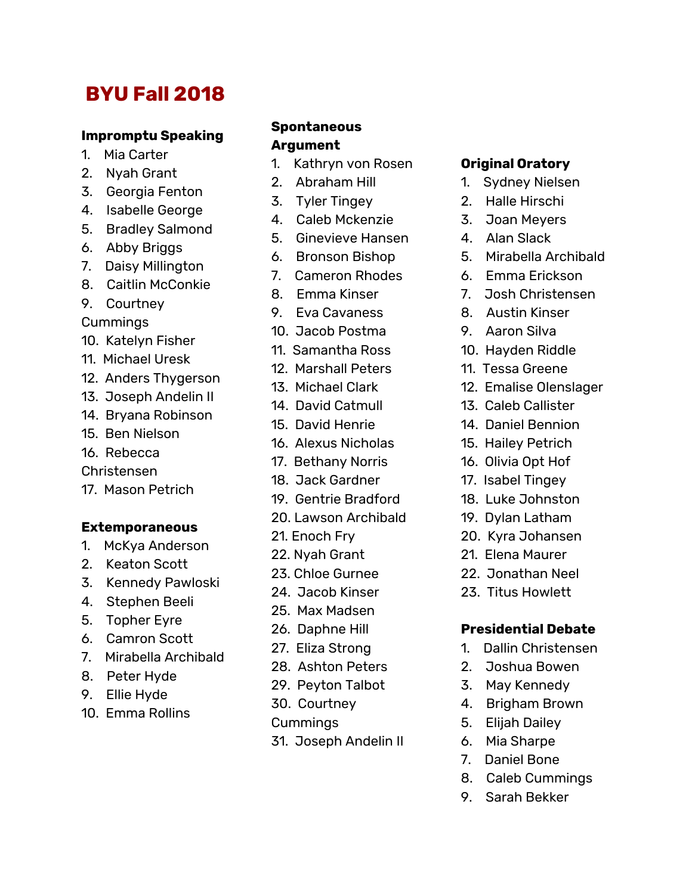# BYU Fall 2018

**Impromptu Speaking**

1. Mia Carter
2. Nyah Grant
3. Georgia Fenton
4. Isabelle George
5. Bradley Salmond
6. Abby Briggs
7. Daisy Millington
8. Caitlin McConkie
9. Courtney Cummings
10. Katelyn Fisher
11. Michael Uresk
12. Anders Thygerson
13. Joseph Andelin II
14. Bryana Robinson
15. Ben Nielson
16. Rebecca Christensen
17. Mason Petrich

**Extemporaneous**

1. McKya Anderson
2. Keaton Scott
3. Kennedy Pawloski
4. Stephen Beeli
5. Topher Eyre
6. Camron Scott
7. Mirabella Archibald
8. Peter Hyde
9. Ellie Hyde
10. Emma Rollins

**Spontaneous Argument**

1. Kathryn von Rosen
2. Abraham Hill
3. Tyler Tingey
4. Caleb Mckenzie
5. Ginevieve Hansen
6. Bronson Bishop
7. Cameron Rhodes
8. Emma Kinser
9. Eva Cavaness
10. Jacob Postma
11. Samantha Ross
12. Marshall Peters
13. Michael Clark
14. David Catmull
15. David Henrie
16. Alexus Nicholas
17. Bethany Norris
18. Jack Gardner
19. Gentrie Bradford
20. Lawson Archibald
21. Enoch Fry
22. Nyah Grant
23. Chloe Gurnee
24. Jacob Kinser
25. Max Madsen
26. Daphne Hill
27. Eliza Strong
28. Ashton Peters
29. Peyton Talbot
30. Courtney Cummings
31. Joseph Andelin II

**Original Oratory**

1. Sydney Nielsen
2. Halle Hirschi
3. Joan Meyers
4. Alan Slack
5. Mirabella Archibald
6. Emma Erickson
7. Josh Christensen
8. Austin Kinser
9. Aaron Silva
10. Hayden Riddle
11. Tessa Greene
12. Emalise Olenslager
13. Caleb Callister
14. Daniel Bennion
15. Hailey Petrich
16. Olivia Opt Hof
17. Isabel Tingey
18. Luke Johnston
19. Dylan Latham
20. Kyra Johansen
21. Elena Maurer
22. Jonathan Neel
23. Titus Howlett

**Presidential Debate**

1. Dallin Christensen
2. Joshua Bowen
3. May Kennedy
4. Brigham Brown
5. Elijah Dailey
6. Mia Sharpe
7. Daniel Bone
8. Caleb Cummings
9. Sarah Bekker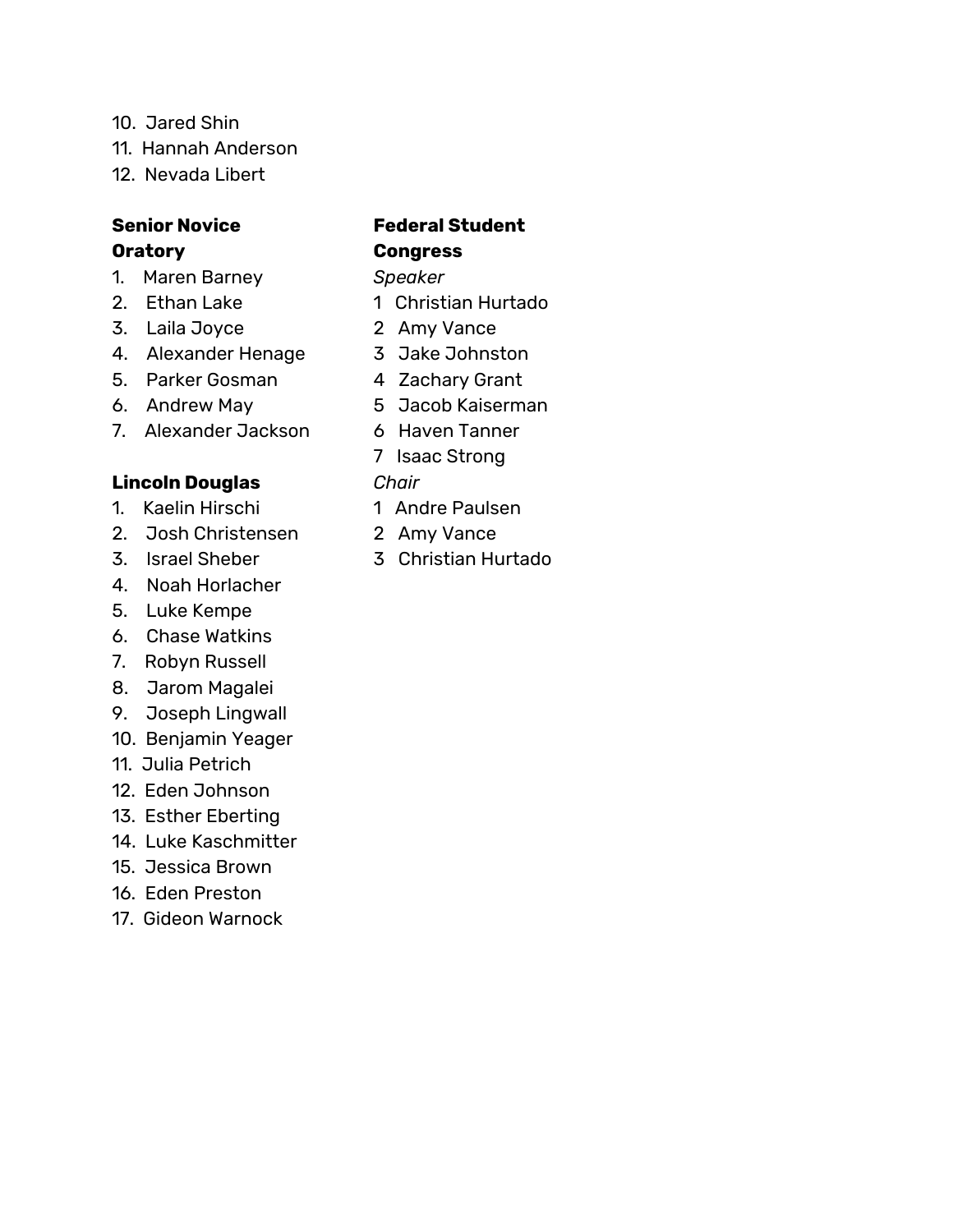10. Jared Shin
11. Hannah Anderson
12. Nevada Libert

**Senior Novice Oratory**

1. Maren Barney
2. Ethan Lake
3. Laila Joyce
4. Alexander Henage
5. Parker Gosman
6. Andrew May
7. Alexander Jackson

**Lincoln Douglas**

1. Kaelin Hirschi
2. Josh Christensen
3. Israel Sheber
4. Noah Horlacher
5. Luke Kempe
6. Chase Watkins
7. Robyn Russell
8. Jarom Magalei
9. Joseph Lingwall
10. Benjamin Yeager
11. Julia Petrich
12. Eden Johnson
13. Esther Eberting
14. Luke Kaschmitter
15. Jessica Brown
16. Eden Preston
17. Gideon Warnock

**Federal Student Congress**

*Speaker*

1 Christian Hurtado
2 Amy Vance
3 Jake Johnston
4 Zachary Grant
5 Jacob Kaiserman
6 Haven Tanner
7 Isaac Strong

*Chair*

1 Andre Paulsen
2 Amy Vance
3 Christian Hurtado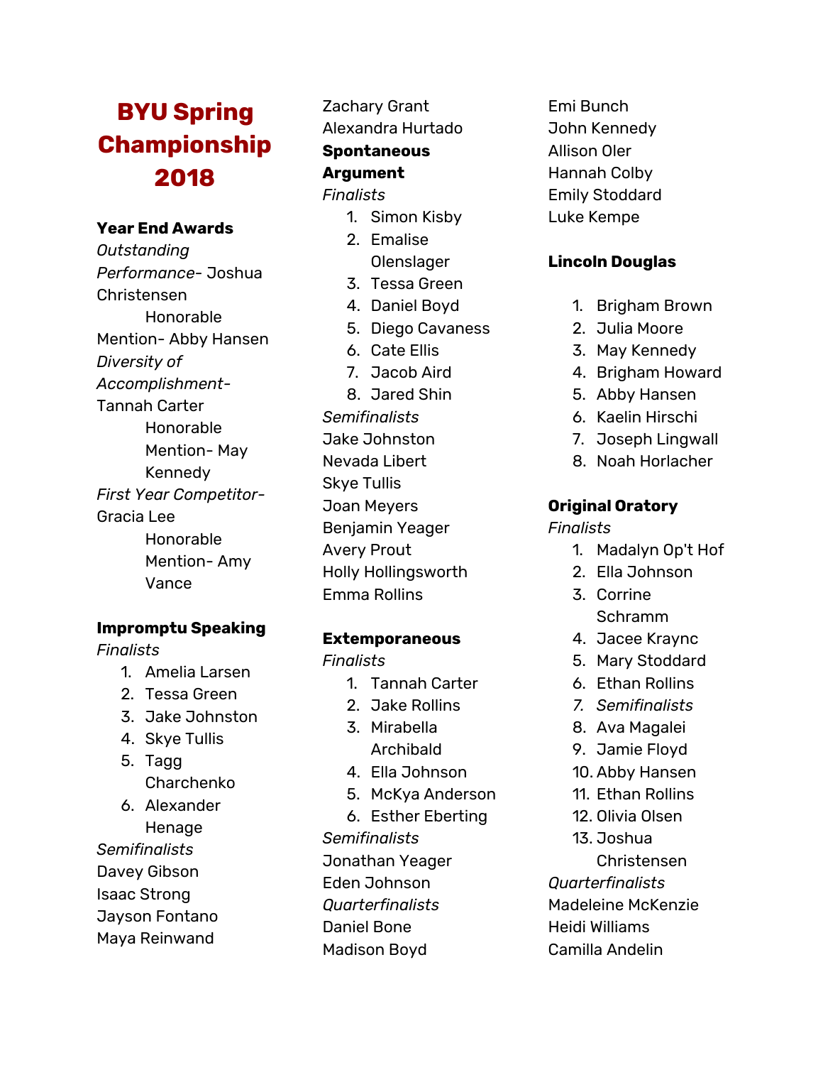# BYU Spring Championship 2018

## Year End Awards

*Outstanding Performance*- Joshua Christensen

Honorable Mention- Abby Hansen

*Diversity of Accomplishment*- Tannah Carter

Honorable Mention- May Kennedy

*First Year Competitor*- Gracia Lee

Honorable Mention- Amy Vance

## Impromptu Speaking

*Finalists*

1. Amelia Larsen
2. Tessa Green
3. Jake Johnston
4. Skye Tullis
5. Tagg Charchenko
6. Alexander Henage

*Semifinalists*

Davey Gibson
Isaac Strong
Jayson Fontano
Maya Reinwand
Zachary Grant
Alexandra Hurtado

## Spontaneous Argument

*Finalists*

1. Simon Kisby
2. Emalise Olenslager
3. Tessa Green
4. Daniel Boyd
5. Diego Cavaness
6. Cate Ellis
7. Jacob Aird
8. Jared Shin

*Semifinalists*

Jake Johnston
Nevada Libert
Skye Tullis
Joan Meyers
Benjamin Yeager
Avery Prout
Holly Hollingsworth
Emma Rollins

## Extemporaneous

*Finalists*

1. Tannah Carter
2. Jake Rollins
3. Mirabella Archibald
4. Ella Johnson
5. McKya Anderson
6. Esther Eberting

*Semifinalists*

Jonathan Yeager
Eden Johnson

*Quarterfinalists*

Daniel Bone
Madison Boyd
Emi Bunch
John Kennedy
Allison Oler
Hannah Colby
Emily Stoddard
Luke Kempe

## Lincoln Douglas

1. Brigham Brown
2. Julia Moore
3. May Kennedy
4. Brigham Howard
5. Abby Hansen
6. Kaelin Hirschi
7. Joseph Lingwall
8. Noah Horlacher

## Original Oratory

*Finalists*

1. Madalyn Op't Hof
2. Ella Johnson
3. Corrine Schramm
4. Jacee Kraync
5. Mary Stoddard
6. Ethan Rollins
7. *Semifinalists*
8. Ava Magalei
9. Jamie Floyd
10. Abby Hansen
11. Ethan Rollins
12. Olivia Olsen
13. Joshua Christensen

*Quarterfinalists*

Madeleine McKenzie
Heidi Williams
Camilla Andelin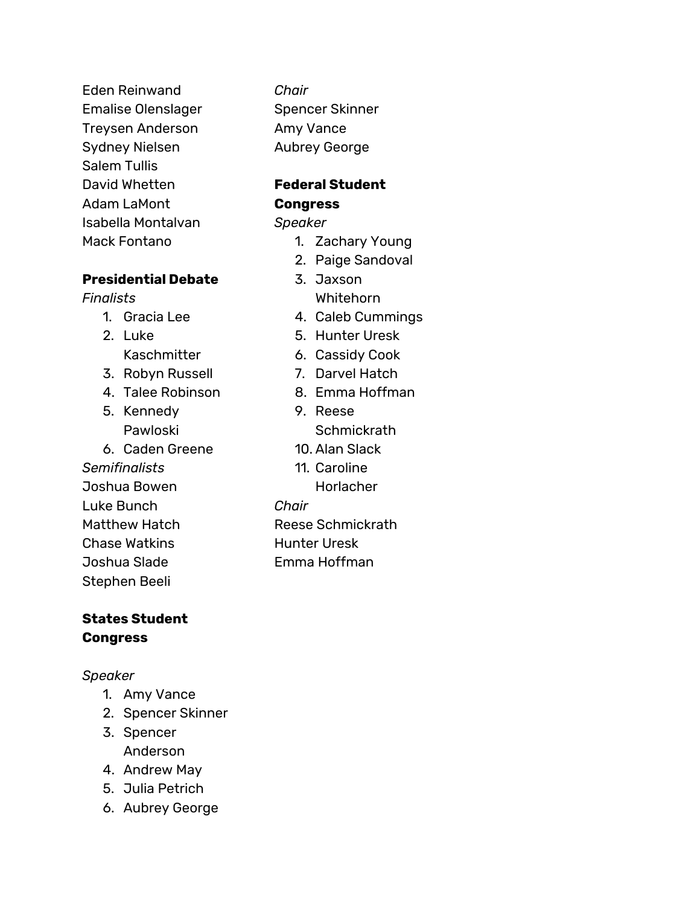Eden Reinwand
Emalise Olenslager
Treysen Anderson
Sydney Nielsen
Salem Tullis
David Whetten
Adam LaMont
Isabella Montalvan
Mack Fontano

**Presidential Debate**

*Finalists*

1. Gracia Lee
2. Luke Kaschmitter
3. Robyn Russell
4. Talee Robinson
5. Kennedy Pawloski
6. Caden Greene

*Semifinalists*

Joshua Bowen
Luke Bunch
Matthew Hatch
Chase Watkins
Joshua Slade
Stephen Beeli

**States Student Congress**

*Speaker*

1. Amy Vance
2. Spencer Skinner
3. Spencer Anderson
4. Andrew May
5. Julia Petrich
6. Aubrey George

*Chair*

Spencer Skinner
Amy Vance
Aubrey George

**Federal Student Congress**

*Speaker*

1. Zachary Young
2. Paige Sandoval
3. Jaxson Whitehorn
4. Caleb Cummings
5. Hunter Uresk
6. Cassidy Cook
7. Darvel Hatch
8. Emma Hoffman
9. Reese Schmickrath
10. Alan Slack
11. Caroline Horlacher

*Chair*

Reese Schmickrath
Hunter Uresk
Emma Hoffman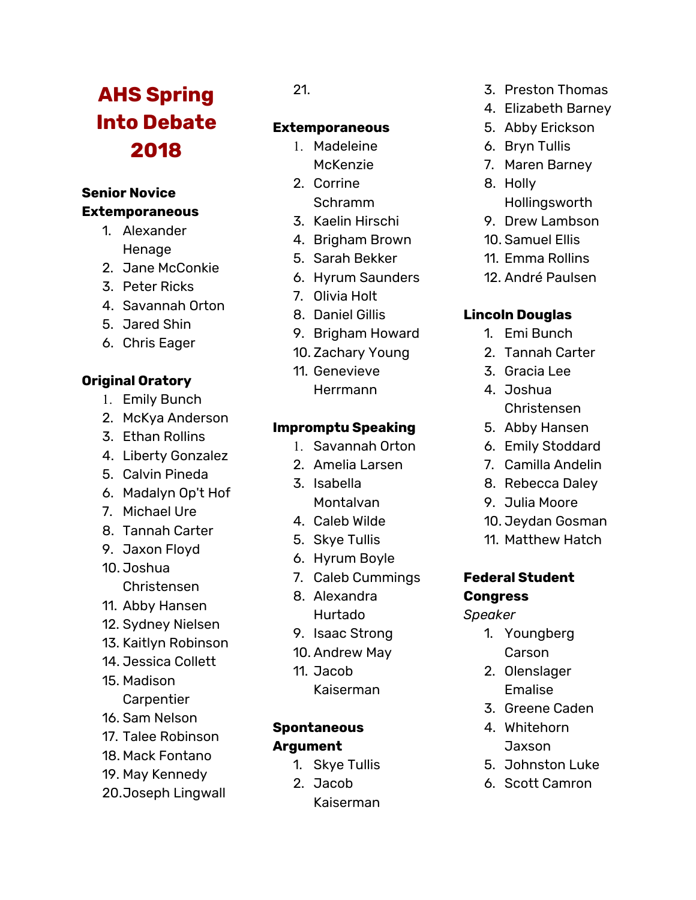# AHS Spring Into Debate 2018

**Senior Novice Extemporaneous**

1. Alexander Henage
2. Jane McConkie
3. Peter Ricks
4. Savannah Orton
5. Jared Shin
6. Chris Eager

**Original Oratory**

1. Emily Bunch
2. McKya Anderson
3. Ethan Rollins
4. Liberty Gonzalez
5. Calvin Pineda
6. Madalyn Op't Hof
7. Michael Ure
8. Tannah Carter
9. Jaxon Floyd
10. Joshua Christensen
11. Abby Hansen
12. Sydney Nielsen
13. Kaitlyn Robinson
14. Jessica Collett
15. Madison Carpentier
16. Sam Nelson
17. Talee Robinson
18. Mack Fontano
19. May Kennedy
20. Joseph Lingwall
21.

**Extemporaneous**

1. Madeleine McKenzie
2. Corrine Schramm
3. Kaelin Hirschi
4. Brigham Brown
5. Sarah Bekker
6. Hyrum Saunders
7. Olivia Holt
8. Daniel Gillis
9. Brigham Howard
10. Zachary Young
11. Genevieve Herrmann

**Impromptu Speaking**

1. Savannah Orton
2. Amelia Larsen
3. Isabella Montalvan
4. Caleb Wilde
5. Skye Tullis
6. Hyrum Boyle
7. Caleb Cummings
8. Alexandra Hurtado
9. Isaac Strong
10. Andrew May
11. Jacob Kaiserman

**Spontaneous Argument**

1. Skye Tullis
2. Jacob Kaiserman
3. Preston Thomas
4. Elizabeth Barney
5. Abby Erickson
6. Bryn Tullis
7. Maren Barney
8. Holly Hollingsworth
9. Drew Lambson
10. Samuel Ellis
11. Emma Rollins
12. André Paulsen

**Lincoln Douglas**

1. Emi Bunch
2. Tannah Carter
3. Gracia Lee
4. Joshua Christensen
5. Abby Hansen
6. Emily Stoddard
7. Camilla Andelin
8. Rebecca Daley
9. Julia Moore
10. Jeydan Gosman
11. Matthew Hatch

**Federal Student Congress**

*Speaker*

1. Youngberg Carson
2. Olenslager Emalise
3. Greene Caden
4. Whitehorn Jaxson
5. Johnston Luke
6. Scott Camron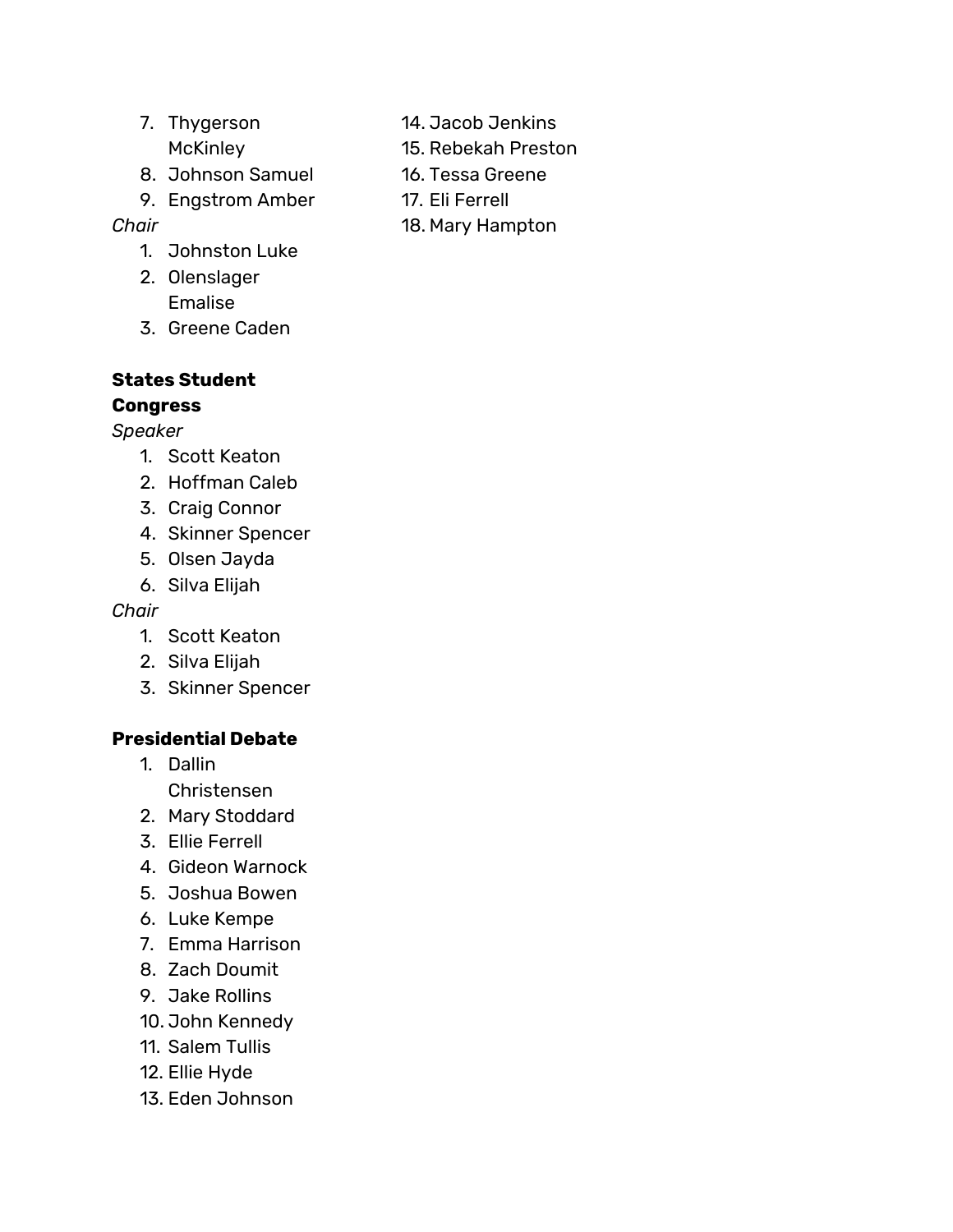7. Thygerson McKinley
8. Johnson Samuel
9. Engstrom Amber

*Chair*

1. Johnston Luke
2. Olenslager Emalise
3. Greene Caden

**States Student Congress**

*Speaker*

1. Scott Keaton
2. Hoffman Caleb
3. Craig Connor
4. Skinner Spencer
5. Olsen Jayda
6. Silva Elijah

*Chair*

1. Scott Keaton
2. Silva Elijah
3. Skinner Spencer

**Presidential Debate**

1. Dallin Christensen
2. Mary Stoddard
3. Ellie Ferrell
4. Gideon Warnock
5. Joshua Bowen
6. Luke Kempe
7. Emma Harrison
8. Zach Doumit
9. Jake Rollins
10. John Kennedy
11. Salem Tullis
12. Ellie Hyde
13. Eden Johnson
14. Jacob Jenkins
15. Rebekah Preston
16. Tessa Greene
17. Eli Ferrell
18. Mary Hampton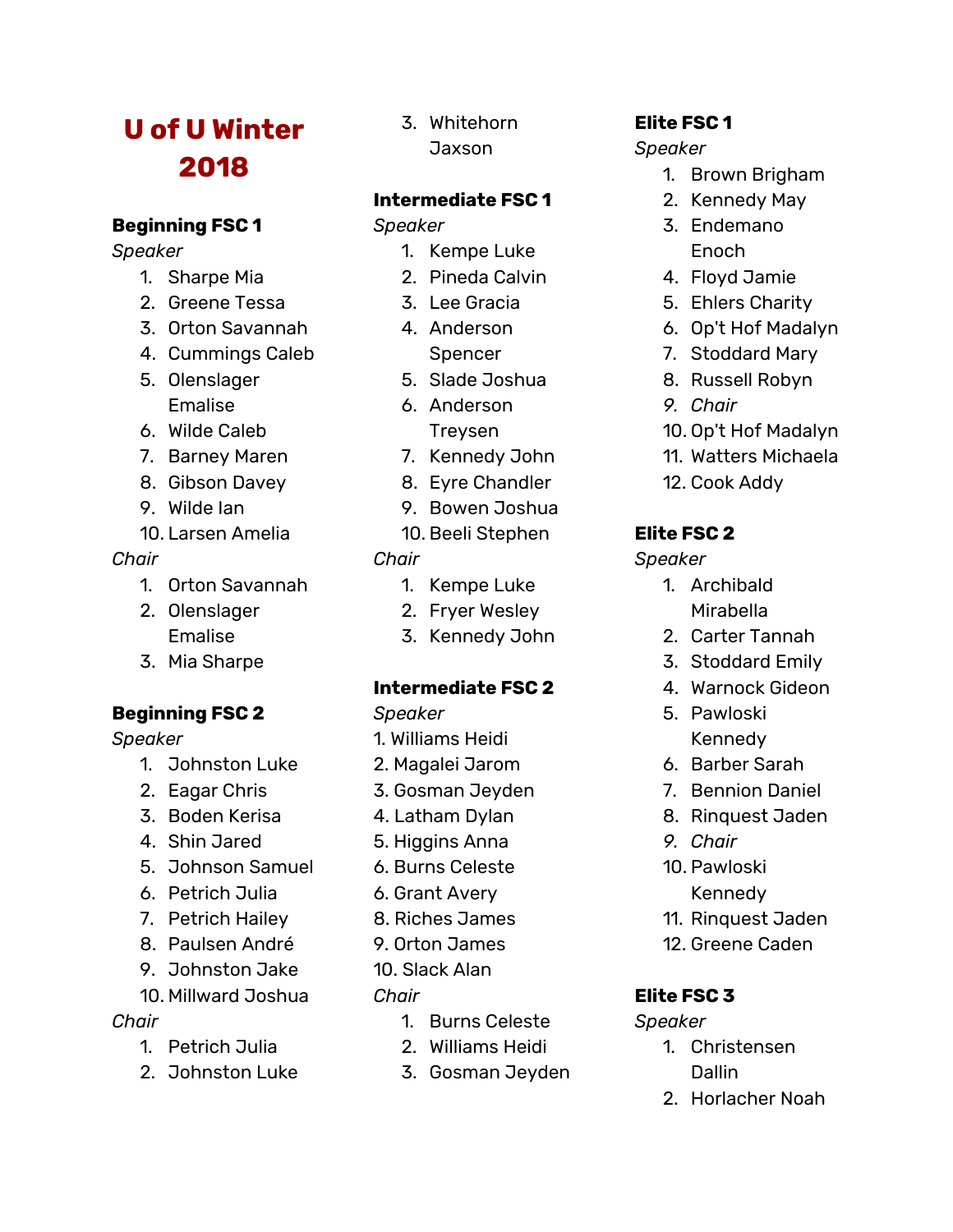# U of U Winter 2018

**Beginning FSC 1**

*Speaker*

1. Sharpe Mia
2. Greene Tessa
3. Orton Savannah
4. Cummings Caleb
5. Olenslager Emalise
6. Wilde Caleb
7. Barney Maren
8. Gibson Davey
9. Wilde Ian
10. Larsen Amelia

*Chair*

1. Orton Savannah
2. Olenslager Emalise
3. Mia Sharpe

**Beginning FSC 2**

*Speaker*

1. Johnston Luke
2. Eagar Chris
3. Boden Kerisa
4. Shin Jared
5. Johnson Samuel
6. Petrich Julia
7. Petrich Hailey
8. Paulsen André
9. Johnston Jake
10. Millward Joshua

*Chair*

1. Petrich Julia
2. Johnston Luke
3. Whitehorn Jaxson

**Intermediate FSC 1**

*Speaker*

1. Kempe Luke
2. Pineda Calvin
3. Lee Gracia
4. Anderson Spencer
5. Slade Joshua
6. Anderson Treysen
7. Kennedy John
8. Eyre Chandler
9. Bowen Joshua
10. Beeli Stephen

*Chair*

1. Kempe Luke
2. Fryer Wesley
3. Kennedy John

**Intermediate FSC 2**

*Speaker*

1. Williams Heidi
2. Magalei Jarom
3. Gosman Jeyden
4. Latham Dylan
5. Higgins Anna
6. Burns Celeste
6. Grant Avery
8. Riches James
9. Orton James
10. Slack Alan

*Chair*

1. Burns Celeste
2. Williams Heidi
3. Gosman Jeyden

**Elite FSC 1**

*Speaker*

1. Brown Brigham
2. Kennedy May
3. Endemano Enoch
4. Floyd Jamie
5. Ehlers Charity
6. Op't Hof Madalyn
7. Stoddard Mary
8. Russell Robyn
9. *Chair*
10. Op't Hof Madalyn
11. Watters Michaela
12. Cook Addy

**Elite FSC 2**

*Speaker*

1. Archibald Mirabella
2. Carter Tannah
3. Stoddard Emily
4. Warnock Gideon
5. Pawloski Kennedy
6. Barber Sarah
7. Bennion Daniel
8. Rinquest Jaden
9. *Chair*
10. Pawloski Kennedy
11. Rinquest Jaden
12. Greene Caden

**Elite FSC 3**

*Speaker*

1. Christensen Dallin
2. Horlacher Noah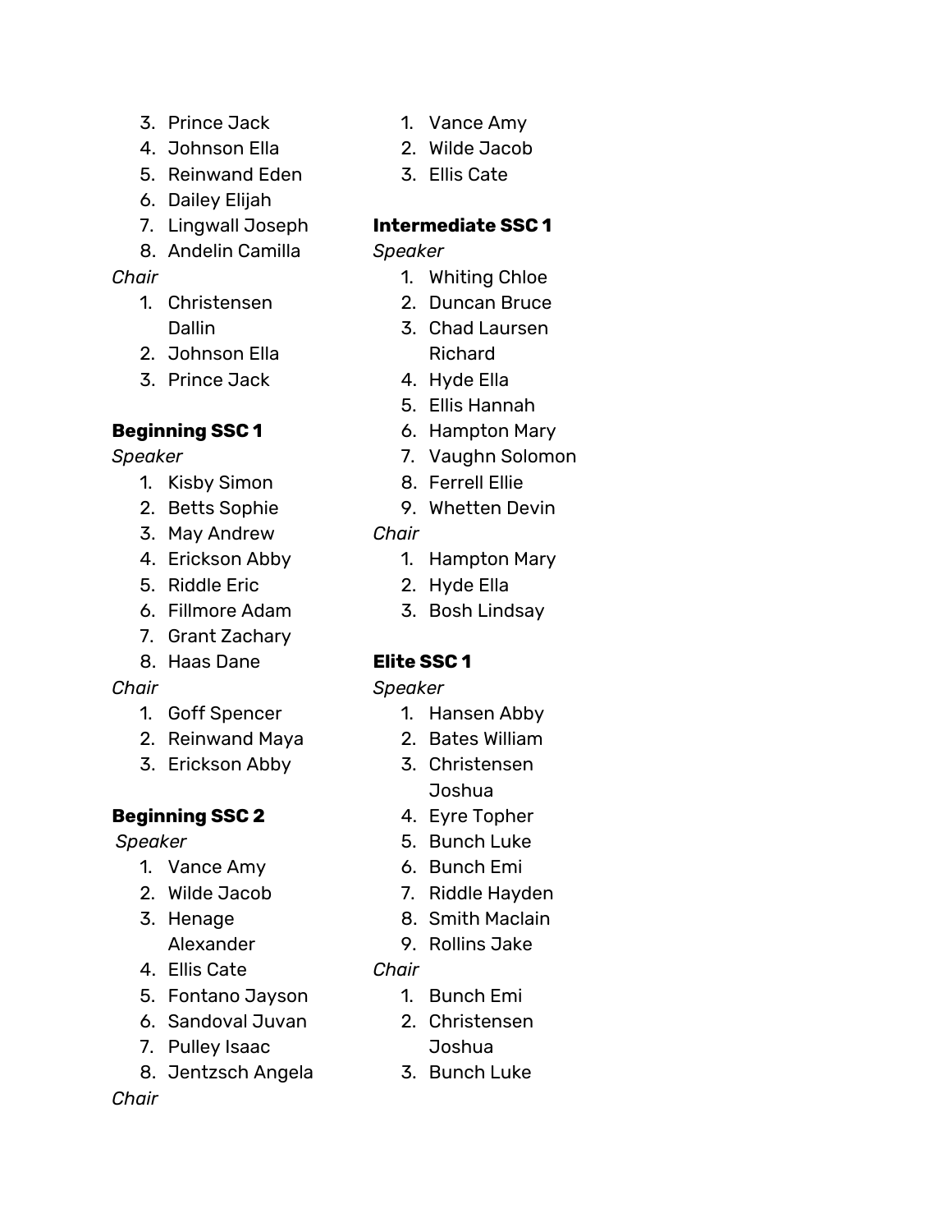3. Prince Jack
4. Johnson Ella
5. Reinwand Eden
6. Dailey Elijah
7. Lingwall Joseph
8. Andelin Camilla

*Chair*

1. Christensen Dallin
2. Johnson Ella
3. Prince Jack

**Beginning SSC 1**

*Speaker*

1. Kisby Simon
2. Betts Sophie
3. May Andrew
4. Erickson Abby
5. Riddle Eric
6. Fillmore Adam
7. Grant Zachary
8. Haas Dane

*Chair*

1. Goff Spencer
2. Reinwand Maya
3. Erickson Abby

**Beginning SSC 2**

*Speaker*

1. Vance Amy
2. Wilde Jacob
3. Henage Alexander
4. Ellis Cate
5. Fontano Jayson
6. Sandoval Juvan
7. Pulley Isaac
8. Jentzsch Angela

*Chair*

1. Vance Amy
2. Wilde Jacob
3. Ellis Cate

**Intermediate SSC 1**

*Speaker*

1. Whiting Chloe
2. Duncan Bruce
3. Chad Laursen Richard
4. Hyde Ella
5. Ellis Hannah
6. Hampton Mary
7. Vaughn Solomon
8. Ferrell Ellie
9. Whetten Devin

*Chair*

1. Hampton Mary
2. Hyde Ella
3. Bosh Lindsay

**Elite SSC 1**

*Speaker*

1. Hansen Abby
2. Bates William
3. Christensen Joshua
4. Eyre Topher
5. Bunch Luke
6. Bunch Emi
7. Riddle Hayden
8. Smith Maclain
9. Rollins Jake

*Chair*

1. Bunch Emi
2. Christensen Joshua
3. Bunch Luke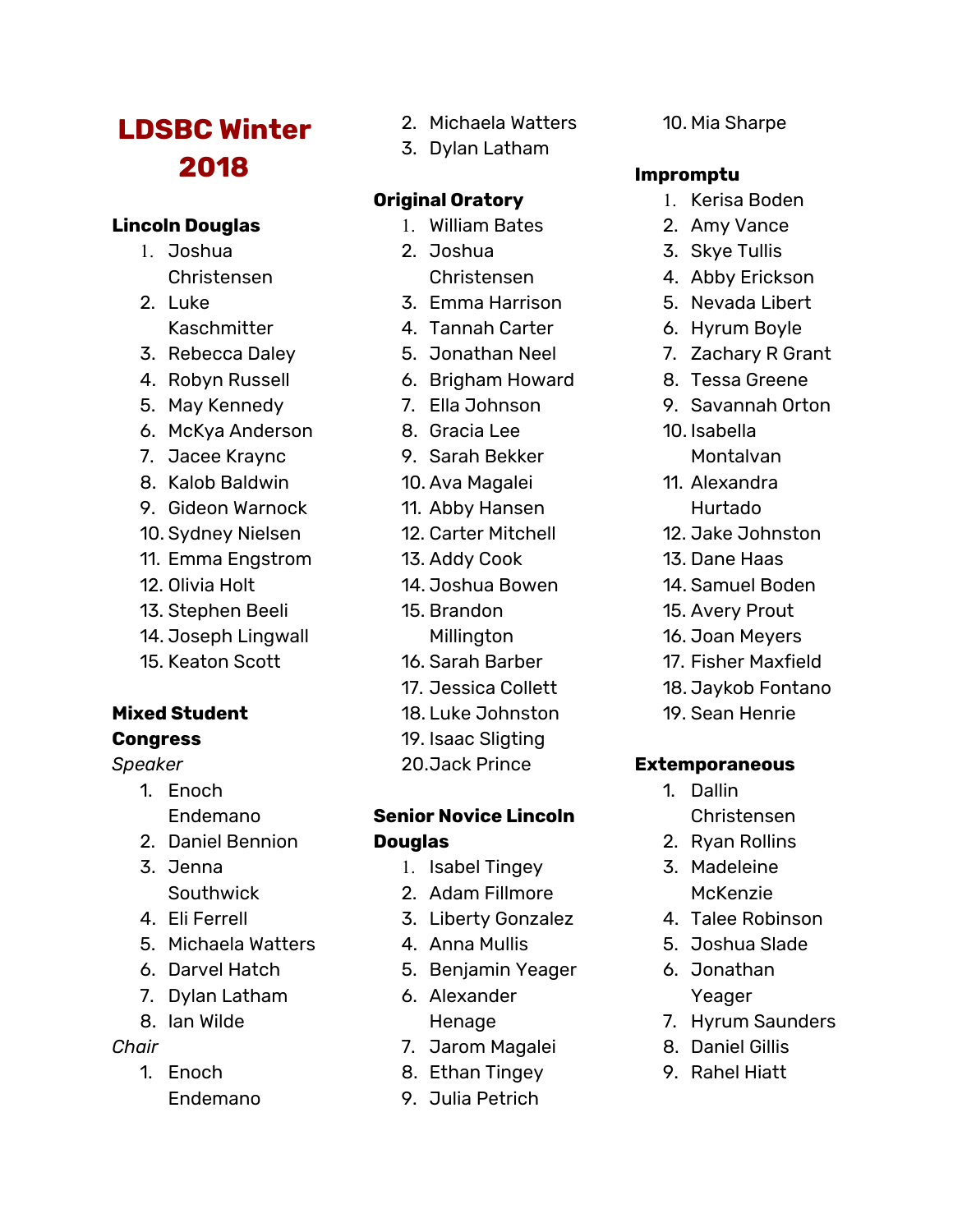# LDSBC Winter 2018

**Lincoln Douglas**

1. Joshua Christensen
2. Luke Kaschmitter
3. Rebecca Daley
4. Robyn Russell
5. May Kennedy
6. McKya Anderson
7. Jacee Kraync
8. Kalob Baldwin
9. Gideon Warnock
10. Sydney Nielsen
11. Emma Engstrom
12. Olivia Holt
13. Stephen Beeli
14. Joseph Lingwall
15. Keaton Scott

**Mixed Student Congress**

*Speaker*

1. Enoch Endemano
2. Daniel Bennion
3. Jenna Southwick
4. Eli Ferrell
5. Michaela Watters
6. Darvel Hatch
7. Dylan Latham
8. Ian Wilde

*Chair*

1. Enoch Endemano
2. Michaela Watters
3. Dylan Latham

**Original Oratory**

1. William Bates
2. Joshua Christensen
3. Emma Harrison
4. Tannah Carter
5. Jonathan Neel
6. Brigham Howard
7. Ella Johnson
8. Gracia Lee
9. Sarah Bekker
10. Ava Magalei
11. Abby Hansen
12. Carter Mitchell
13. Addy Cook
14. Joshua Bowen
15. Brandon Millington
16. Sarah Barber
17. Jessica Collett
18. Luke Johnston
19. Isaac Sligting
20. Jack Prince

**Senior Novice Lincoln Douglas**

1. Isabel Tingey
2. Adam Fillmore
3. Liberty Gonzalez
4. Anna Mullis
5. Benjamin Yeager
6. Alexander Henage
7. Jarom Magalei
8. Ethan Tingey
9. Julia Petrich
10. Mia Sharpe

**Impromptu**

1. Kerisa Boden
2. Amy Vance
3. Skye Tullis
4. Abby Erickson
5. Nevada Libert
6. Hyrum Boyle
7. Zachary R Grant
8. Tessa Greene
9. Savannah Orton
10. Isabella Montalvan
11. Alexandra Hurtado
12. Jake Johnston
13. Dane Haas
14. Samuel Boden
15. Avery Prout
16. Joan Meyers
17. Fisher Maxfield
18. Jaykob Fontano
19. Sean Henrie

**Extemporaneous**

1. Dallin Christensen
2. Ryan Rollins
3. Madeleine McKenzie
4. Talee Robinson
5. Joshua Slade
6. Jonathan Yeager
7. Hyrum Saunders
8. Daniel Gillis
9. Rahel Hiatt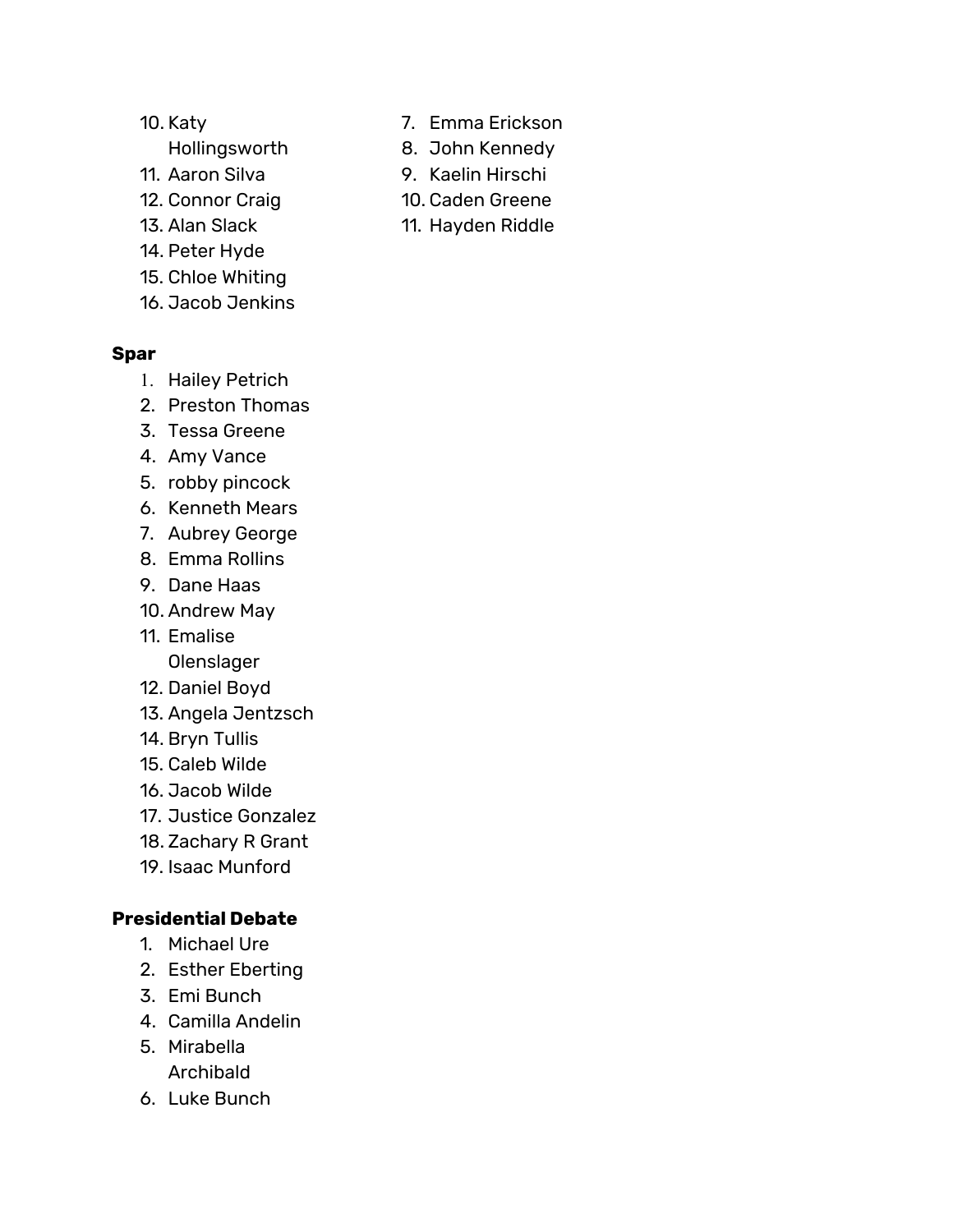10. Katy Hollingsworth
11. Aaron Silva
12. Connor Craig
13. Alan Slack
14. Peter Hyde
15. Chloe Whiting
16. Jacob Jenkins

7. Emma Erickson
8. John Kennedy
9. Kaelin Hirschi
10. Caden Greene
11. Hayden Riddle

**Spar**

1. Hailey Petrich
2. Preston Thomas
3. Tessa Greene
4. Amy Vance
5. robby pincock
6. Kenneth Mears
7. Aubrey George
8. Emma Rollins
9. Dane Haas
10. Andrew May
11. Emalise Olenslager
12. Daniel Boyd
13. Angela Jentzsch
14. Bryn Tullis
15. Caleb Wilde
16. Jacob Wilde
17. Justice Gonzalez
18. Zachary R Grant
19. Isaac Munford

**Presidential Debate**

1. Michael Ure
2. Esther Eberting
3. Emi Bunch
4. Camilla Andelin
5. Mirabella Archibald
6. Luke Bunch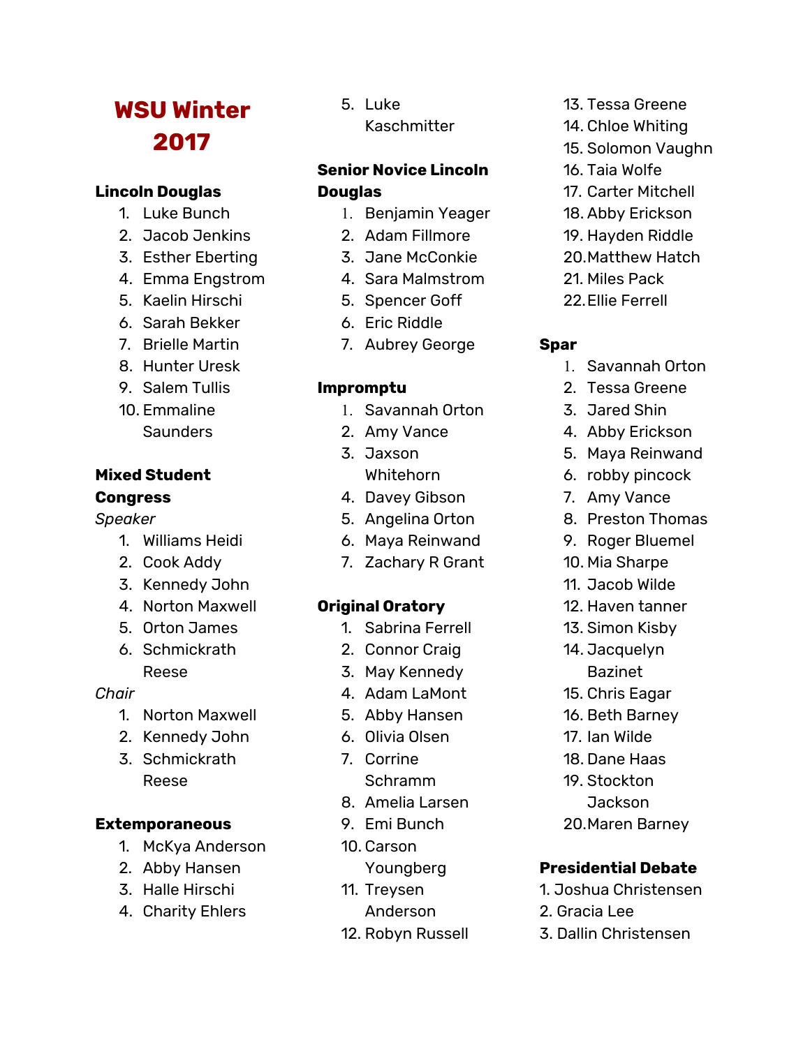# WSU Winter 2017

### Lincoln Douglas

1. Luke Bunch
2. Jacob Jenkins
3. Esther Eberting
4. Emma Engstrom
5. Kaelin Hirschi
6. Sarah Bekker
7. Brielle Martin
8. Hunter Uresk
9. Salem Tullis
10. Emmaline Saunders

### Mixed Student Congress

*Speaker*

1. Williams Heidi
2. Cook Addy
3. Kennedy John
4. Norton Maxwell
5. Orton James
6. Schmickrath Reese

*Chair*

1. Norton Maxwell
2. Kennedy John
3. Schmickrath Reese

### Extemporaneous

1. McKya Anderson
2. Abby Hansen
3. Halle Hirschi
4. Charity Ehlers
5. Luke Kaschmitter

### Senior Novice Lincoln Douglas

1. Benjamin Yeager
2. Adam Fillmore
3. Jane McConkie
4. Sara Malmstrom
5. Spencer Goff
6. Eric Riddle
7. Aubrey George

### Impromptu

1. Savannah Orton
2. Amy Vance
3. Jaxson Whitehorn
4. Davey Gibson
5. Angelina Orton
6. Maya Reinwand
7. Zachary R Grant

### Original Oratory

1. Sabrina Ferrell
2. Connor Craig
3. May Kennedy
4. Adam LaMont
5. Abby Hansen
6. Olivia Olsen
7. Corrine Schramm
8. Amelia Larsen
9. Emi Bunch
10. Carson Youngberg
11. Treysen Anderson
12. Robyn Russell
13. Tessa Greene
14. Chloe Whiting
15. Solomon Vaughn
16. Taia Wolfe
17. Carter Mitchell
18. Abby Erickson
19. Hayden Riddle
20. Matthew Hatch
21. Miles Pack
22. Ellie Ferrell

### Spar

1. Savannah Orton
2. Tessa Greene
3. Jared Shin
4. Abby Erickson
5. Maya Reinwand
6. robby pincock
7. Amy Vance
8. Preston Thomas
9. Roger Bluemel
10. Mia Sharpe
11. Jacob Wilde
12. Haven tanner
13. Simon Kisby
14. Jacquelyn Bazinet
15. Chris Eagar
16. Beth Barney
17. Ian Wilde
18. Dane Haas
19. Stockton Jackson
20. Maren Barney

### Presidential Debate

1. Joshua Christensen
2. Gracia Lee
3. Dallin Christensen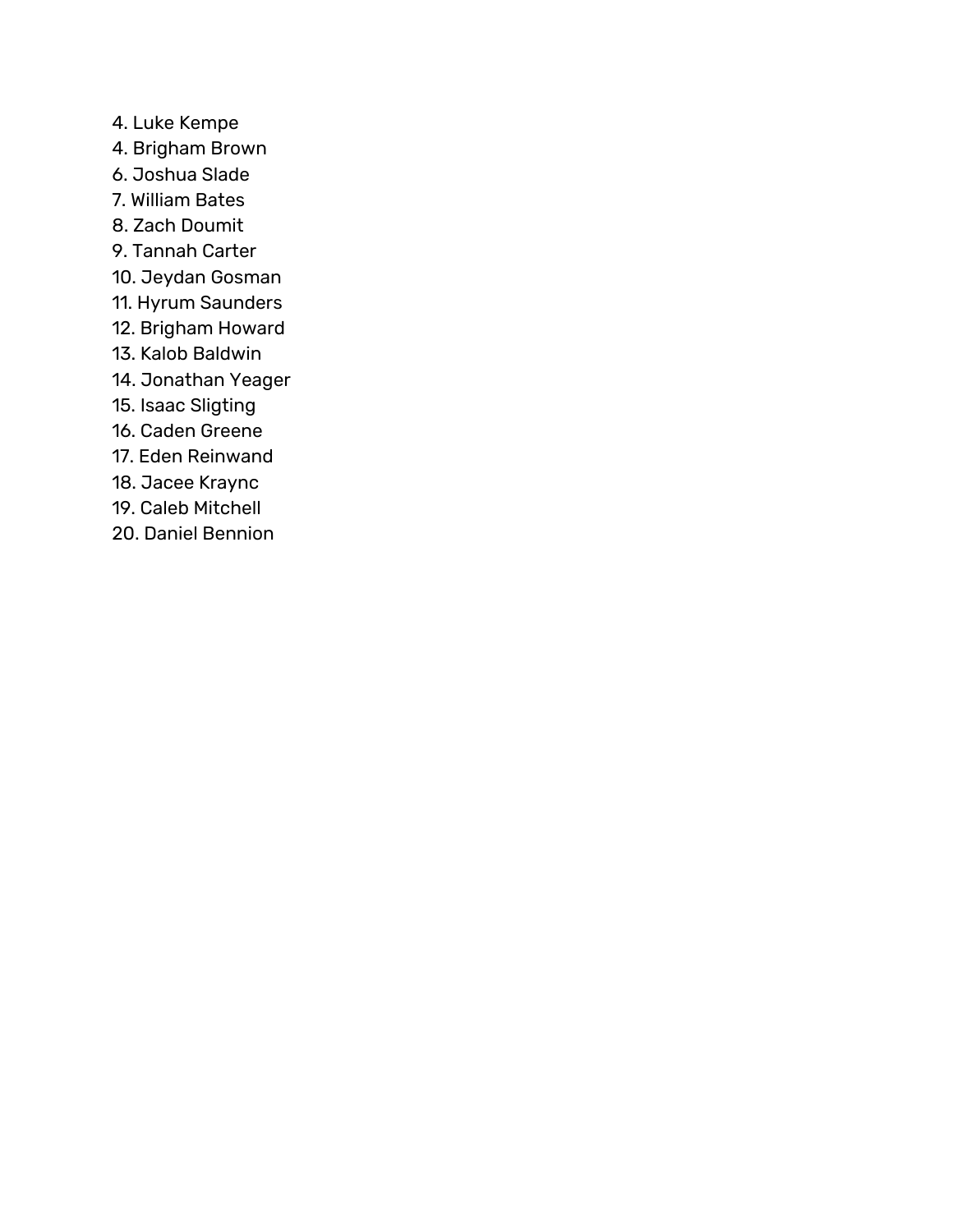4. Luke Kempe
4. Brigham Brown
6. Joshua Slade
7. William Bates
8. Zach Doumit
9. Tannah Carter
10. Jeydan Gosman
11. Hyrum Saunders
12. Brigham Howard
13. Kalob Baldwin
14. Jonathan Yeager
15. Isaac Sligting
16. Caden Greene
17. Eden Reinwand
18. Jacee Kraync
19. Caleb Mitchell
20. Daniel Bennion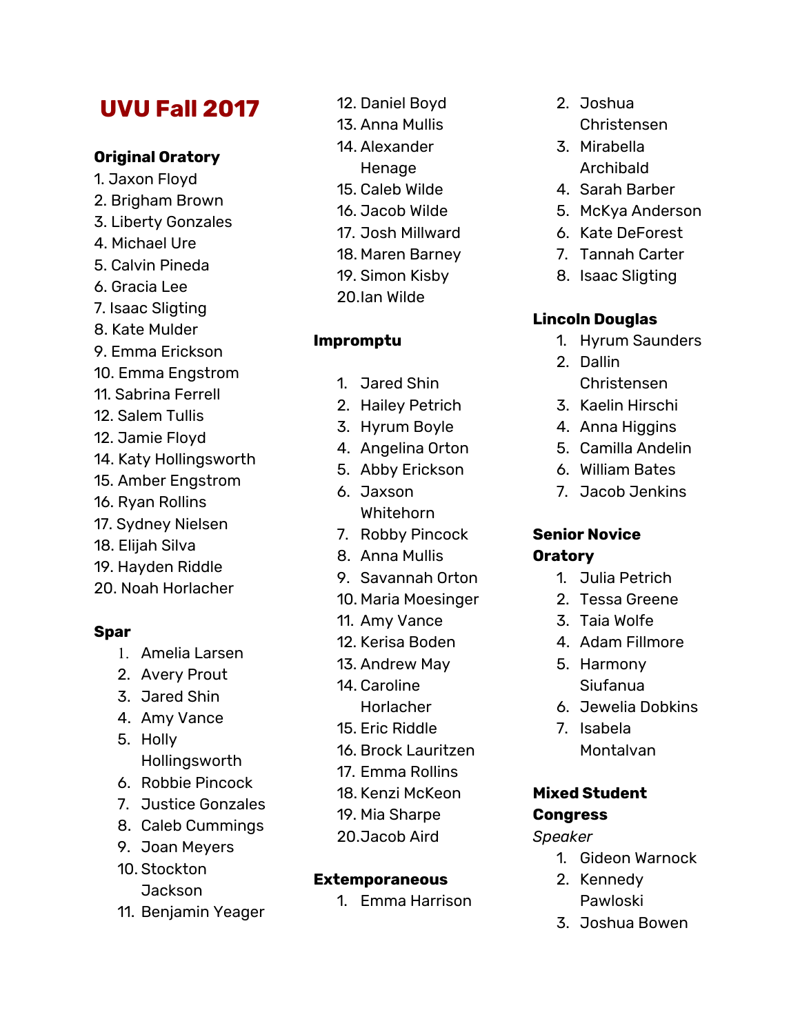# UVU Fall 2017

**Original Oratory**

1. Jaxon Floyd
2. Brigham Brown
3. Liberty Gonzales
4. Michael Ure
5. Calvin Pineda
6. Gracia Lee
7. Isaac Sligting
8. Kate Mulder
9. Emma Erickson
10. Emma Engstrom
11. Sabrina Ferrell
12. Salem Tullis
12. Jamie Floyd
14. Katy Hollingsworth
15. Amber Engstrom
16. Ryan Rollins
17. Sydney Nielsen
18. Elijah Silva
19. Hayden Riddle
20. Noah Horlacher

**Spar**

1. Amelia Larsen
2. Avery Prout
3. Jared Shin
4. Amy Vance
5. Holly Hollingsworth
6. Robbie Pincock
7. Justice Gonzales
8. Caleb Cummings
9. Joan Meyers
10. Stockton Jackson
11. Benjamin Yeager
12. Daniel Boyd
13. Anna Mullis
14. Alexander Henage
15. Caleb Wilde
16. Jacob Wilde
17. Josh Millward
18. Maren Barney
19. Simon Kisby
20. Ian Wilde

**Impromptu**

1. Jared Shin
2. Hailey Petrich
3. Hyrum Boyle
4. Angelina Orton
5. Abby Erickson
6. Jaxson Whitehorn
7. Robby Pincock
8. Anna Mullis
9. Savannah Orton
10. Maria Moesinger
11. Amy Vance
12. Kerisa Boden
13. Andrew May
14. Caroline Horlacher
15. Eric Riddle
16. Brock Lauritzen
17. Emma Rollins
18. Kenzi McKeon
19. Mia Sharpe
20. Jacob Aird

**Extemporaneous**

1. Emma Harrison
2. Joshua Christensen
3. Mirabella Archibald
4. Sarah Barber
5. McKya Anderson
6. Kate DeForest
7. Tannah Carter
8. Isaac Sligting

**Lincoln Douglas**

1. Hyrum Saunders
2. Dallin Christensen
3. Kaelin Hirschi
4. Anna Higgins
5. Camilla Andelin
6. William Bates
7. Jacob Jenkins

**Senior Novice Oratory**

1. Julia Petrich
2. Tessa Greene
3. Taia Wolfe
4. Adam Fillmore
5. Harmony Siufanua
6. Jewelia Dobkins
7. Isabela Montalvan

**Mixed Student Congress**

*Speaker*

1. Gideon Warnock
2. Kennedy Pawloski
3. Joshua Bowen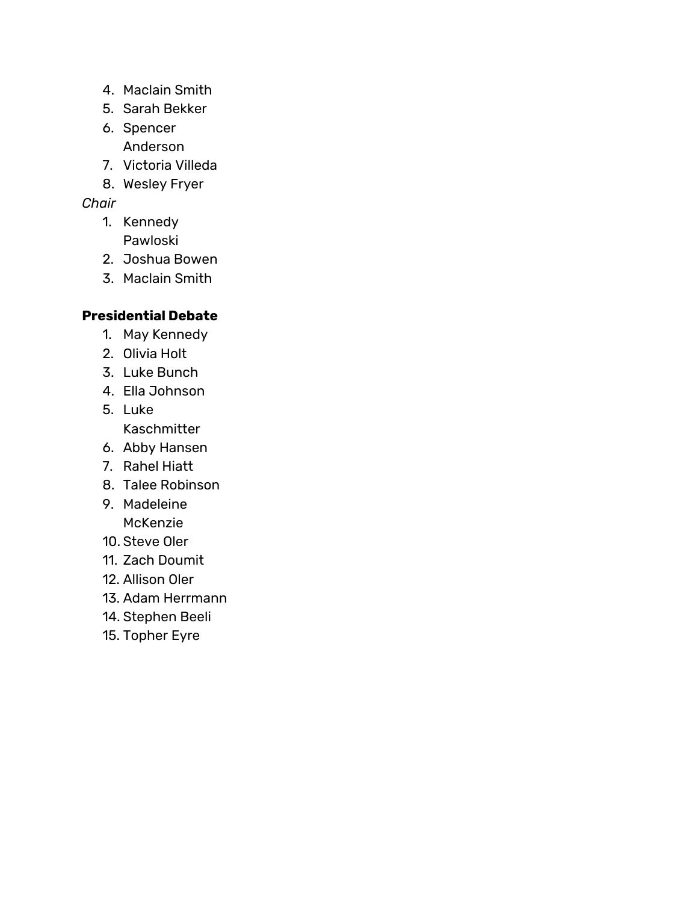4. Maclain Smith
5. Sarah Bekker
6. Spencer Anderson
7. Victoria Villeda
8. Wesley Fryer

*Chair*

1. Kennedy Pawloski
2. Joshua Bowen
3. Maclain Smith

**Presidential Debate**

1. May Kennedy
2. Olivia Holt
3. Luke Bunch
4. Ella Johnson
5. Luke Kaschmitter
6. Abby Hansen
7. Rahel Hiatt
8. Talee Robinson
9. Madeleine McKenzie
10. Steve Oler
11. Zach Doumit
12. Allison Oler
13. Adam Herrmann
14. Stephen Beeli
15. Topher Eyre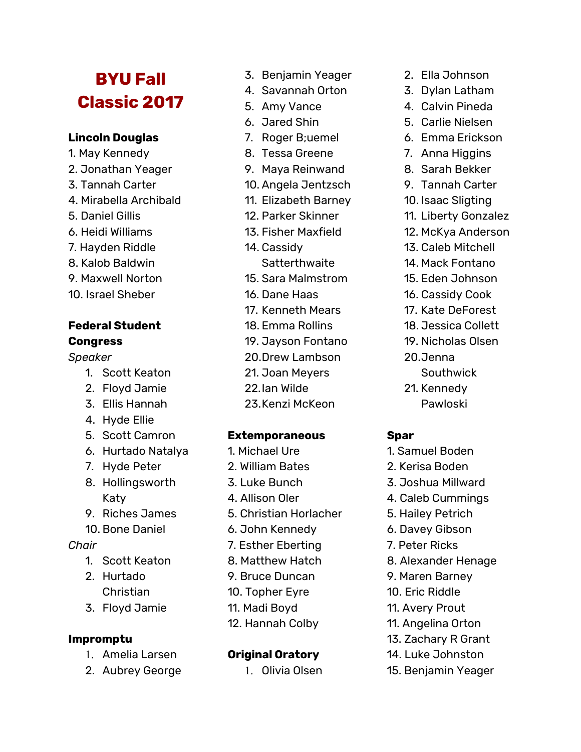# BYU Fall Classic 2017

**Lincoln Douglas**

1. May Kennedy
2. Jonathan Yeager
3. Tannah Carter
4. Mirabella Archibald
5. Daniel Gillis
6. Heidi Williams
7. Hayden Riddle
8. Kalob Baldwin
9. Maxwell Norton
10. Israel Sheber

**Federal Student Congress**

*Speaker*

1. Scott Keaton
2. Floyd Jamie
3. Ellis Hannah
4. Hyde Ellie
5. Scott Camron
6. Hurtado Natalya
7. Hyde Peter
8. Hollingsworth Katy
9. Riches James
10. Bone Daniel

*Chair*

1. Scott Keaton
2. Hurtado Christian
3. Floyd Jamie

**Impromptu**

1. Amelia Larsen
2. Aubrey George
3. Benjamin Yeager
4. Savannah Orton
5. Amy Vance
6. Jared Shin
7. Roger B;uemel
8. Tessa Greene
9. Maya Reinwand
10. Angela Jentzsch
11. Elizabeth Barney
12. Parker Skinner
13. Fisher Maxfield
14. Cassidy Satterthwaite
15. Sara Malmstrom
16. Dane Haas
17. Kenneth Mears
18. Emma Rollins
19. Jayson Fontano
20. Drew Lambson
21. Joan Meyers
22. Ian Wilde
23. Kenzi McKeon

**Extemporaneous**

1. Michael Ure
2. William Bates
3. Luke Bunch
4. Allison Oler
5. Christian Horlacher
6. John Kennedy
7. Esther Eberting
8. Matthew Hatch
9. Bruce Duncan
10. Topher Eyre
11. Madi Boyd
12. Hannah Colby

**Original Oratory**

1. Olivia Olsen
2. Ella Johnson
3. Dylan Latham
4. Calvin Pineda
5. Carlie Nielsen
6. Emma Erickson
7. Anna Higgins
8. Sarah Bekker
9. Tannah Carter
10. Isaac Sligting
11. Liberty Gonzalez
12. McKya Anderson
13. Caleb Mitchell
14. Mack Fontano
15. Eden Johnson
16. Cassidy Cook
17. Kate DeForest
18. Jessica Collett
19. Nicholas Olsen
20. Jenna Southwick
21. Kennedy Pawloski

**Spar**

1. Samuel Boden
2. Kerisa Boden
3. Joshua Millward
4. Caleb Cummings
5. Hailey Petrich
6. Davey Gibson
7. Peter Ricks
8. Alexander Henage
9. Maren Barney
10. Eric Riddle
11. Avery Prout
11. Angelina Orton
13. Zachary R Grant
14. Luke Johnston
15. Benjamin Yeager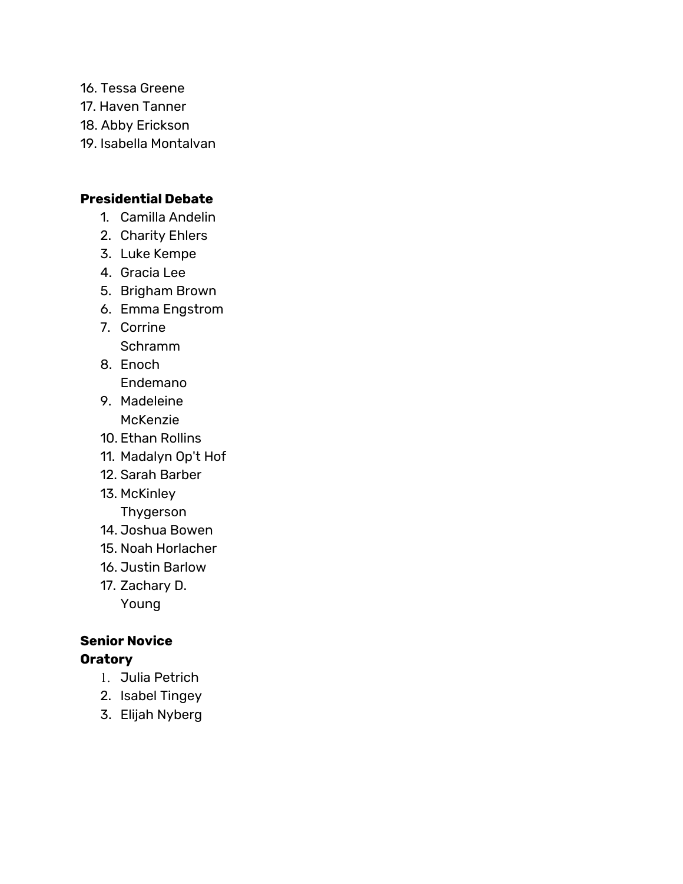16. Tessa Greene
17. Haven Tanner
18. Abby Erickson
19. Isabella Montalvan

**Presidential Debate**

1. Camilla Andelin
2. Charity Ehlers
3. Luke Kempe
4. Gracia Lee
5. Brigham Brown
6. Emma Engstrom
7. Corrine Schramm
8. Enoch Endemano
9. Madeleine McKenzie
10. Ethan Rollins
11. Madalyn Op't Hof
12. Sarah Barber
13. McKinley Thygerson
14. Joshua Bowen
15. Noah Horlacher
16. Justin Barlow
17. Zachary D. Young

**Senior Novice Oratory**

1. Julia Petrich
2. Isabel Tingey
3. Elijah Nyberg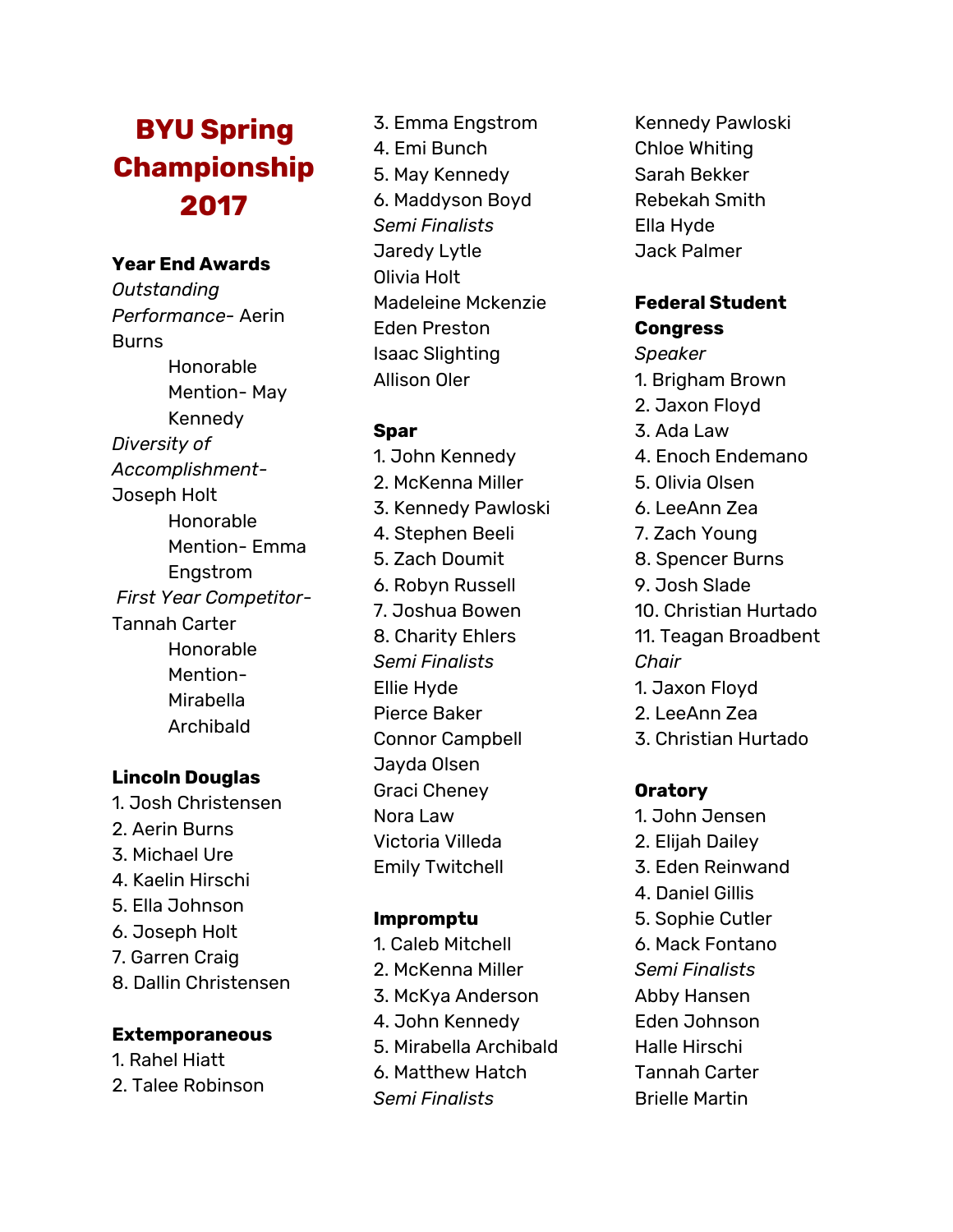# BYU Spring Championship 2017

**Year End Awards**

*Outstanding Performance*- Aerin Burns

Honorable Mention- May Kennedy

*Diversity of Accomplishment*- Joseph Holt

Honorable Mention- Emma Engstrom

*First Year Competitor*- Tannah Carter

Honorable Mention- Mirabella Archibald

**Lincoln Douglas**

1. Josh Christensen
2. Aerin Burns
3. Michael Ure
4. Kaelin Hirschi
5. Ella Johnson
6. Joseph Holt
7. Garren Craig
8. Dallin Christensen

**Extemporaneous**

1. Rahel Hiatt
2. Talee Robinson
3. Emma Engstrom
4. Emi Bunch
5. May Kennedy
6. Maddyson Boyd

*Semi Finalists*

Jaredy Lytle
Olivia Holt
Madeleine Mckenzie
Eden Preston
Isaac Slighting
Allison Oler

**Spar**

1. John Kennedy
2. McKenna Miller
3. Kennedy Pawloski
4. Stephen Beeli
5. Zach Doumit
6. Robyn Russell
7. Joshua Bowen
8. Charity Ehlers

*Semi Finalists*

Ellie Hyde
Pierce Baker
Connor Campbell
Jayda Olsen
Graci Cheney
Nora Law
Victoria Villeda
Emily Twitchell

**Impromptu**

1. Caleb Mitchell
2. McKenna Miller
3. McKya Anderson
4. John Kennedy
5. Mirabella Archibald
6. Matthew Hatch

*Semi Finalists*

Kennedy Pawloski
Chloe Whiting
Sarah Bekker
Rebekah Smith
Ella Hyde
Jack Palmer

**Federal Student Congress**

*Speaker*

1. Brigham Brown
2. Jaxon Floyd
3. Ada Law
4. Enoch Endemano
5. Olivia Olsen
6. LeeAnn Zea
7. Zach Young
8. Spencer Burns
9. Josh Slade
10. Christian Hurtado
11. Teagan Broadbent

*Chair*

1. Jaxon Floyd
2. LeeAnn Zea
3. Christian Hurtado

**Oratory**

1. John Jensen
2. Elijah Dailey
3. Eden Reinwand
4. Daniel Gillis
5. Sophie Cutler
6. Mack Fontano

*Semi Finalists*

Abby Hansen
Eden Johnson
Halle Hirschi
Tannah Carter
Brielle Martin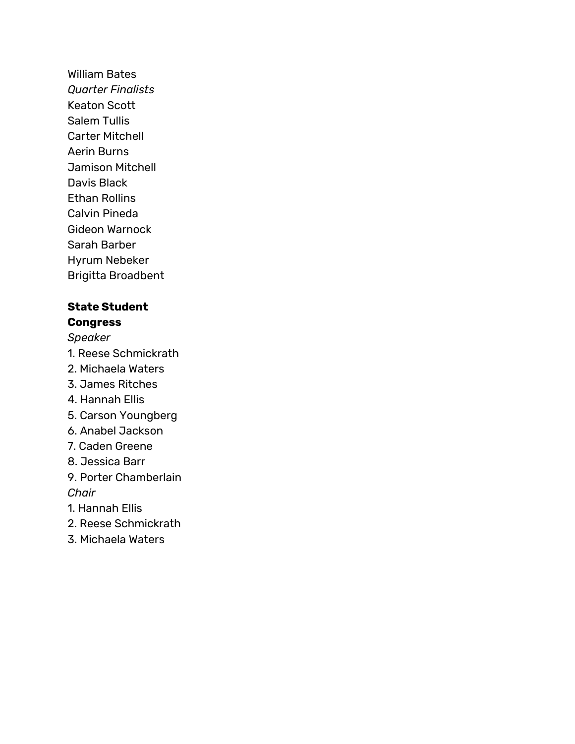William Bates

*Quarter Finalists*

Keaton Scott
Salem Tullis
Carter Mitchell
Aerin Burns
Jamison Mitchell
Davis Black
Ethan Rollins
Calvin Pineda
Gideon Warnock
Sarah Barber
Hyrum Nebeker
Brigitta Broadbent

**State Student Congress**

*Speaker*

1. Reese Schmickrath
2. Michaela Waters
3. James Ritches
4. Hannah Ellis
5. Carson Youngberg
6. Anabel Jackson
7. Caden Greene
8. Jessica Barr
9. Porter Chamberlain

*Chair*

1. Hannah Ellis
2. Reese Schmickrath
3. Michaela Waters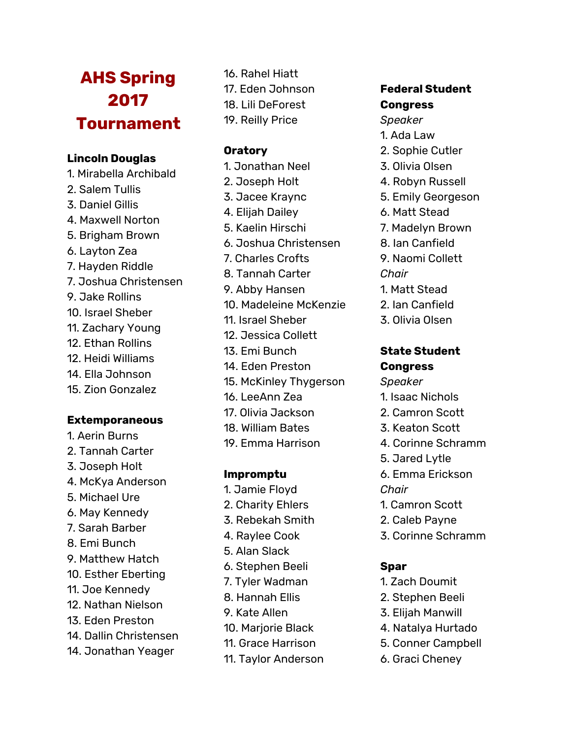# AHS Spring 2017 Tournament

**Lincoln Douglas**

1. Mirabella Archibald
2. Salem Tullis
3. Daniel Gillis
4. Maxwell Norton
5. Brigham Brown
6. Layton Zea
7. Hayden Riddle
7. Joshua Christensen
9. Jake Rollins
10. Israel Sheber
11. Zachary Young
12. Ethan Rollins
12. Heidi Williams
14. Ella Johnson
15. Zion Gonzalez

**Extemporaneous**

1. Aerin Burns
2. Tannah Carter
3. Joseph Holt
4. McKya Anderson
5. Michael Ure
6. May Kennedy
7. Sarah Barber
8. Emi Bunch
9. Matthew Hatch
10. Esther Eberting
11. Joe Kennedy
12. Nathan Nielson
13. Eden Preston
14. Dallin Christensen
14. Jonathan Yeager
16. Rahel Hiatt
17. Eden Johnson
18. Lili DeForest
19. Reilly Price

**Oratory**

1. Jonathan Neel
2. Joseph Holt
3. Jacee Kraync
4. Elijah Dailey
5. Kaelin Hirschi
6. Joshua Christensen
7. Charles Crofts
8. Tannah Carter
9. Abby Hansen
10. Madeleine McKenzie
11. Israel Sheber
12. Jessica Collett
13. Emi Bunch
14. Eden Preston
15. McKinley Thygerson
16. LeeAnn Zea
17. Olivia Jackson
18. William Bates
19. Emma Harrison

**Impromptu**

1. Jamie Floyd
2. Charity Ehlers
3. Rebekah Smith
4. Raylee Cook
5. Alan Slack
6. Stephen Beeli
7. Tyler Wadman
8. Hannah Ellis
9. Kate Allen
10. Marjorie Black
11. Grace Harrison
11. Taylor Anderson

**Federal Student Congress**

*Speaker*

1. Ada Law
2. Sophie Cutler
3. Olivia Olsen
4. Robyn Russell
5. Emily Georgeson
6. Matt Stead
7. Madelyn Brown
8. Ian Canfield
9. Naomi Collett

*Chair*

1. Matt Stead
2. Ian Canfield
3. Olivia Olsen

**State Student Congress**

*Speaker*

1. Isaac Nichols
2. Camron Scott
3. Keaton Scott
4. Corinne Schramm
5. Jared Lytle
6. Emma Erickson

*Chair*

1. Camron Scott
2. Caleb Payne
3. Corinne Schramm

**Spar**

1. Zach Doumit
2. Stephen Beeli
3. Elijah Manwill
4. Natalya Hurtado
5. Conner Campbell
6. Graci Cheney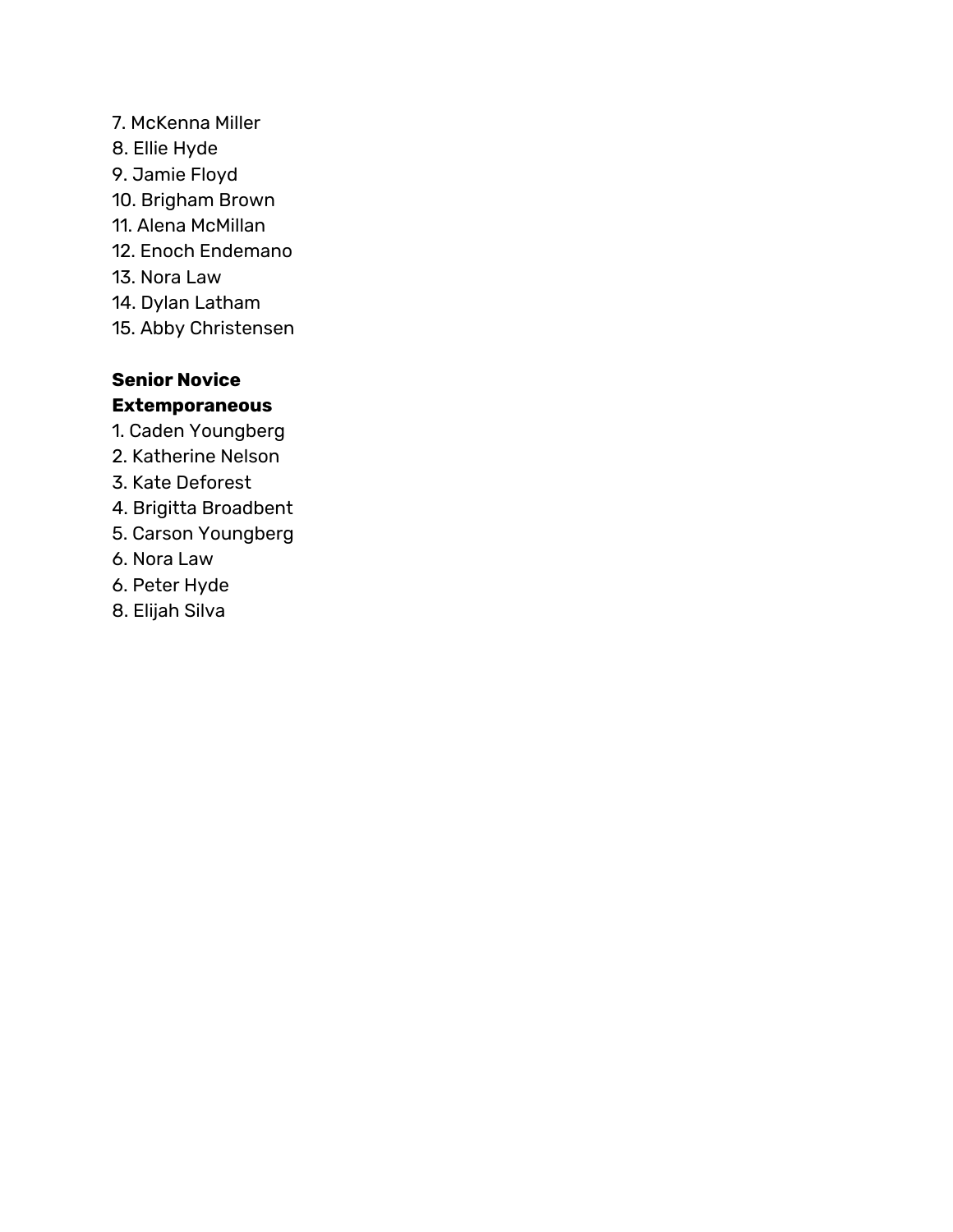7. McKenna Miller
8. Ellie Hyde
9. Jamie Floyd
10. Brigham Brown
11. Alena McMillan
12. Enoch Endemano
13. Nora Law
14. Dylan Latham
15. Abby Christensen

**Senior Novice Extemporaneous**

1. Caden Youngberg
2. Katherine Nelson
3. Kate Deforest
4. Brigitta Broadbent
5. Carson Youngberg
6. Nora Law
6. Peter Hyde
8. Elijah Silva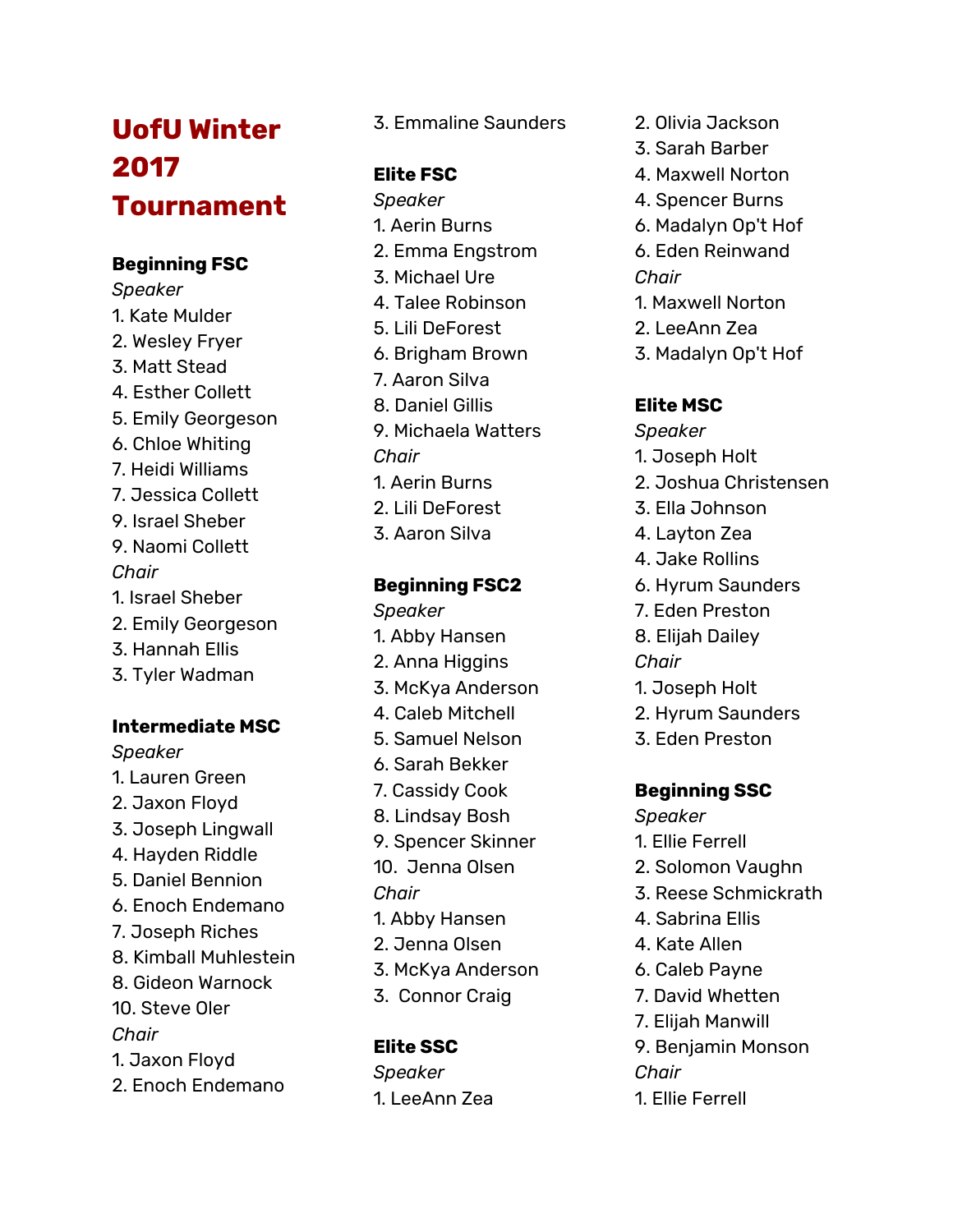# UofU Winter 2017 Tournament

**Beginning FSC**

*Speaker*

1. Kate Mulder
2. Wesley Fryer
3. Matt Stead
4. Esther Collett
5. Emily Georgeson
6. Chloe Whiting
7. Heidi Williams
7. Jessica Collett
9. Israel Sheber
9. Naomi Collett

*Chair*

1. Israel Sheber
2. Emily Georgeson
3. Hannah Ellis
3. Tyler Wadman

**Intermediate MSC**

*Speaker*

1. Lauren Green
2. Jaxon Floyd
3. Joseph Lingwall
4. Hayden Riddle
5. Daniel Bennion
6. Enoch Endemano
7. Joseph Riches
8. Kimball Muhlestein
8. Gideon Warnock
10. Steve Oler

*Chair*

1. Jaxon Floyd
2. Enoch Endemano
3. Emmaline Saunders

**Elite FSC**

*Speaker*

1. Aerin Burns
2. Emma Engstrom
3. Michael Ure
4. Talee Robinson
5. Lili DeForest
6. Brigham Brown
7. Aaron Silva
8. Daniel Gillis
9. Michaela Watters

*Chair*

1. Aerin Burns
2. Lili DeForest
3. Aaron Silva

**Beginning FSC2**

*Speaker*

1. Abby Hansen
2. Anna Higgins
3. McKya Anderson
4. Caleb Mitchell
5. Samuel Nelson
6. Sarah Bekker
7. Cassidy Cook
8. Lindsay Bosh
9. Spencer Skinner
10. Jenna Olsen

*Chair*

1. Abby Hansen
2. Jenna Olsen
3. McKya Anderson
3. Connor Craig

**Elite SSC**

*Speaker*

1. LeeAnn Zea
2. Olivia Jackson
3. Sarah Barber
4. Maxwell Norton
4. Spencer Burns
6. Madalyn Op't Hof
6. Eden Reinwand

*Chair*

1. Maxwell Norton
2. LeeAnn Zea
3. Madalyn Op't Hof

**Elite MSC**

*Speaker*

1. Joseph Holt
2. Joshua Christensen
3. Ella Johnson
4. Layton Zea
4. Jake Rollins
6. Hyrum Saunders
7. Eden Preston
8. Elijah Dailey

*Chair*

1. Joseph Holt
2. Hyrum Saunders
3. Eden Preston

**Beginning SSC**

*Speaker*

1. Ellie Ferrell
2. Solomon Vaughn
3. Reese Schmickrath
4. Sabrina Ellis
4. Kate Allen
6. Caleb Payne
7. David Whetten
7. Elijah Manwill
9. Benjamin Monson

*Chair*

1. Ellie Ferrell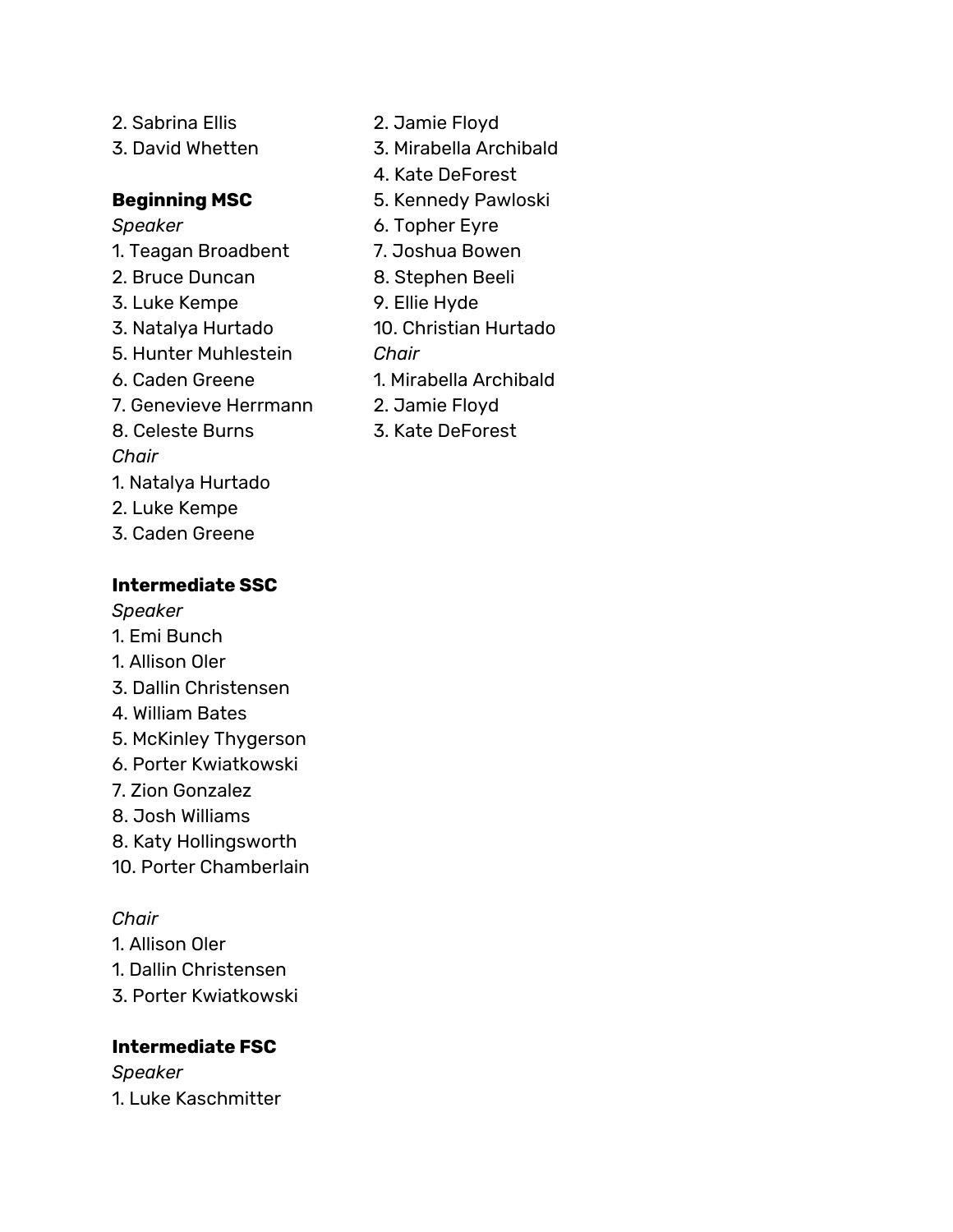2. Sabrina Ellis
3. David Whetten

**Beginning MSC**

*Speaker*

1. Teagan Broadbent
2. Bruce Duncan
3. Luke Kempe
3. Natalya Hurtado
5. Hunter Muhlestein
6. Caden Greene
7. Genevieve Herrmann
8. Celeste Burns

*Chair*

1. Natalya Hurtado
2. Luke Kempe
3. Caden Greene

**Intermediate SSC**

*Speaker*

1. Emi Bunch
1. Allison Oler
3. Dallin Christensen
4. William Bates
5. McKinley Thygerson
6. Porter Kwiatkowski
7. Zion Gonzalez
8. Josh Williams
8. Katy Hollingsworth
10. Porter Chamberlain

*Chair*

1. Allison Oler
1. Dallin Christensen
3. Porter Kwiatkowski

**Intermediate FSC**

*Speaker*

1. Luke Kaschmitter
2. Jamie Floyd
3. Mirabella Archibald
4. Kate DeForest
5. Kennedy Pawloski
6. Topher Eyre
7. Joshua Bowen
8. Stephen Beeli
9. Ellie Hyde
10. Christian Hurtado

*Chair*

1. Mirabella Archibald
2. Jamie Floyd
3. Kate DeForest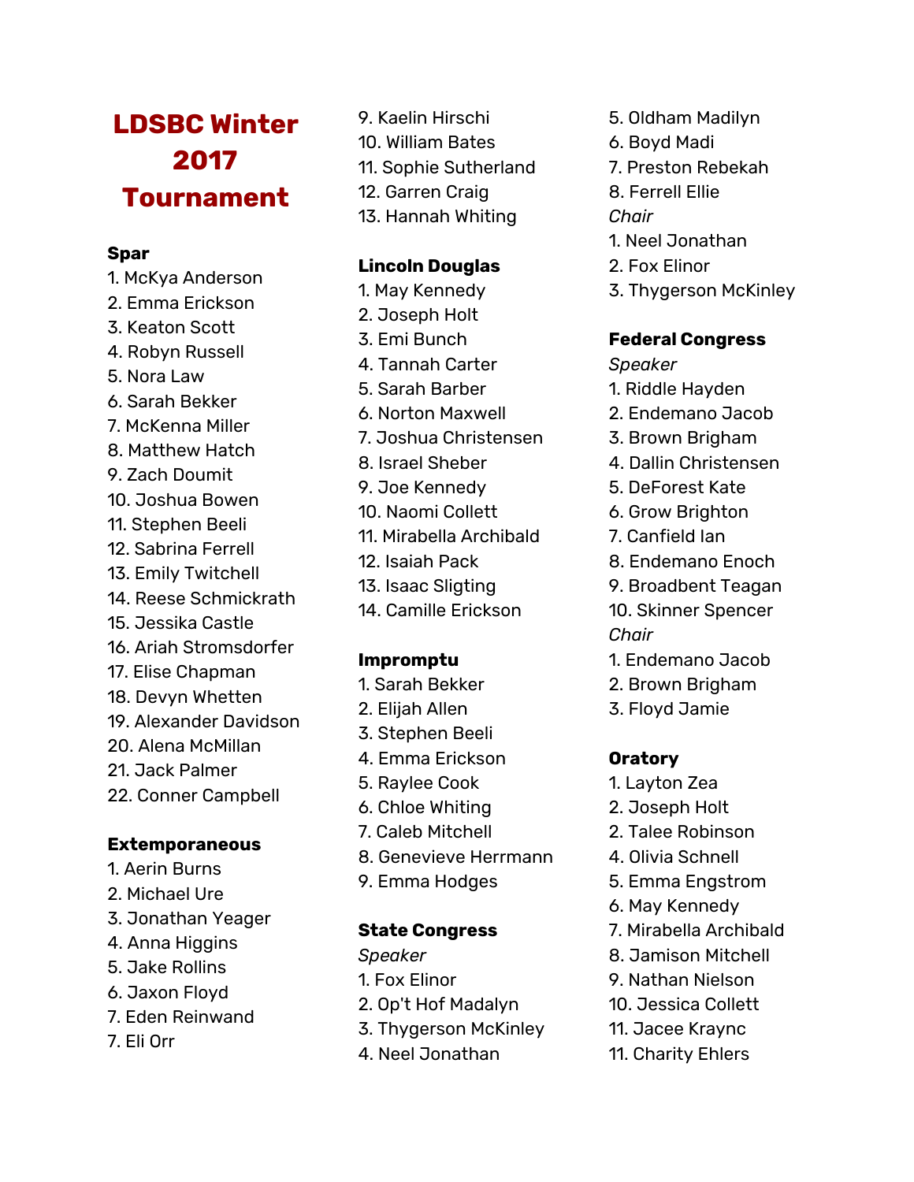# LDSBC Winter 2017 Tournament

**Spar**

1. McKya Anderson
2. Emma Erickson
3. Keaton Scott
4. Robyn Russell
5. Nora Law
6. Sarah Bekker
7. McKenna Miller
8. Matthew Hatch
9. Zach Doumit
10. Joshua Bowen
11. Stephen Beeli
12. Sabrina Ferrell
13. Emily Twitchell
14. Reese Schmickrath
15. Jessika Castle
16. Ariah Stromsdorfer
17. Elise Chapman
18. Devyn Whetten
19. Alexander Davidson
20. Alena McMillan
21. Jack Palmer
22. Conner Campbell

**Extemporaneous**

1. Aerin Burns
2. Michael Ure
3. Jonathan Yeager
4. Anna Higgins
5. Jake Rollins
6. Jaxon Floyd
7. Eden Reinwand
7. Eli Orr
9. Kaelin Hirschi
10. William Bates
11. Sophie Sutherland
12. Garren Craig
13. Hannah Whiting

**Lincoln Douglas**

1. May Kennedy
2. Joseph Holt
3. Emi Bunch
4. Tannah Carter
5. Sarah Barber
6. Norton Maxwell
7. Joshua Christensen
8. Israel Sheber
9. Joe Kennedy
10. Naomi Collett
11. Mirabella Archibald
12. Isaiah Pack
13. Isaac Sligting
14. Camille Erickson

**Impromptu**

1. Sarah Bekker
2. Elijah Allen
3. Stephen Beeli
4. Emma Erickson
5. Raylee Cook
6. Chloe Whiting
7. Caleb Mitchell
8. Genevieve Herrmann
9. Emma Hodges

**State Congress**

*Speaker*

1. Fox Elinor
2. Op't Hof Madalyn
3. Thygerson McKinley
4. Neel Jonathan
5. Oldham Madilyn
6. Boyd Madi
7. Preston Rebekah
8. Ferrell Ellie

*Chair*

1. Neel Jonathan
2. Fox Elinor
3. Thygerson McKinley

**Federal Congress**

*Speaker*

1. Riddle Hayden
2. Endemano Jacob
3. Brown Brigham
4. Dallin Christensen
5. DeForest Kate
6. Grow Brighton
7. Canfield Ian
8. Endemano Enoch
9. Broadbent Teagan
10. Skinner Spencer

*Chair*

1. Endemano Jacob
2. Brown Brigham
3. Floyd Jamie

**Oratory**

1. Layton Zea
2. Joseph Holt
2. Talee Robinson
4. Olivia Schnell
5. Emma Engstrom
6. May Kennedy
7. Mirabella Archibald
8. Jamison Mitchell
9. Nathan Nielson
10. Jessica Collett
11. Jacee Kraync
11. Charity Ehlers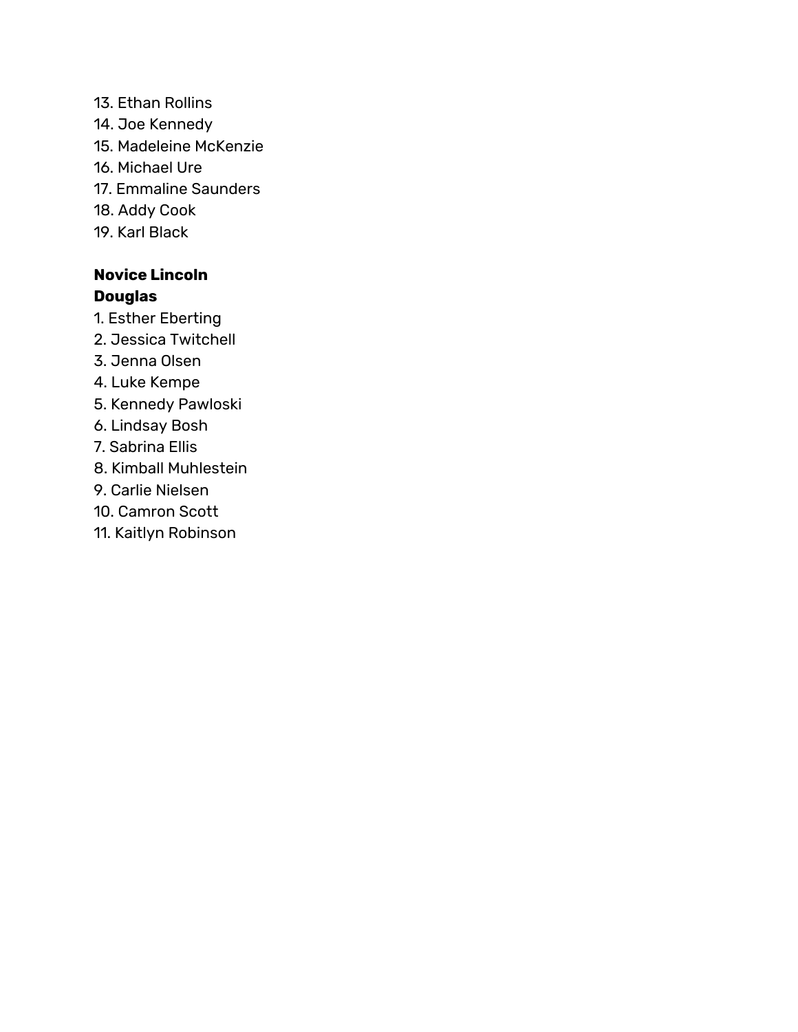13. Ethan Rollins
14. Joe Kennedy
15. Madeleine McKenzie
16. Michael Ure
17. Emmaline Saunders
18. Addy Cook
19. Karl Black

**Novice Lincoln Douglas**

1. Esther Eberting
2. Jessica Twitchell
3. Jenna Olsen
4. Luke Kempe
5. Kennedy Pawloski
6. Lindsay Bosh
7. Sabrina Ellis
8. Kimball Muhlestein
9. Carlie Nielsen
10. Camron Scott
11. Kaitlyn Robinson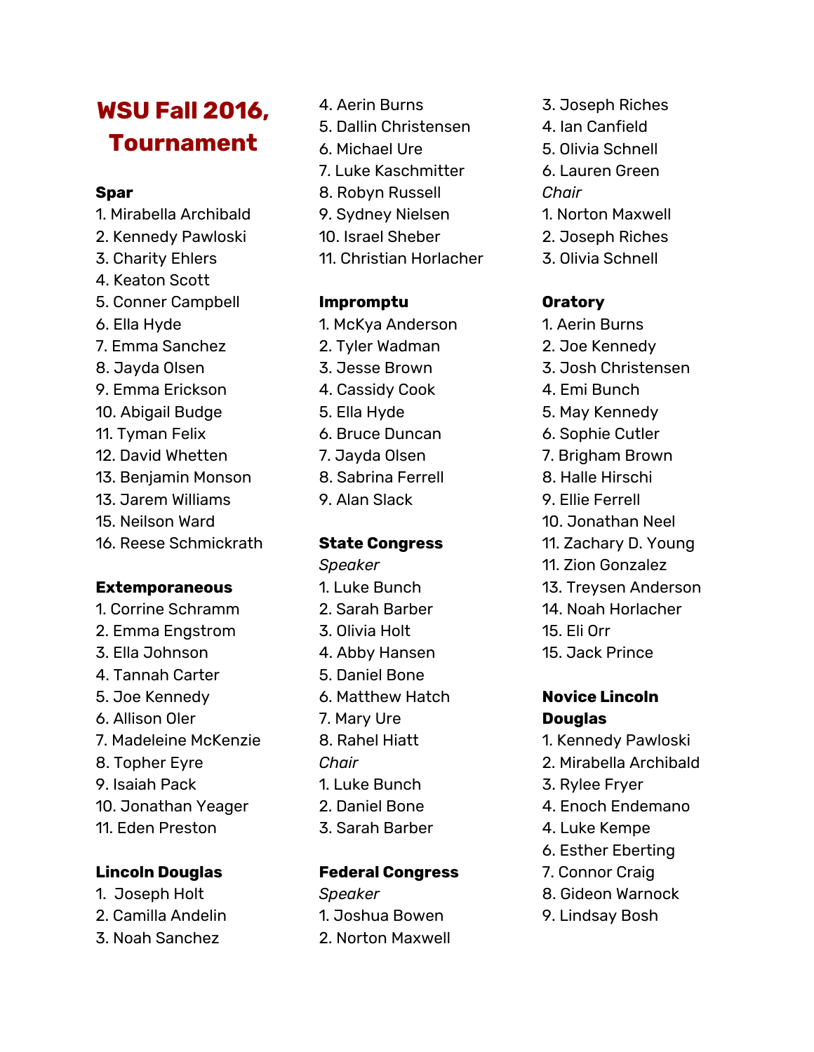# WSU Fall 2016, Tournament

**Spar**

1. Mirabella Archibald
2. Kennedy Pawloski
3. Charity Ehlers
4. Keaton Scott
5. Conner Campbell
6. Ella Hyde
7. Emma Sanchez
8. Jayda Olsen
9. Emma Erickson
10. Abigail Budge
11. Tyman Felix
12. David Whetten
13. Benjamin Monson
13. Jarem Williams
15. Neilson Ward
16. Reese Schmickrath

**Extemporaneous**

1. Corrine Schramm
2. Emma Engstrom
3. Ella Johnson
4. Tannah Carter
5. Joe Kennedy
6. Allison Oler
7. Madeleine McKenzie
8. Topher Eyre
9. Isaiah Pack
10. Jonathan Yeager
11. Eden Preston

**Lincoln Douglas**

1. Joseph Holt
2. Camilla Andelin
3. Noah Sanchez
4. Aerin Burns
5. Dallin Christensen
6. Michael Ure
7. Luke Kaschmitter
8. Robyn Russell
9. Sydney Nielsen
10. Israel Sheber
11. Christian Horlacher

**Impromptu**

1. McKya Anderson
2. Tyler Wadman
3. Jesse Brown
4. Cassidy Cook
5. Ella Hyde
6. Bruce Duncan
7. Jayda Olsen
8. Sabrina Ferrell
9. Alan Slack

**State Congress**

*Speaker*

1. Luke Bunch
2. Sarah Barber
3. Olivia Holt
4. Abby Hansen
5. Daniel Bone
6. Matthew Hatch
7. Mary Ure
8. Rahel Hiatt

*Chair*

1. Luke Bunch
2. Daniel Bone
3. Sarah Barber

**Federal Congress**

*Speaker*

1. Joshua Bowen
2. Norton Maxwell
3. Joseph Riches
4. Ian Canfield
5. Olivia Schnell
6. Lauren Green

*Chair*

1. Norton Maxwell
2. Joseph Riches
3. Olivia Schnell

**Oratory**

1. Aerin Burns
2. Joe Kennedy
3. Josh Christensen
4. Emi Bunch
5. May Kennedy
6. Sophie Cutler
7. Brigham Brown
8. Halle Hirschi
9. Ellie Ferrell
10. Jonathan Neel
11. Zachary D. Young
11. Zion Gonzalez
13. Treysen Anderson
14. Noah Horlacher
15. Eli Orr
15. Jack Prince

**Novice Lincoln Douglas**

1. Kennedy Pawloski
2. Mirabella Archibald
3. Rylee Fryer
4. Enoch Endemano
4. Luke Kempe
6. Esther Eberting
7. Connor Craig
8. Gideon Warnock
9. Lindsay Bosh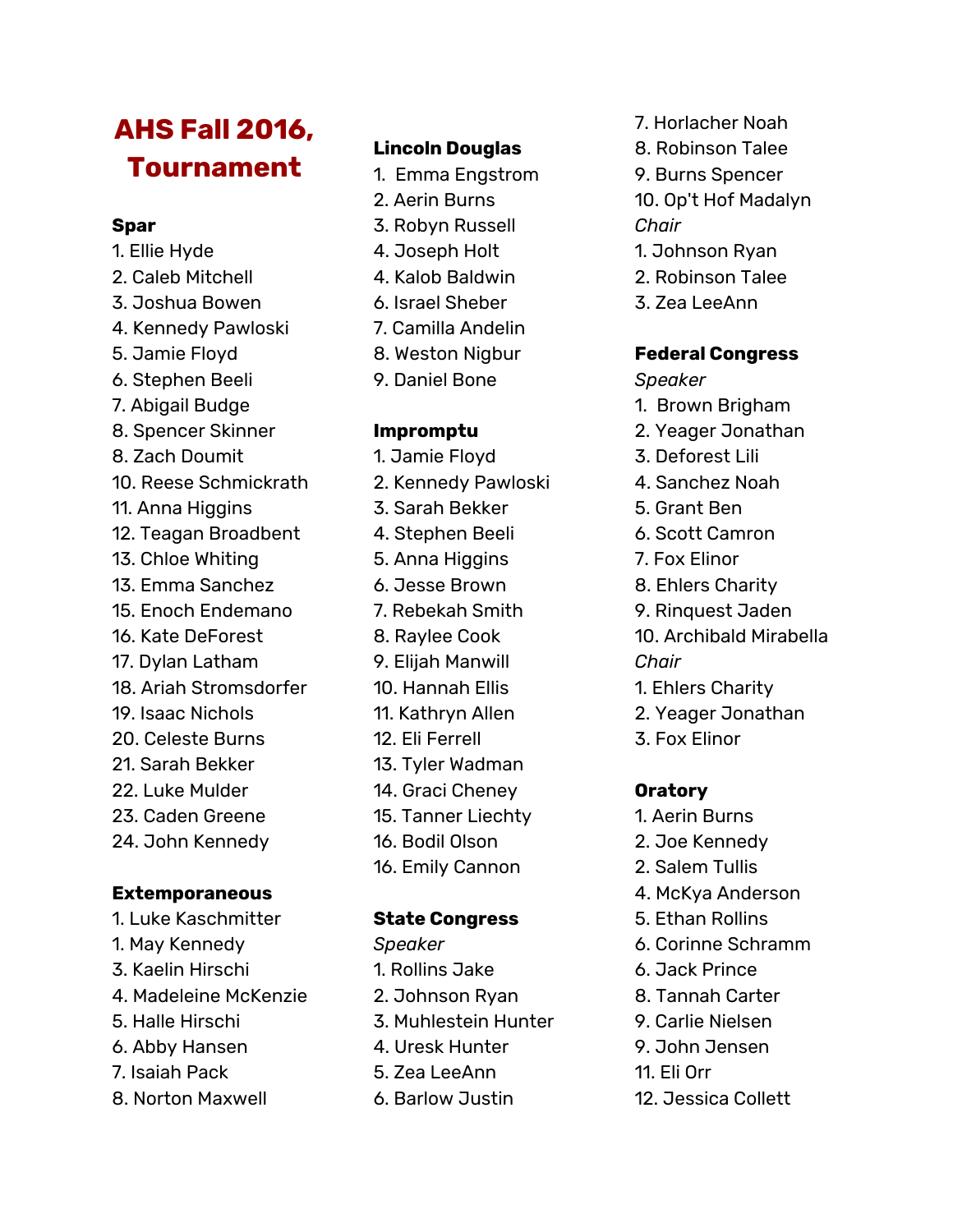# AHS Fall 2016, Tournament

**Spar**

1. Ellie Hyde
2. Caleb Mitchell
3. Joshua Bowen
4. Kennedy Pawloski
5. Jamie Floyd
6. Stephen Beeli
7. Abigail Budge
8. Spencer Skinner
8. Zach Doumit
10. Reese Schmickrath
11. Anna Higgins
12. Teagan Broadbent
13. Chloe Whiting
13. Emma Sanchez
15. Enoch Endemano
16. Kate DeForest
17. Dylan Latham
18. Ariah Stromsdorfer
19. Isaac Nichols
20. Celeste Burns
21. Sarah Bekker
22. Luke Mulder
23. Caden Greene
24. John Kennedy

**Extemporaneous**

1. Luke Kaschmitter
1. May Kennedy
3. Kaelin Hirschi
4. Madeleine McKenzie
5. Halle Hirschi
6. Abby Hansen
7. Isaiah Pack
8. Norton Maxwell

**Lincoln Douglas**

1. Emma Engstrom
2. Aerin Burns
3. Robyn Russell
4. Joseph Holt
4. Kalob Baldwin
6. Israel Sheber
7. Camilla Andelin
8. Weston Nigbur
9. Daniel Bone

**Impromptu**

1. Jamie Floyd
2. Kennedy Pawloski
3. Sarah Bekker
4. Stephen Beeli
5. Anna Higgins
6. Jesse Brown
7. Rebekah Smith
8. Raylee Cook
9. Elijah Manwill
10. Hannah Ellis
11. Kathryn Allen
12. Eli Ferrell
13. Tyler Wadman
14. Graci Cheney
15. Tanner Liechty
16. Bodil Olson
16. Emily Cannon

**State Congress**

*Speaker*

1. Rollins Jake
2. Johnson Ryan
3. Muhlestein Hunter
4. Uresk Hunter
5. Zea LeeAnn
6. Barlow Justin
7. Horlacher Noah
8. Robinson Talee
9. Burns Spencer
10. Op't Hof Madalyn

*Chair*

1. Johnson Ryan
2. Robinson Talee
3. Zea LeeAnn

**Federal Congress**

*Speaker*

1. Brown Brigham
2. Yeager Jonathan
3. Deforest Lili
4. Sanchez Noah
5. Grant Ben
6. Scott Camron
7. Fox Elinor
8. Ehlers Charity
9. Rinquest Jaden
10. Archibald Mirabella

*Chair*

1. Ehlers Charity
2. Yeager Jonathan
3. Fox Elinor

**Oratory**

1. Aerin Burns
2. Joe Kennedy
2. Salem Tullis
4. McKya Anderson
5. Ethan Rollins
6. Corinne Schramm
6. Jack Prince
8. Tannah Carter
9. Carlie Nielsen
9. John Jensen
11. Eli Orr
12. Jessica Collett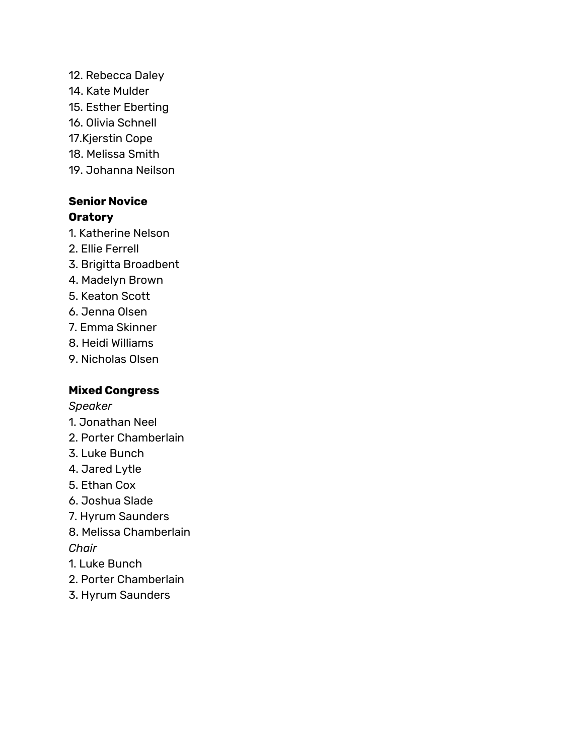12. Rebecca Daley
14. Kate Mulder
15. Esther Eberting
16. Olivia Schnell
17.Kjerstin Cope
18. Melissa Smith
19. Johanna Neilson

**Senior Novice Oratory**

1. Katherine Nelson
2. Ellie Ferrell
3. Brigitta Broadbent
4. Madelyn Brown
5. Keaton Scott
6. Jenna Olsen
7. Emma Skinner
8. Heidi Williams
9. Nicholas Olsen

**Mixed Congress**

*Speaker*

1. Jonathan Neel
2. Porter Chamberlain
3. Luke Bunch
4. Jared Lytle
5. Ethan Cox
6. Joshua Slade
7. Hyrum Saunders
8. Melissa Chamberlain

*Chair*

1. Luke Bunch
2. Porter Chamberlain
3. Hyrum Saunders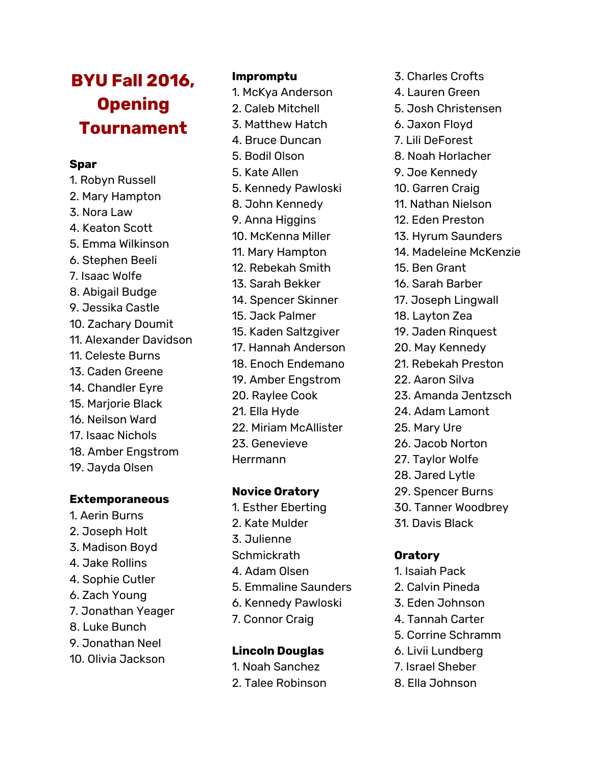# BYU Fall 2016, Opening Tournament

**Spar**

1. Robyn Russell
2. Mary Hampton
3. Nora Law
4. Keaton Scott
5. Emma Wilkinson
6. Stephen Beeli
7. Isaac Wolfe
8. Abigail Budge
9. Jessika Castle
10. Zachary Doumit
11. Alexander Davidson
11. Celeste Burns
13. Caden Greene
14. Chandler Eyre
15. Marjorie Black
16. Neilson Ward
17. Isaac Nichols
18. Amber Engstrom
19. Jayda Olsen

**Extemporaneous**

1. Aerin Burns
2. Joseph Holt
3. Madison Boyd
4. Jake Rollins
4. Sophie Cutler
6. Zach Young
7. Jonathan Yeager
8. Luke Bunch
9. Jonathan Neel
10. Olivia Jackson

**Impromptu**

1. McKya Anderson
2. Caleb Mitchell
3. Matthew Hatch
4. Bruce Duncan
5. Bodil Olson
5. Kate Allen
5. Kennedy Pawloski
8. John Kennedy
9. Anna Higgins
10. McKenna Miller
11. Mary Hampton
12. Rebekah Smith
13. Sarah Bekker
14. Spencer Skinner
15. Jack Palmer
15. Kaden Saltzgiver
17. Hannah Anderson
18. Enoch Endemano
19. Amber Engstrom
20. Raylee Cook
21. Ella Hyde
22. Miriam McAllister
23. Genevieve Herrmann

**Novice Oratory**

1. Esther Eberting
2. Kate Mulder
3. Julienne Schmickrath
4. Adam Olsen
5. Emmaline Saunders
6. Kennedy Pawloski
7. Connor Craig

**Lincoln Douglas**

1. Noah Sanchez
2. Talee Robinson
3. Charles Crofts
4. Lauren Green
5. Josh Christensen
6. Jaxon Floyd
7. Lili DeForest
8. Noah Horlacher
9. Joe Kennedy
10. Garren Craig
11. Nathan Nielson
12. Eden Preston
13. Hyrum Saunders
14. Madeleine McKenzie
15. Ben Grant
16. Sarah Barber
17. Joseph Lingwall
18. Layton Zea
19. Jaden Rinquest
20. May Kennedy
21. Rebekah Preston
22. Aaron Silva
23. Amanda Jentzsch
24. Adam Lamont
25. Mary Ure
26. Jacob Norton
27. Taylor Wolfe
28. Jared Lytle
29. Spencer Burns
30. Tanner Woodbrey
31. Davis Black

**Oratory**

1. Isaiah Pack
2. Calvin Pineda
3. Eden Johnson
4. Tannah Carter
5. Corrine Schramm
6. Livii Lundberg
7. Israel Sheber
8. Ella Johnson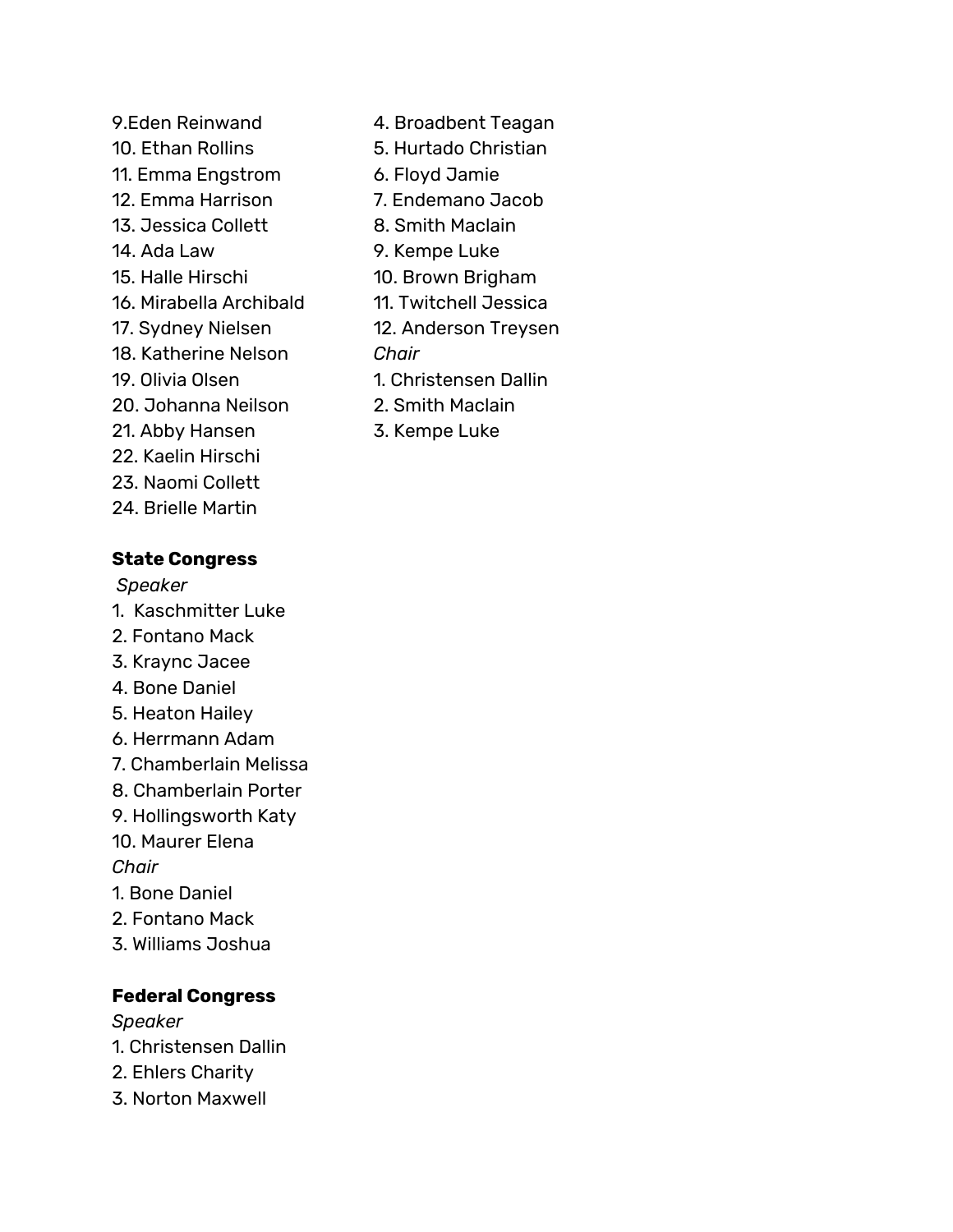9. Eden Reinwand
10. Ethan Rollins
11. Emma Engstrom
12. Emma Harrison
13. Jessica Collett
14. Ada Law
15. Halle Hirschi
16. Mirabella Archibald
17. Sydney Nielsen
18. Katherine Nelson
19. Olivia Olsen
20. Johanna Neilson
21. Abby Hansen
22. Kaelin Hirschi
23. Naomi Collett
24. Brielle Martin

**State Congress**

*Speaker*

1. Kaschmitter Luke
2. Fontano Mack
3. Kraync Jacee
4. Bone Daniel
5. Heaton Hailey
6. Herrmann Adam
7. Chamberlain Melissa
8. Chamberlain Porter
9. Hollingsworth Katy
10. Maurer Elena

*Chair*

1. Bone Daniel
2. Fontano Mack
3. Williams Joshua

**Federal Congress**

*Speaker*

1. Christensen Dallin
2. Ehlers Charity
3. Norton Maxwell
4. Broadbent Teagan
5. Hurtado Christian
6. Floyd Jamie
7. Endemano Jacob
8. Smith Maclain
9. Kempe Luke
10. Brown Brigham
11. Twitchell Jessica
12. Anderson Treysen

*Chair*

1. Christensen Dallin
2. Smith Maclain
3. Kempe Luke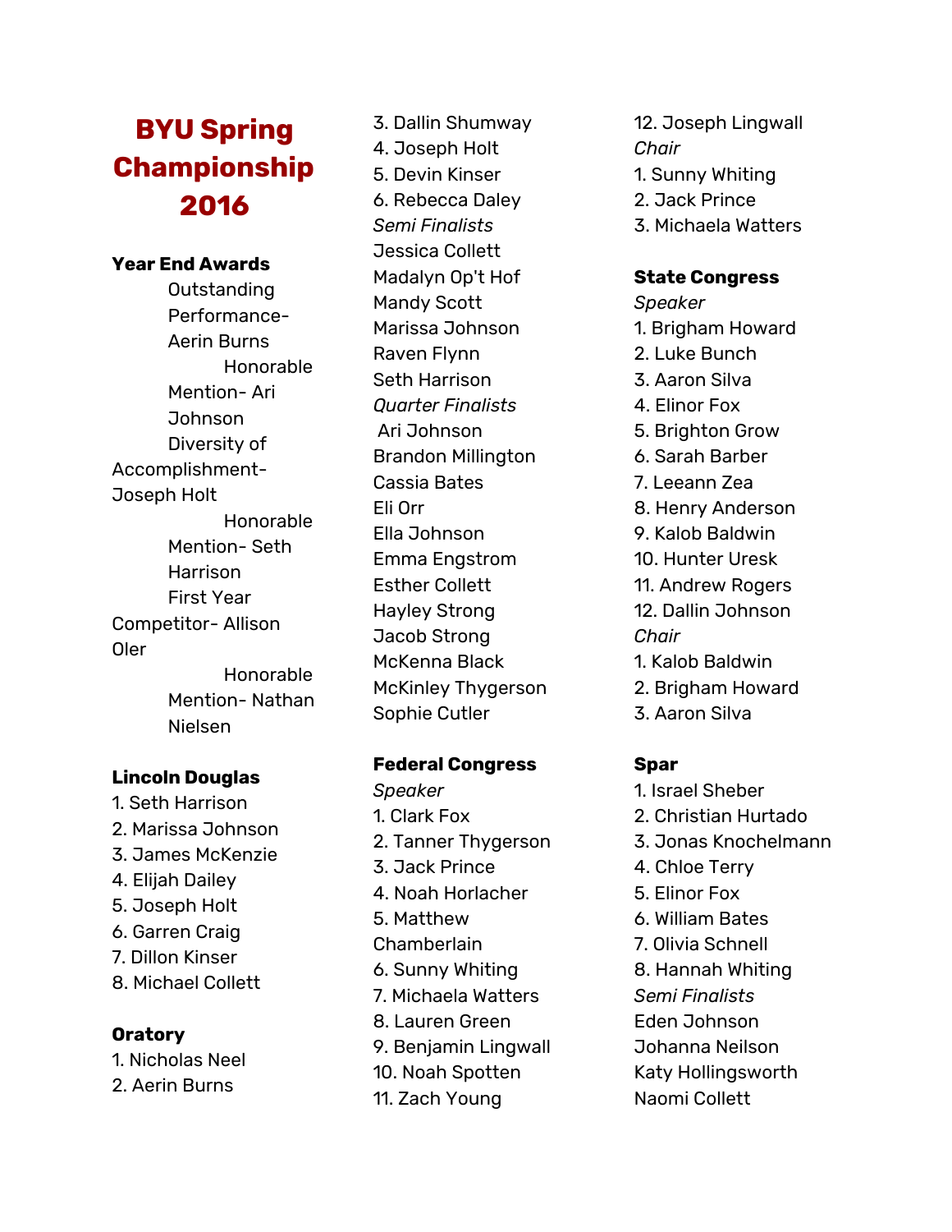# BYU Spring Championship 2016

**Year End Awards**

Outstanding Performance- Aerin Burns

Honorable Mention- Ari Johnson

Diversity of Accomplishment- Joseph Holt

Honorable Mention- Seth Harrison

First Year Competitor- Allison Oler

Honorable Mention- Nathan Nielsen

**Lincoln Douglas**

1. Seth Harrison
2. Marissa Johnson
3. James McKenzie
4. Elijah Dailey
5. Joseph Holt
6. Garren Craig
7. Dillon Kinser
8. Michael Collett

**Oratory**

1. Nicholas Neel
2. Aerin Burns
3. Dallin Shumway
4. Joseph Holt
5. Devin Kinser
6. Rebecca Daley

*Semi Finalists*

Jessica Collett
Madalyn Op't Hof
Mandy Scott
Marissa Johnson
Raven Flynn
Seth Harrison

*Quarter Finalists*

Ari Johnson
Brandon Millington
Cassia Bates
Eli Orr
Ella Johnson
Emma Engstrom
Esther Collett
Hayley Strong
Jacob Strong
McKenna Black
McKinley Thygerson
Sophie Cutler

**Federal Congress**

*Speaker*

1. Clark Fox
2. Tanner Thygerson
3. Jack Prince
4. Noah Horlacher
5. Matthew Chamberlain
6. Sunny Whiting
7. Michaela Watters
8. Lauren Green
9. Benjamin Lingwall
10. Noah Spotten
11. Zach Young
12. Joseph Lingwall

*Chair*

1. Sunny Whiting
2. Jack Prince
3. Michaela Watters

**State Congress**

*Speaker*

1. Brigham Howard
2. Luke Bunch
3. Aaron Silva
4. Elinor Fox
5. Brighton Grow
6. Sarah Barber
7. Leeann Zea
8. Henry Anderson
9. Kalob Baldwin
10. Hunter Uresk
11. Andrew Rogers
12. Dallin Johnson

*Chair*

1. Kalob Baldwin
2. Brigham Howard
3. Aaron Silva

**Spar**

1. Israel Sheber
2. Christian Hurtado
3. Jonas Knochelmann
4. Chloe Terry
5. Elinor Fox
6. William Bates
7. Olivia Schnell
8. Hannah Whiting

*Semi Finalists*

Eden Johnson
Johanna Neilson
Katy Hollingsworth
Naomi Collett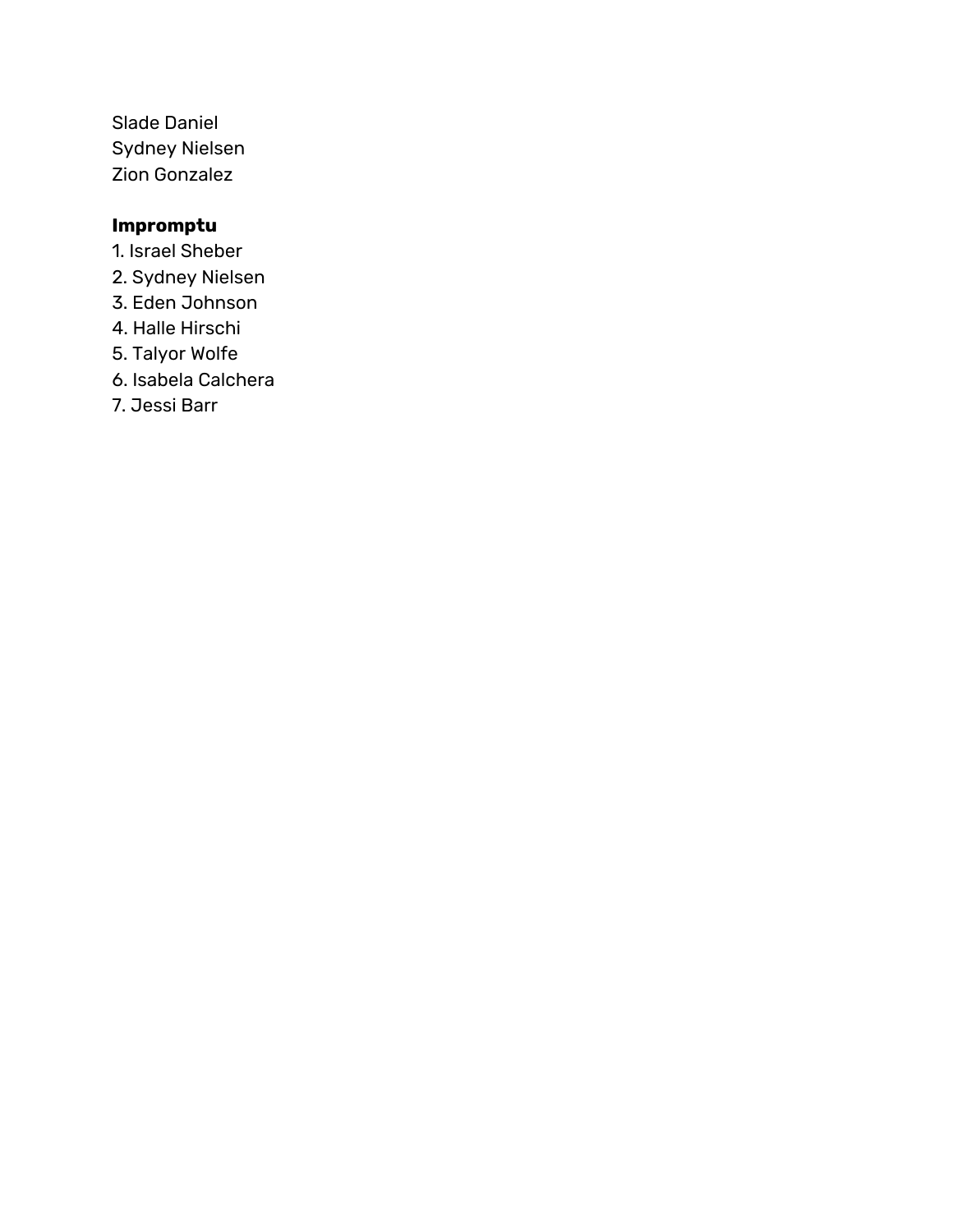Slade Daniel
Sydney Nielsen
Zion Gonzalez

**Impromptu**

1. Israel Sheber
2. Sydney Nielsen
3. Eden Johnson
4. Halle Hirschi
5. Talyor Wolfe
6. Isabela Calchera
7. Jessi Barr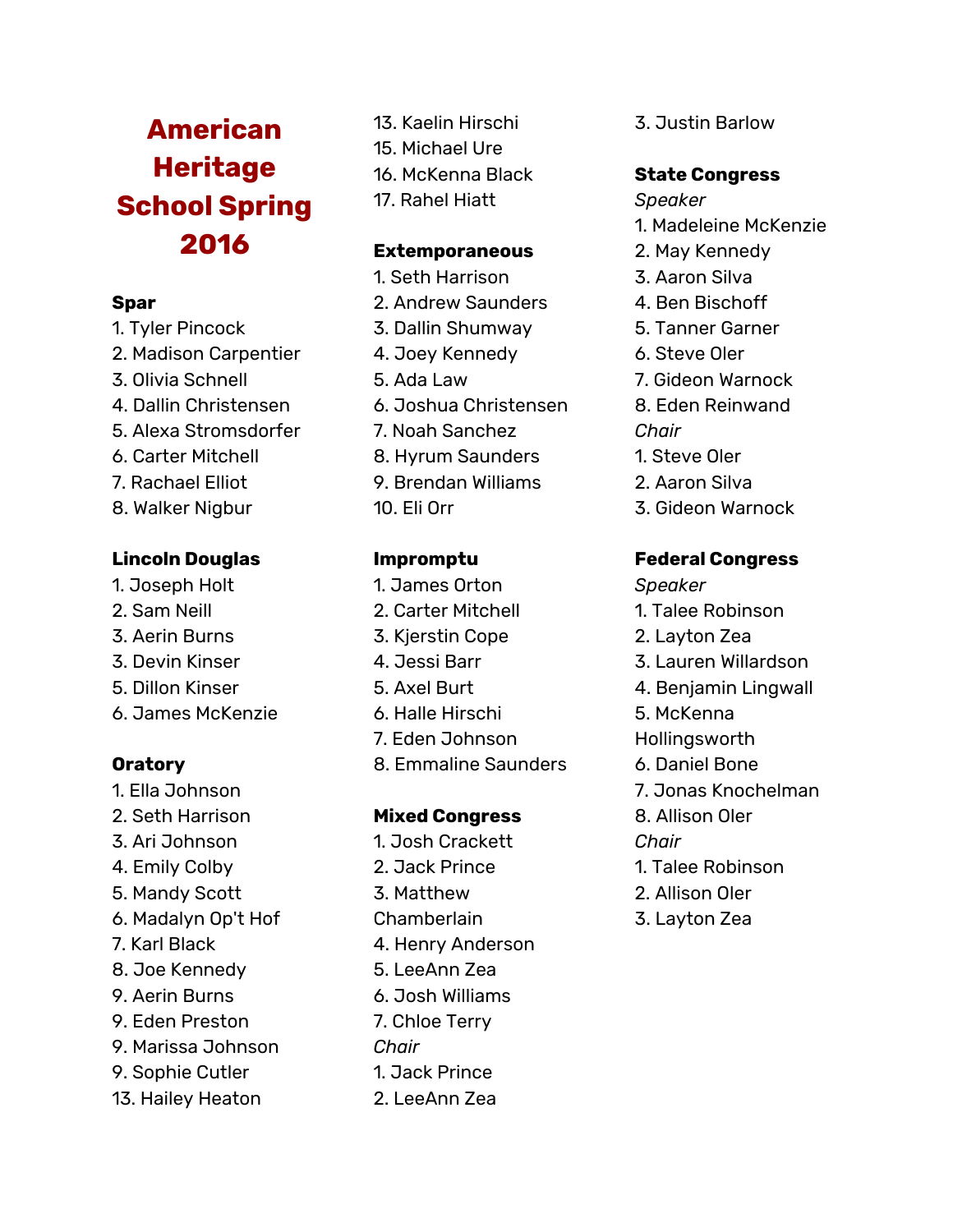# American Heritage School Spring 2016

**Spar**

1. Tyler Pincock
2. Madison Carpentier
3. Olivia Schnell
4. Dallin Christensen
5. Alexa Stromsdorfer
6. Carter Mitchell
7. Rachael Elliot
8. Walker Nigbur

**Lincoln Douglas**

1. Joseph Holt
2. Sam Neill
3. Aerin Burns
3. Devin Kinser
5. Dillon Kinser
6. James McKenzie

**Oratory**

1. Ella Johnson
2. Seth Harrison
3. Ari Johnson
4. Emily Colby
5. Mandy Scott
6. Madalyn Op't Hof
7. Karl Black
8. Joe Kennedy
9. Aerin Burns
9. Eden Preston
9. Marissa Johnson
9. Sophie Cutler
13. Hailey Heaton
13. Kaelin Hirschi
15. Michael Ure
16. McKenna Black
17. Rahel Hiatt

**Extemporaneous**

1. Seth Harrison
2. Andrew Saunders
3. Dallin Shumway
4. Joey Kennedy
5. Ada Law
6. Joshua Christensen
7. Noah Sanchez
8. Hyrum Saunders
9. Brendan Williams
10. Eli Orr

**Impromptu**

1. James Orton
2. Carter Mitchell
3. Kjerstin Cope
4. Jessi Barr
5. Axel Burt
6. Halle Hirschi
7. Eden Johnson
8. Emmaline Saunders

**Mixed Congress**

1. Josh Crackett
2. Jack Prince
3. Matthew Chamberlain
4. Henry Anderson
5. LeeAnn Zea
6. Josh Williams
7. Chloe Terry

*Chair*

1. Jack Prince
2. LeeAnn Zea
3. Justin Barlow

**State Congress**

*Speaker*

1. Madeleine McKenzie
2. May Kennedy
3. Aaron Silva
4. Ben Bischoff
5. Tanner Garner
6. Steve Oler
7. Gideon Warnock
8. Eden Reinwand

*Chair*

1. Steve Oler
2. Aaron Silva
3. Gideon Warnock

**Federal Congress**

*Speaker*

1. Talee Robinson
2. Layton Zea
3. Lauren Willardson
4. Benjamin Lingwall
5. McKenna Hollingsworth
6. Daniel Bone
7. Jonas Knochelman
8. Allison Oler

*Chair*

1. Talee Robinson
2. Allison Oler
3. Layton Zea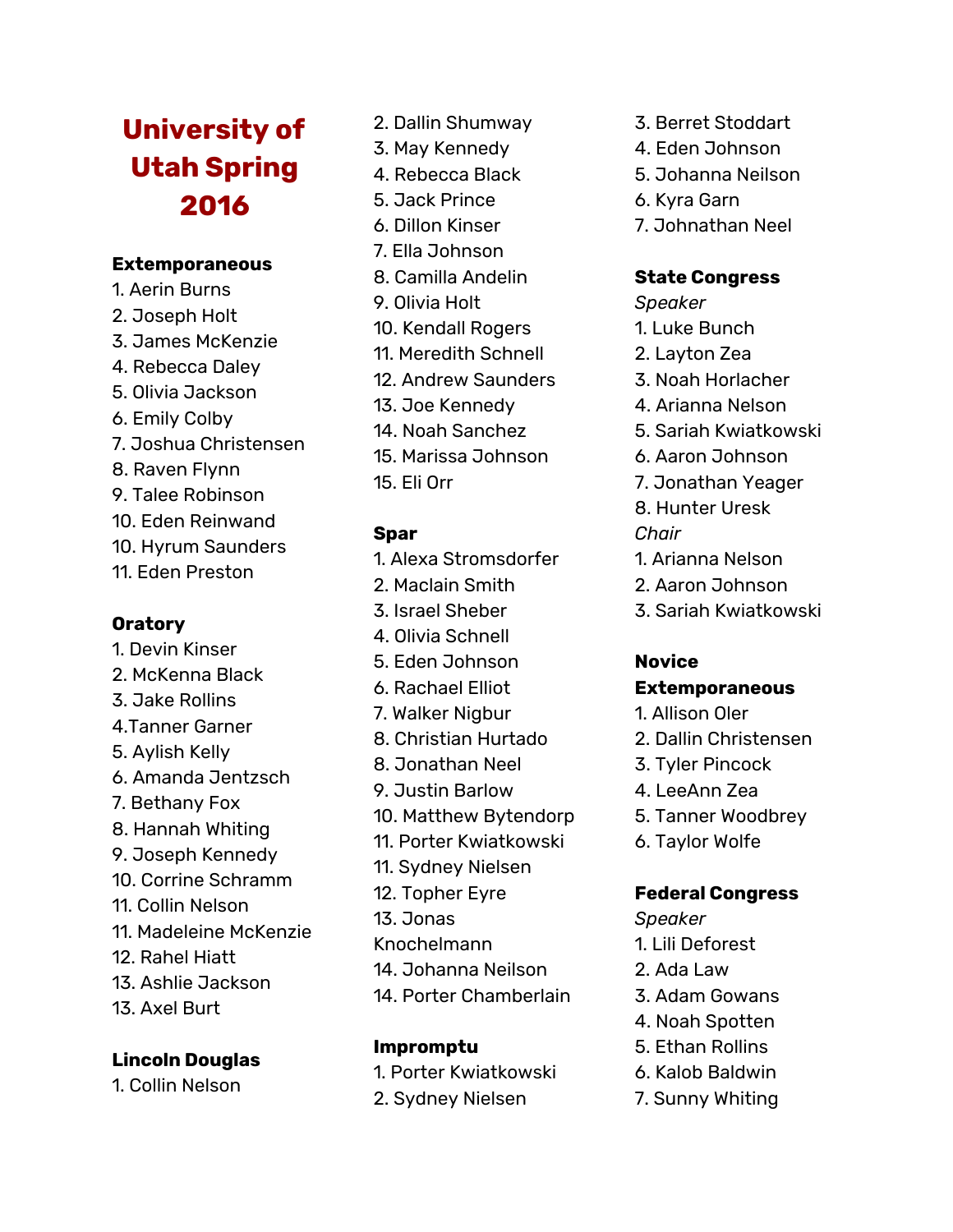# University of Utah Spring 2016

**Extemporaneous**
1. Aerin Burns
2. Joseph Holt
3. James McKenzie
4. Rebecca Daley
5. Olivia Jackson
6. Emily Colby
7. Joshua Christensen
8. Raven Flynn
9. Talee Robinson
10. Eden Reinwand
10. Hyrum Saunders
11. Eden Preston

**Oratory**
1. Devin Kinser
2. McKenna Black
3. Jake Rollins
4.Tanner Garner
5. Aylish Kelly
6. Amanda Jentzsch
7. Bethany Fox
8. Hannah Whiting
9. Joseph Kennedy
10. Corrine Schramm
11. Collin Nelson
11. Madeleine McKenzie
12. Rahel Hiatt
13. Ashlie Jackson
13. Axel Burt

**Lincoln Douglas**
1. Collin Nelson
2. Dallin Shumway
3. May Kennedy
4. Rebecca Black
5. Jack Prince
6. Dillon Kinser
7. Ella Johnson
8. Camilla Andelin
9. Olivia Holt
10. Kendall Rogers
11. Meredith Schnell
12. Andrew Saunders
13. Joe Kennedy
14. Noah Sanchez
15. Marissa Johnson
15. Eli Orr

**Spar**
1. Alexa Stromsdorfer
2. Maclain Smith
3. Israel Sheber
4. Olivia Schnell
5. Eden Johnson
6. Rachael Elliot
7. Walker Nigbur
8. Christian Hurtado
8. Jonathan Neel
9. Justin Barlow
10. Matthew Bytendorp
11. Porter Kwiatkowski
11. Sydney Nielsen
12. Topher Eyre
13. Jonas Knochelmann
14. Johanna Neilson
14. Porter Chamberlain

**Impromptu**
1. Porter Kwiatkowski
2. Sydney Nielsen
3. Berret Stoddart
4. Eden Johnson
5. Johanna Neilson
6. Kyra Garn
7. Johnathan Neel

**State Congress**

*Speaker*
1. Luke Bunch
2. Layton Zea
3. Noah Horlacher
4. Arianna Nelson
5. Sariah Kwiatkowski
6. Aaron Johnson
7. Jonathan Yeager
8. Hunter Uresk

*Chair*
1. Arianna Nelson
2. Aaron Johnson
3. Sariah Kwiatkowski

**Novice Extemporaneous**
1. Allison Oler
2. Dallin Christensen
3. Tyler Pincock
4. LeeAnn Zea
5. Tanner Woodbrey
6. Taylor Wolfe

**Federal Congress**

*Speaker*
1. Lili Deforest
2. Ada Law
3. Adam Gowans
4. Noah Spotten
5. Ethan Rollins
6. Kalob Baldwin
7. Sunny Whiting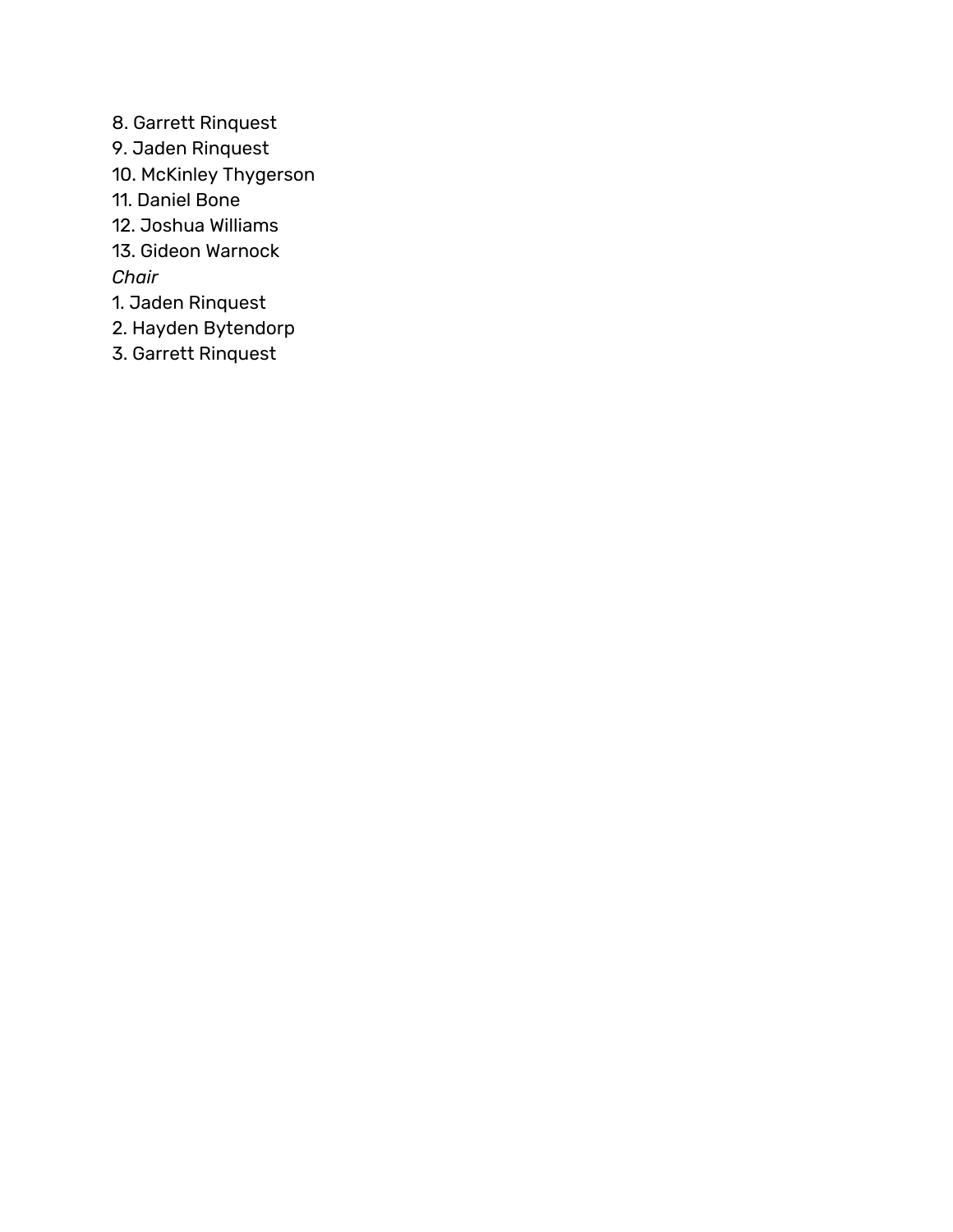8. Garrett Rinquest
9. Jaden Rinquest
10. McKinley Thygerson
11. Daniel Bone
12. Joshua Williams
13. Gideon Warnock

*Chair*

1. Jaden Rinquest
2. Hayden Bytendorp
3. Garrett Rinquest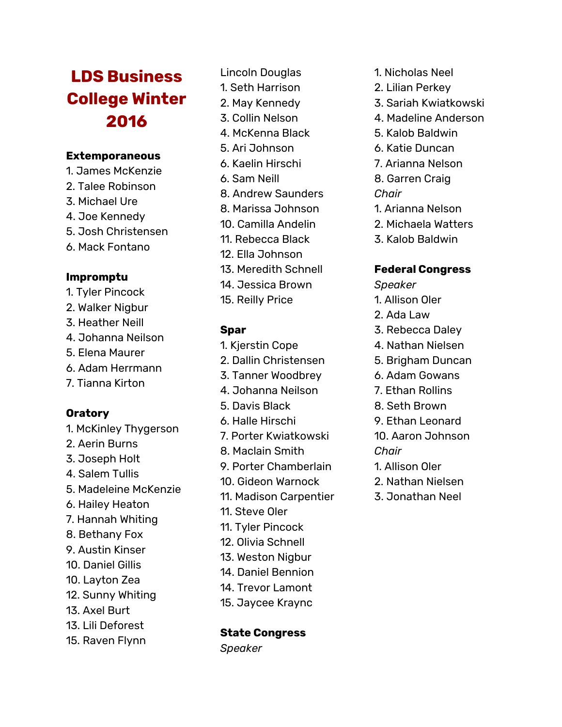# LDS Business College Winter 2016

**Extemporaneous**

1. James McKenzie
2. Talee Robinson
3. Michael Ure
4. Joe Kennedy
5. Josh Christensen
6. Mack Fontano

**Impromptu**

1. Tyler Pincock
2. Walker Nigbur
3. Heather Neill
4. Johanna Neilson
5. Elena Maurer
6. Adam Herrmann
7. Tianna Kirton

**Oratory**

1. McKinley Thygerson
2. Aerin Burns
3. Joseph Holt
4. Salem Tullis
5. Madeleine McKenzie
6. Hailey Heaton
7. Hannah Whiting
8. Bethany Fox
9. Austin Kinser
10. Daniel Gillis
10. Layton Zea
12. Sunny Whiting
13. Axel Burt
13. Lili Deforest
15. Raven Flynn

Lincoln Douglas

1. Seth Harrison
2. May Kennedy
3. Collin Nelson
4. McKenna Black
5. Ari Johnson
6. Kaelin Hirschi
6. Sam Neill
8. Andrew Saunders
8. Marissa Johnson
10. Camilla Andelin
11. Rebecca Black
12. Ella Johnson
13. Meredith Schnell
14. Jessica Brown
15. Reilly Price

**Spar**

1. Kjerstin Cope
2. Dallin Christensen
3. Tanner Woodbrey
4. Johanna Neilson
5. Davis Black
6. Halle Hirschi
7. Porter Kwiatkowski
8. Maclain Smith
9. Porter Chamberlain
10. Gideon Warnock
11. Madison Carpentier
11. Steve Oler
11. Tyler Pincock
12. Olivia Schnell
13. Weston Nigbur
14. Daniel Bennion
14. Trevor Lamont
15. Jaycee Kraync

**State Congress**

*Speaker*

1. Nicholas Neel
2. Lilian Perkey
3. Sariah Kwiatkowski
4. Madeline Anderson
5. Kalob Baldwin
6. Katie Duncan
7. Arianna Nelson
8. Garren Craig

*Chair*

1. Arianna Nelson
2. Michaela Watters
3. Kalob Baldwin

**Federal Congress**

*Speaker*

1. Allison Oler
2. Ada Law
3. Rebecca Daley
4. Nathan Nielsen
5. Brigham Duncan
6. Adam Gowans
7. Ethan Rollins
8. Seth Brown
9. Ethan Leonard
10. Aaron Johnson

*Chair*

1. Allison Oler
2. Nathan Nielsen
3. Jonathan Neel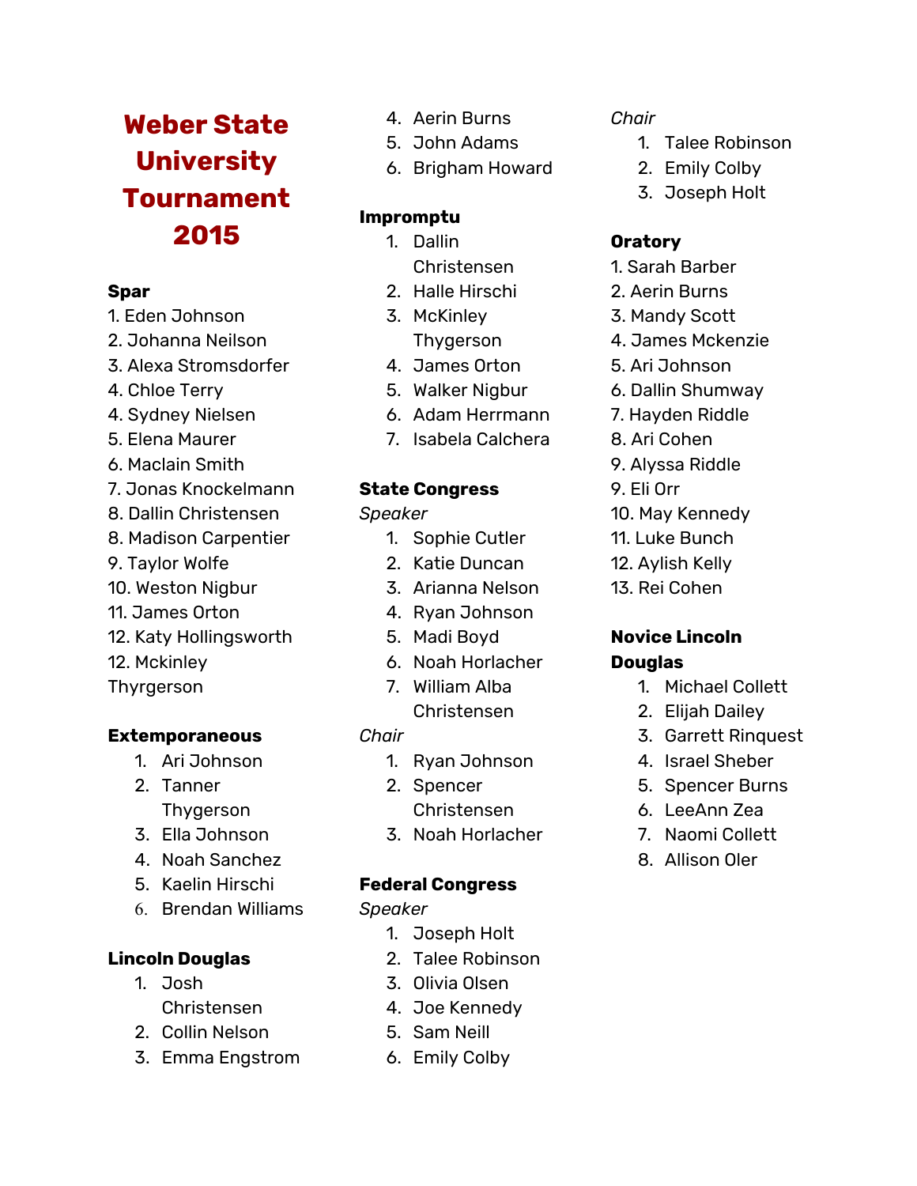# Weber State University Tournament 2015

**Spar**

1. Eden Johnson
2. Johanna Neilson
3. Alexa Stromsdorfer
4. Chloe Terry
4. Sydney Nielsen
5. Elena Maurer
6. Maclain Smith
7. Jonas Knockelmann
8. Dallin Christensen
8. Madison Carpentier
9. Taylor Wolfe
10. Weston Nigbur
11. James Orton
12. Katy Hollingsworth
12. Mckinley Thyrgerson

**Extemporaneous**

1. Ari Johnson
2. Tanner Thygerson
3. Ella Johnson
4. Noah Sanchez
5. Kaelin Hirschi
6. Brendan Williams

**Lincoln Douglas**

1. Josh Christensen
2. Collin Nelson
3. Emma Engstrom
4. Aerin Burns
5. John Adams
6. Brigham Howard

**Impromptu**

1. Dallin Christensen
2. Halle Hirschi
3. McKinley Thygerson
4. James Orton
5. Walker Nigbur
6. Adam Herrmann
7. Isabela Calchera

**State Congress**

*Speaker*

1. Sophie Cutler
2. Katie Duncan
3. Arianna Nelson
4. Ryan Johnson
5. Madi Boyd
6. Noah Horlacher
7. William Alba Christensen

*Chair*

1. Ryan Johnson
2. Spencer Christensen
3. Noah Horlacher

**Federal Congress**

*Speaker*

1. Joseph Holt
2. Talee Robinson
3. Olivia Olsen
4. Joe Kennedy
5. Sam Neill
6. Emily Colby

*Chair*

1. Talee Robinson
2. Emily Colby
3. Joseph Holt

**Oratory**

1. Sarah Barber
2. Aerin Burns
3. Mandy Scott
4. James Mckenzie
5. Ari Johnson
6. Dallin Shumway
7. Hayden Riddle
8. Ari Cohen
9. Alyssa Riddle
9. Eli Orr
10. May Kennedy
11. Luke Bunch
12. Aylish Kelly
13. Rei Cohen

**Novice Lincoln Douglas**

1. Michael Collett
2. Elijah Dailey
3. Garrett Rinquest
4. Israel Sheber
5. Spencer Burns
6. LeeAnn Zea
7. Naomi Collett
8. Allison Oler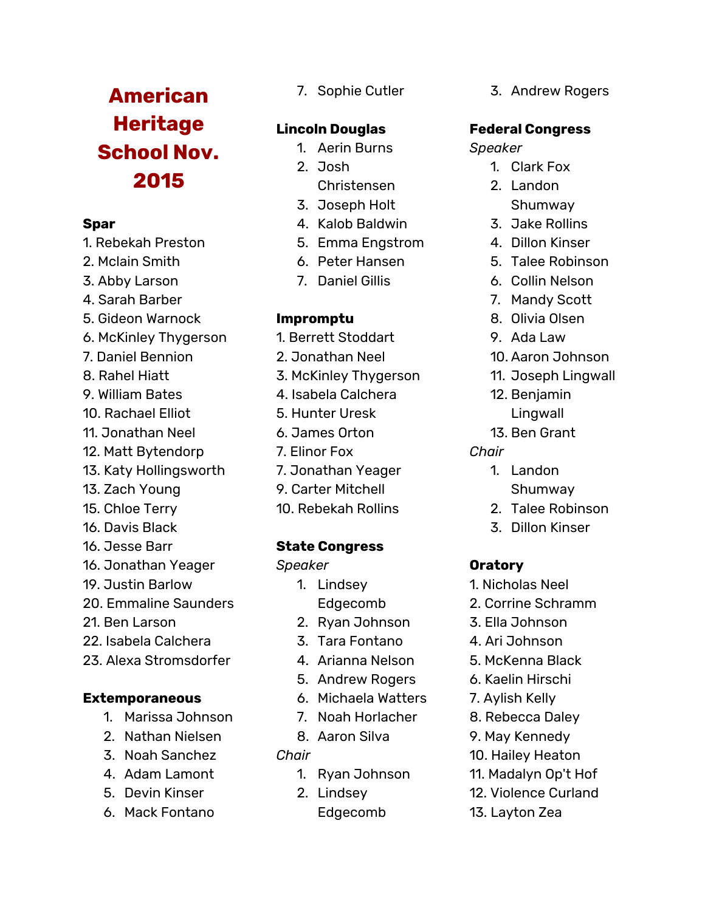# American Heritage School Nov. 2015

**Spar**

1. Rebekah Preston
2. Mclain Smith
3. Abby Larson
4. Sarah Barber
5. Gideon Warnock
6. McKinley Thygerson
7. Daniel Bennion
8. Rahel Hiatt
9. William Bates
10. Rachael Elliot
11. Jonathan Neel
12. Matt Bytendorp
13. Katy Hollingsworth
13. Zach Young
15. Chloe Terry
16. Davis Black
16. Jesse Barr
16. Jonathan Yeager
19. Justin Barlow
20. Emmaline Saunders
21. Ben Larson
22. Isabela Calchera
23. Alexa Stromsdorfer

**Extemporaneous**

1. Marissa Johnson
2. Nathan Nielsen
3. Noah Sanchez
4. Adam Lamont
5. Devin Kinser
6. Mack Fontano
7. Sophie Cutler

**Lincoln Douglas**

1. Aerin Burns
2. Josh Christensen
3. Joseph Holt
4. Kalob Baldwin
5. Emma Engstrom
6. Peter Hansen
7. Daniel Gillis

**Impromptu**

1. Berrett Stoddart
2. Jonathan Neel
3. McKinley Thygerson
4. Isabela Calchera
5. Hunter Uresk
6. James Orton
7. Elinor Fox
7. Jonathan Yeager
9. Carter Mitchell
10. Rebekah Rollins

**State Congress**

*Speaker*

1. Lindsey Edgecomb
2. Ryan Johnson
3. Tara Fontano
4. Arianna Nelson
5. Andrew Rogers
6. Michaela Watters
7. Noah Horlacher
8. Aaron Silva

*Chair*

1. Ryan Johnson
2. Lindsey Edgecomb
3. Andrew Rogers

**Federal Congress**

*Speaker*

1. Clark Fox
2. Landon Shumway
3. Jake Rollins
4. Dillon Kinser
5. Talee Robinson
6. Collin Nelson
7. Mandy Scott
8. Olivia Olsen
9. Ada Law
10. Aaron Johnson
11. Joseph Lingwall
12. Benjamin Lingwall
13. Ben Grant

*Chair*

1. Landon Shumway
2. Talee Robinson
3. Dillon Kinser

**Oratory**

1. Nicholas Neel
2. Corrine Schramm
3. Ella Johnson
4. Ari Johnson
5. McKenna Black
6. Kaelin Hirschi
7. Aylish Kelly
8. Rebecca Daley
9. May Kennedy
10. Hailey Heaton
11. Madalyn Op't Hof
12. Violence Curland
13. Layton Zea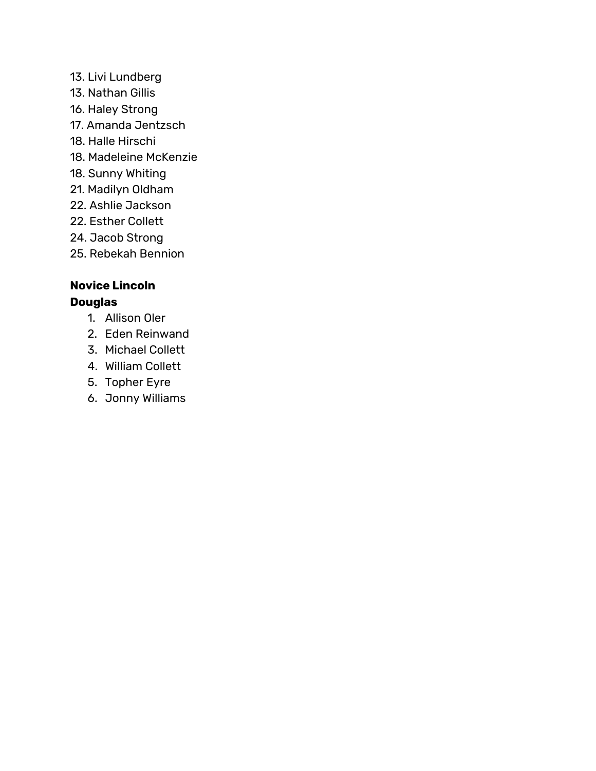13. Livi Lundberg
13. Nathan Gillis
16. Haley Strong
17. Amanda Jentzsch
18. Halle Hirschi
18. Madeleine McKenzie
18. Sunny Whiting
21. Madilyn Oldham
22. Ashlie Jackson
22. Esther Collett
24. Jacob Strong
25. Rebekah Bennion

**Novice Lincoln Douglas**

1. Allison Oler
2. Eden Reinwand
3. Michael Collett
4. William Collett
5. Topher Eyre
6. Jonny Williams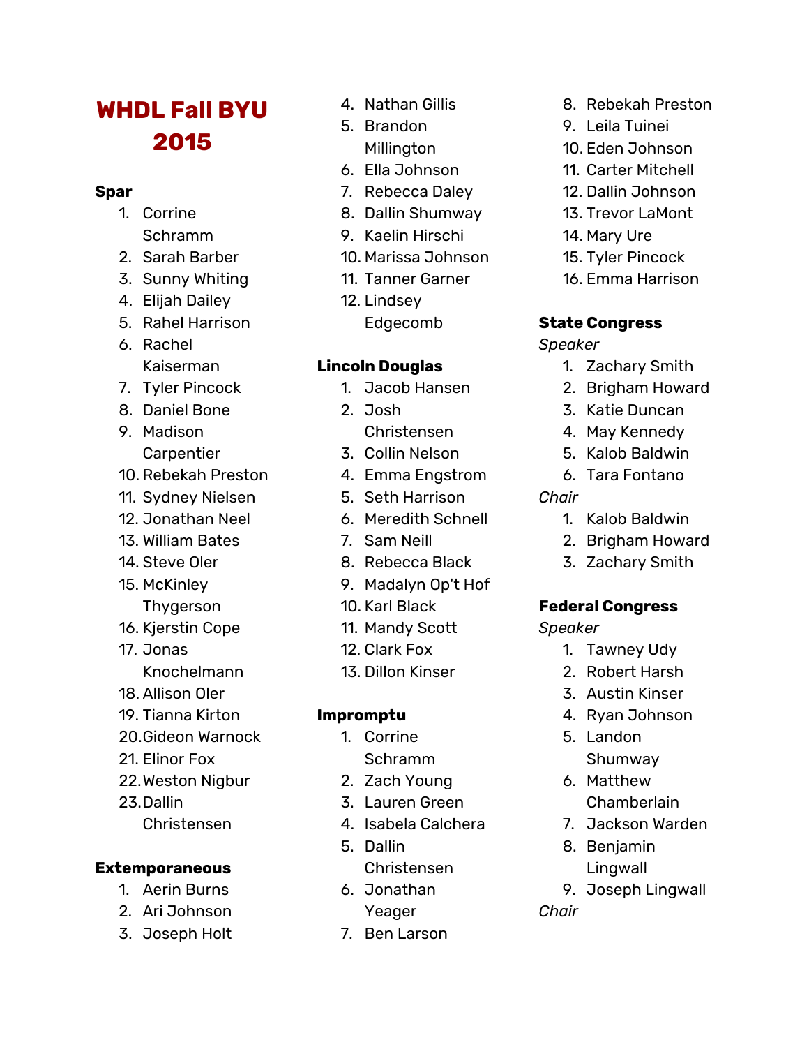# WHDL Fall BYU 2015

**Spar**

1. Corrine Schramm
2. Sarah Barber
3. Sunny Whiting
4. Elijah Dailey
5. Rahel Harrison
6. Rachel Kaiserman
7. Tyler Pincock
8. Daniel Bone
9. Madison Carpentier
10. Rebekah Preston
11. Sydney Nielsen
12. Jonathan Neel
13. William Bates
14. Steve Oler
15. McKinley Thygerson
16. Kjerstin Cope
17. Jonas Knochelmann
18. Allison Oler
19. Tianna Kirton
20. Gideon Warnock
21. Elinor Fox
22. Weston Nigbur
23. Dallin Christensen

**Extemporaneous**

1. Aerin Burns
2. Ari Johnson
3. Joseph Holt
4. Nathan Gillis
5. Brandon Millington
6. Ella Johnson
7. Rebecca Daley
8. Dallin Shumway
9. Kaelin Hirschi
10. Marissa Johnson
11. Tanner Garner
12. Lindsey Edgecomb

**Lincoln Douglas**

1. Jacob Hansen
2. Josh Christensen
3. Collin Nelson
4. Emma Engstrom
5. Seth Harrison
6. Meredith Schnell
7. Sam Neill
8. Rebecca Black
9. Madalyn Op't Hof
10. Karl Black
11. Mandy Scott
12. Clark Fox
13. Dillon Kinser

**Impromptu**

1. Corrine Schramm
2. Zach Young
3. Lauren Green
4. Isabela Calchera
5. Dallin Christensen
6. Jonathan Yeager
7. Ben Larson
8. Rebekah Preston
9. Leila Tuinei
10. Eden Johnson
11. Carter Mitchell
12. Dallin Johnson
13. Trevor LaMont
14. Mary Ure
15. Tyler Pincock
16. Emma Harrison

**State Congress**

*Speaker*

1. Zachary Smith
2. Brigham Howard
3. Katie Duncan
4. May Kennedy
5. Kalob Baldwin
6. Tara Fontano

*Chair*

1. Kalob Baldwin
2. Brigham Howard
3. Zachary Smith

**Federal Congress**

*Speaker*

1. Tawney Udy
2. Robert Harsh
3. Austin Kinser
4. Ryan Johnson
5. Landon Shumway
6. Matthew Chamberlain
7. Jackson Warden
8. Benjamin Lingwall
9. Joseph Lingwall

*Chair*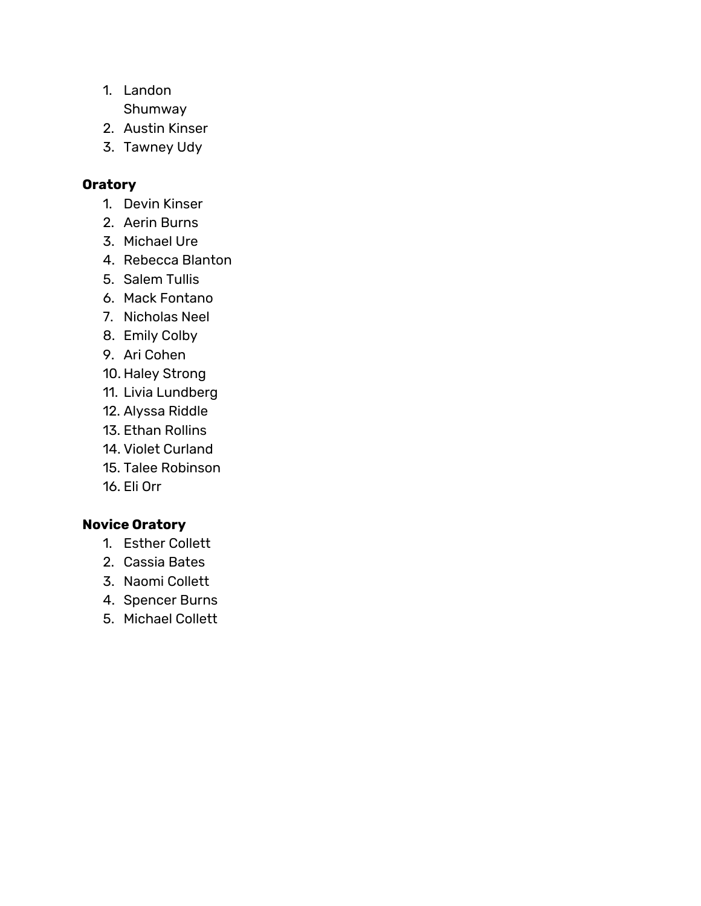1. Landon Shumway
2. Austin Kinser
3. Tawney Udy

**Oratory**

1. Devin Kinser
2. Aerin Burns
3. Michael Ure
4. Rebecca Blanton
5. Salem Tullis
6. Mack Fontano
7. Nicholas Neel
8. Emily Colby
9. Ari Cohen
10. Haley Strong
11. Livia Lundberg
12. Alyssa Riddle
13. Ethan Rollins
14. Violet Curland
15. Talee Robinson
16. Eli Orr

**Novice Oratory**

1. Esther Collett
2. Cassia Bates
3. Naomi Collett
4. Spencer Burns
5. Michael Collett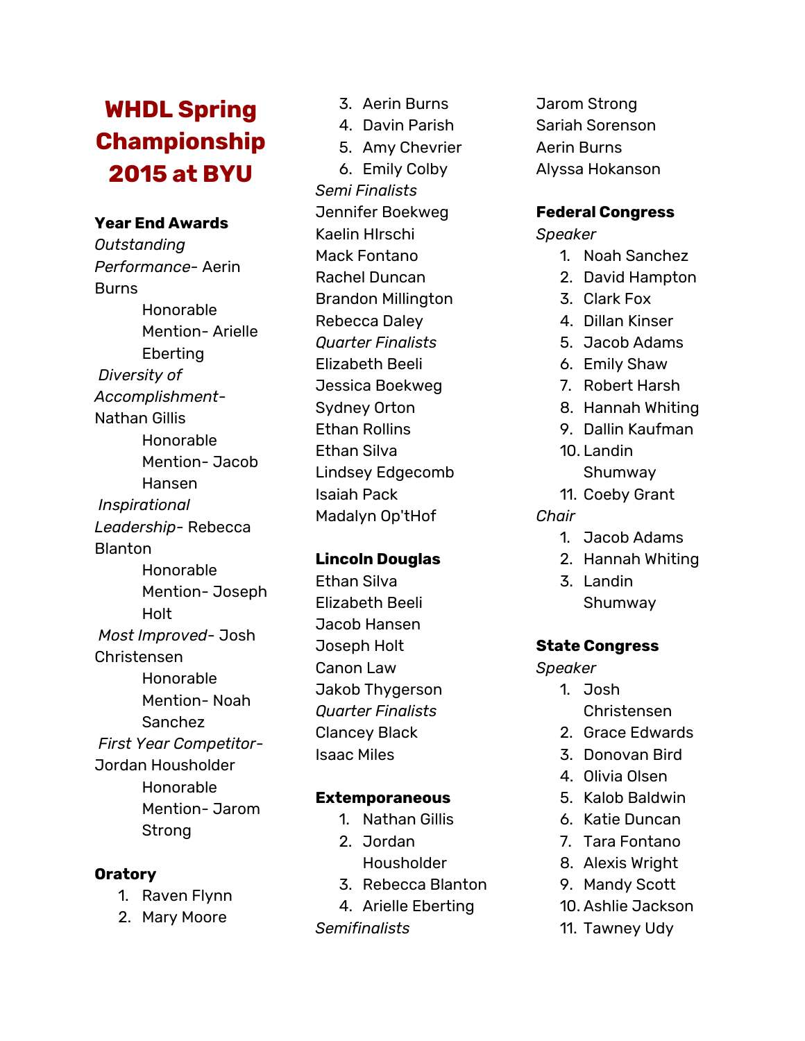# WHDL Spring Championship 2015 at BYU

**Year End Awards**

*Outstanding Performance*- Aerin Burns

Honorable Mention- Arielle Eberting

*Diversity of Accomplishment*- Nathan Gillis

Honorable Mention- Jacob Hansen

*Inspirational Leadership*- Rebecca Blanton

Honorable Mention- Joseph Holt

*Most Improved*- Josh Christensen

Honorable Mention- Noah Sanchez

*First Year Competitor*- Jordan Housholder

Honorable Mention- Jarom Strong

**Oratory**

1. Raven Flynn
2. Mary Moore
3. Aerin Burns
4. Davin Parish
5. Amy Chevrier
6. Emily Colby

*Semi Finalists*

Jennifer Boekweg
Kaelin HIrschi
Mack Fontano
Rachel Duncan
Brandon Millington
Rebecca Daley

*Quarter Finalists*

Elizabeth Beeli
Jessica Boekweg
Sydney Orton
Ethan Rollins
Ethan Silva
Lindsey Edgecomb
Isaiah Pack
Madalyn Op'tHof

**Lincoln Douglas**

Ethan Silva
Elizabeth Beeli
Jacob Hansen
Joseph Holt
Canon Law
Jakob Thygerson

*Quarter Finalists*

Clancey Black
Isaac Miles

**Extemporaneous**

1. Nathan Gillis
2. Jordan Housholder
3. Rebecca Blanton
4. Arielle Eberting

*Semifinalists*

Jarom Strong
Sariah Sorenson
Aerin Burns
Alyssa Hokanson

**Federal Congress**

*Speaker*

1. Noah Sanchez
2. David Hampton
3. Clark Fox
4. Dillan Kinser
5. Jacob Adams
6. Emily Shaw
7. Robert Harsh
8. Hannah Whiting
9. Dallin Kaufman
10. Landin Shumway
11. Coeby Grant

*Chair*

1. Jacob Adams
2. Hannah Whiting
3. Landin Shumway

**State Congress**

*Speaker*

1. Josh Christensen
2. Grace Edwards
3. Donovan Bird
4. Olivia Olsen
5. Kalob Baldwin
6. Katie Duncan
7. Tara Fontano
8. Alexis Wright
9. Mandy Scott
10. Ashlie Jackson
11. Tawney Udy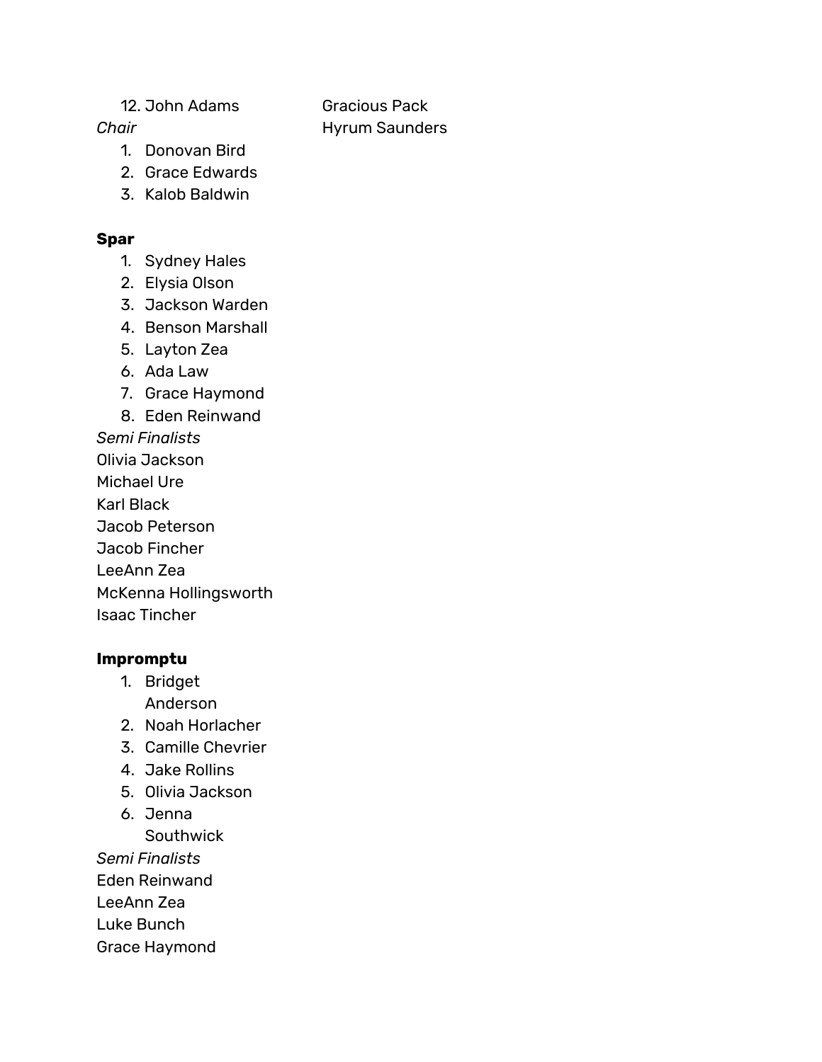12. John Adams

*Chair*

1. Donovan Bird
2. Grace Edwards
3. Kalob Baldwin

Gracious Pack

Hyrum Saunders

**Spar**

1. Sydney Hales
2. Elysia Olson
3. Jackson Warden
4. Benson Marshall
5. Layton Zea
6. Ada Law
7. Grace Haymond
8. Eden Reinwand

*Semi Finalists*

Olivia Jackson

Michael Ure

Karl Black

Jacob Peterson

Jacob Fincher

LeeAnn Zea

McKenna Hollingsworth

Isaac Tincher

**Impromptu**

1. Bridget Anderson
2. Noah Horlacher
3. Camille Chevrier
4. Jake Rollins
5. Olivia Jackson
6. Jenna Southwick

*Semi Finalists*

Eden Reinwand

LeeAnn Zea

Luke Bunch

Grace Haymond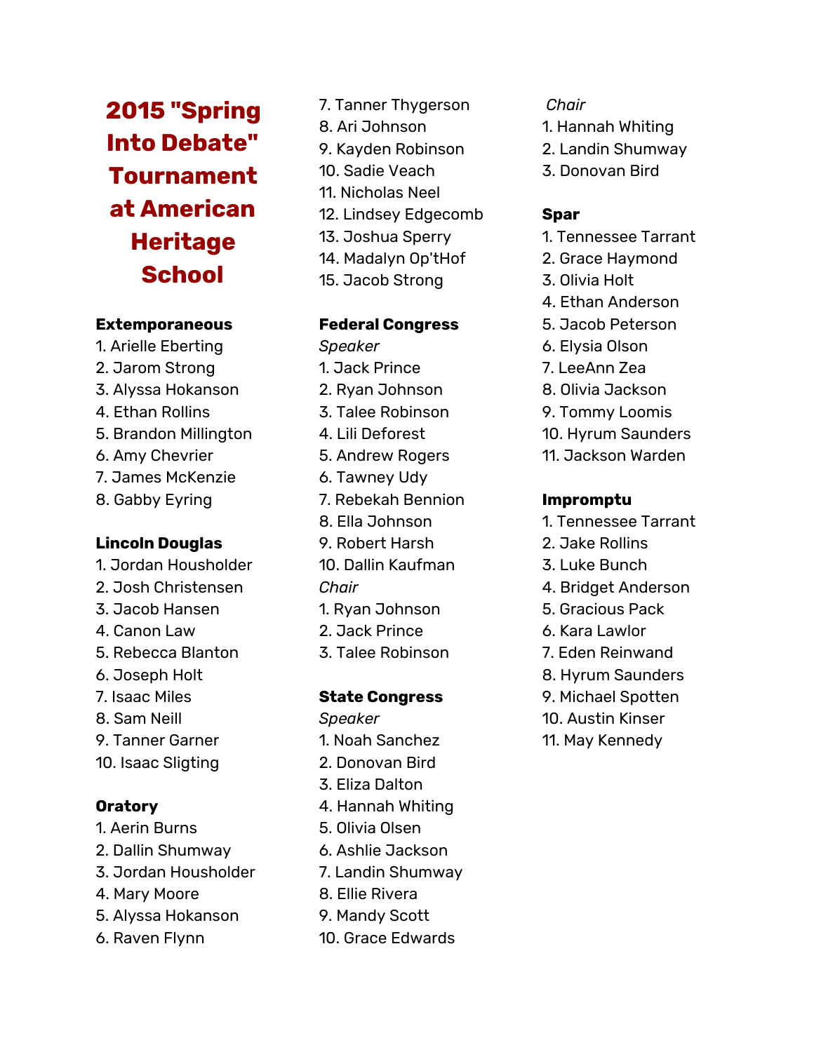# 2015 "Spring Into Debate" Tournament at American Heritage School

**Extemporaneous**

1. Arielle Eberting
2. Jarom Strong
3. Alyssa Hokanson
4. Ethan Rollins
5. Brandon Millington
6. Amy Chevrier
7. James McKenzie
8. Gabby Eyring

**Lincoln Douglas**

1. Jordan Housholder
2. Josh Christensen
3. Jacob Hansen
4. Canon Law
5. Rebecca Blanton
6. Joseph Holt
7. Isaac Miles
8. Sam Neill
9. Tanner Garner
10. Isaac Sligting

**Oratory**

1. Aerin Burns
2. Dallin Shumway
3. Jordan Housholder
4. Mary Moore
5. Alyssa Hokanson
6. Raven Flynn
7. Tanner Thygerson
8. Ari Johnson
9. Kayden Robinson
10. Sadie Veach
11. Nicholas Neel
12. Lindsey Edgecomb
13. Joshua Sperry
14. Madalyn Op'tHof
15. Jacob Strong

**Federal Congress**

*Speaker*

1. Jack Prince
2. Ryan Johnson
3. Talee Robinson
4. Lili Deforest
5. Andrew Rogers
6. Tawney Udy
7. Rebekah Bennion
8. Ella Johnson
9. Robert Harsh
10. Dallin Kaufman

*Chair*

1. Ryan Johnson
2. Jack Prince
3. Talee Robinson

**State Congress**

*Speaker*

1. Noah Sanchez
2. Donovan Bird
3. Eliza Dalton
4. Hannah Whiting
5. Olivia Olsen
6. Ashlie Jackson
7. Landin Shumway
8. Ellie Rivera
9. Mandy Scott
10. Grace Edwards

*Chair*

1. Hannah Whiting
2. Landin Shumway
3. Donovan Bird

**Spar**

1. Tennessee Tarrant
2. Grace Haymond
3. Olivia Holt
4. Ethan Anderson
5. Jacob Peterson
6. Elysia Olson
7. LeeAnn Zea
8. Olivia Jackson
9. Tommy Loomis
10. Hyrum Saunders
11. Jackson Warden

**Impromptu**

1. Tennessee Tarrant
2. Jake Rollins
3. Luke Bunch
4. Bridget Anderson
5. Gracious Pack
6. Kara Lawlor
7. Eden Reinwand
8. Hyrum Saunders
9. Michael Spotten
10. Austin Kinser
11. May Kennedy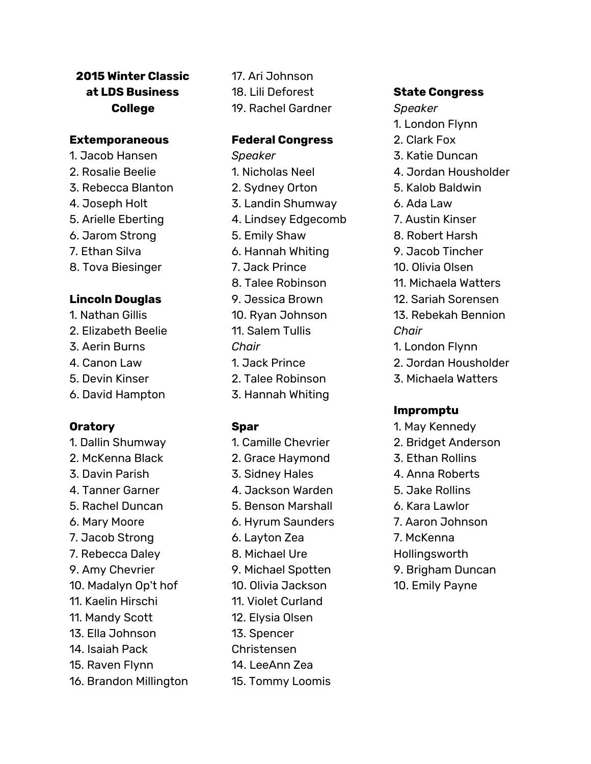# 2015 Winter Classic at LDS Business College

**Extemporaneous**

1. Jacob Hansen
2. Rosalie Beelie
3. Rebecca Blanton
4. Joseph Holt
5. Arielle Eberting
6. Jarom Strong
7. Ethan Silva
8. Tova Biesinger

**Lincoln Douglas**

1. Nathan Gillis
2. Elizabeth Beelie
3. Aerin Burns
4. Canon Law
5. Devin Kinser
6. David Hampton

**Oratory**

1. Dallin Shumway
2. McKenna Black
3. Davin Parish
4. Tanner Garner
5. Rachel Duncan
6. Mary Moore
7. Jacob Strong
7. Rebecca Daley
9. Amy Chevrier
10. Madalyn Op't hof
11. Kaelin Hirschi
11. Mandy Scott
13. Ella Johnson
14. Isaiah Pack
15. Raven Flynn
16. Brandon Millington
17. Ari Johnson
18. Lili Deforest
19. Rachel Gardner

**Federal Congress**

*Speaker*

1. Nicholas Neel
2. Sydney Orton
3. Landin Shumway
4. Lindsey Edgecomb
5. Emily Shaw
6. Hannah Whiting
7. Jack Prince
8. Talee Robinson
9. Jessica Brown
10. Ryan Johnson
11. Salem Tullis

*Chair*

1. Jack Prince
2. Talee Robinson
3. Hannah Whiting

**Spar**

1. Camille Chevrier
2. Grace Haymond
3. Sidney Hales
4. Jackson Warden
5. Benson Marshall
6. Hyrum Saunders
6. Layton Zea
8. Michael Ure
9. Michael Spotten
10. Olivia Jackson
11. Violet Curland
12. Elysia Olsen
13. Spencer Christensen
14. LeeAnn Zea
15. Tommy Loomis

**State Congress**

*Speaker*

1. London Flynn
2. Clark Fox
3. Katie Duncan
4. Jordan Housholder
5. Kalob Baldwin
6. Ada Law
7. Austin Kinser
8. Robert Harsh
9. Jacob Tincher
10. Olivia Olsen
11. Michaela Watters
12. Sariah Sorensen
13. Rebekah Bennion

*Chair*

1. London Flynn
2. Jordan Housholder
3. Michaela Watters

**Impromptu**

1. May Kennedy
2. Bridget Anderson
3. Ethan Rollins
4. Anna Roberts
5. Jake Rollins
6. Kara Lawlor
7. Aaron Johnson
7. McKenna Hollingsworth
9. Brigham Duncan
10. Emily Payne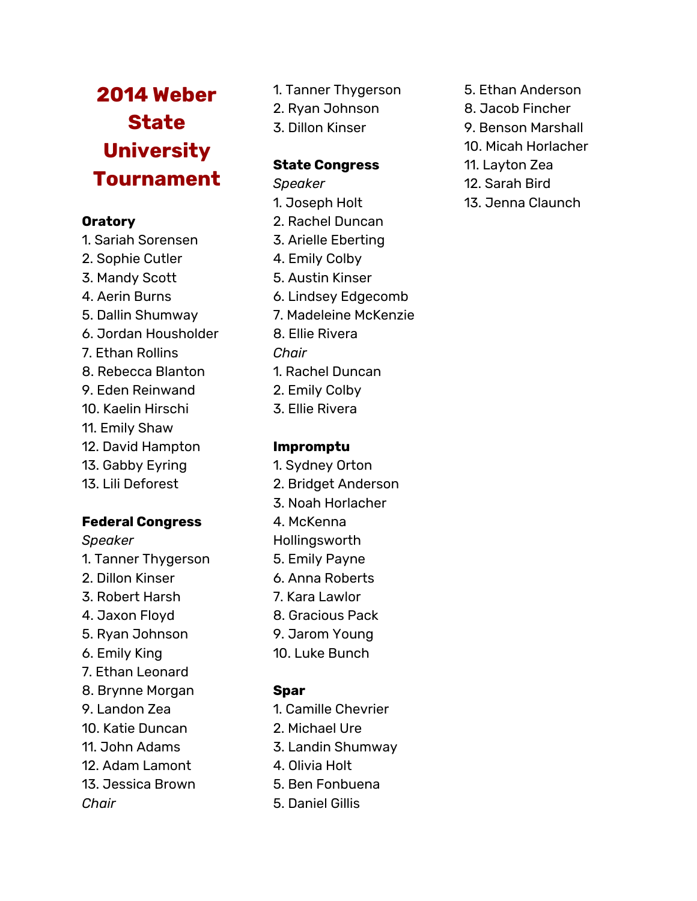# 2014 Weber State University Tournament

**Oratory**

1. Sariah Sorensen
2. Sophie Cutler
3. Mandy Scott
4. Aerin Burns
5. Dallin Shumway
6. Jordan Housholder
7. Ethan Rollins
8. Rebecca Blanton
9. Eden Reinwand
10. Kaelin Hirschi
11. Emily Shaw
12. David Hampton
13. Gabby Eyring
13. Lili Deforest

**Federal Congress**

*Speaker*

1. Tanner Thygerson
2. Dillon Kinser
3. Robert Harsh
4. Jaxon Floyd
5. Ryan Johnson
6. Emily King
7. Ethan Leonard
8. Brynne Morgan
9. Landon Zea
10. Katie Duncan
11. John Adams
12. Adam Lamont
13. Jessica Brown

*Chair*

1. Tanner Thygerson
2. Ryan Johnson
3. Dillon Kinser

**State Congress**

*Speaker*

1. Joseph Holt
2. Rachel Duncan
3. Arielle Eberting
4. Emily Colby
5. Austin Kinser
6. Lindsey Edgecomb
7. Madeleine McKenzie
8. Ellie Rivera

*Chair*

1. Rachel Duncan
2. Emily Colby
3. Ellie Rivera

**Impromptu**

1. Sydney Orton
2. Bridget Anderson
3. Noah Horlacher
4. McKenna Hollingsworth
5. Emily Payne
6. Anna Roberts
7. Kara Lawlor
8. Gracious Pack
9. Jarom Young
10. Luke Bunch

**Spar**

1. Camille Chevrier
2. Michael Ure
3. Landin Shumway
4. Olivia Holt
5. Ben Fonbuena
5. Daniel Gillis
5. Ethan Anderson
8. Jacob Fincher
9. Benson Marshall
10. Micah Horlacher
11. Layton Zea
12. Sarah Bird
13. Jenna Claunch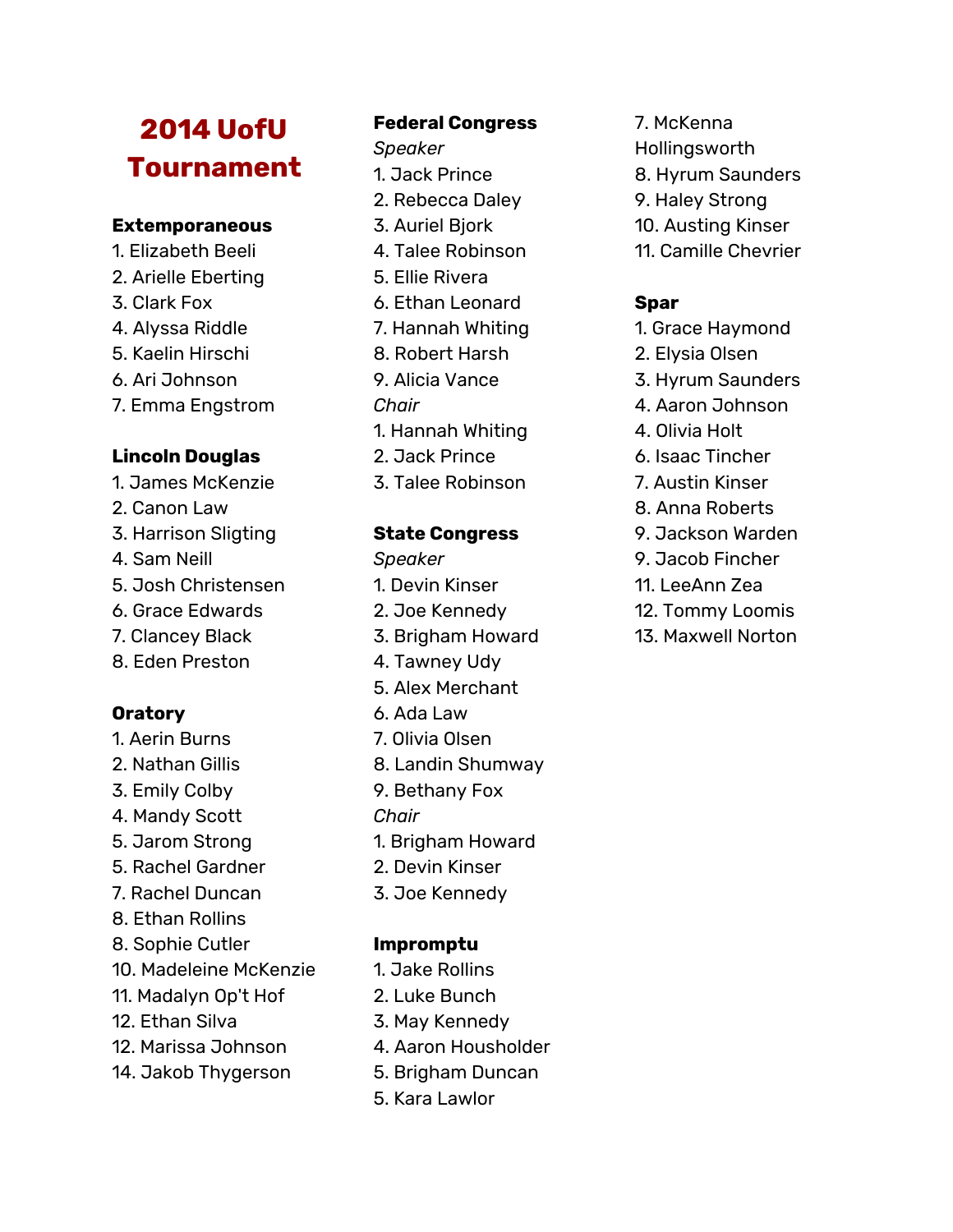# 2014 UofU Tournament

**Extemporaneous**

1. Elizabeth Beeli
2. Arielle Eberting
3. Clark Fox
4. Alyssa Riddle
5. Kaelin Hirschi
6. Ari Johnson
7. Emma Engstrom

**Lincoln Douglas**

1. James McKenzie
2. Canon Law
3. Harrison Sligting
4. Sam Neill
5. Josh Christensen
6. Grace Edwards
7. Clancey Black
8. Eden Preston

**Oratory**

1. Aerin Burns
2. Nathan Gillis
3. Emily Colby
4. Mandy Scott
5. Jarom Strong
5. Rachel Gardner
7. Rachel Duncan
8. Ethan Rollins
8. Sophie Cutler
10. Madeleine McKenzie
11. Madalyn Op't Hof
12. Ethan Silva
12. Marissa Johnson
14. Jakob Thygerson

**Federal Congress**

*Speaker*

1. Jack Prince
2. Rebecca Daley
3. Auriel Bjork
4. Talee Robinson
5. Ellie Rivera
6. Ethan Leonard
7. Hannah Whiting
8. Robert Harsh
9. Alicia Vance

*Chair*

1. Hannah Whiting
2. Jack Prince
3. Talee Robinson

**State Congress**

*Speaker*

1. Devin Kinser
2. Joe Kennedy
3. Brigham Howard
4. Tawney Udy
5. Alex Merchant
6. Ada Law
7. Olivia Olsen
8. Landin Shumway
9. Bethany Fox

*Chair*

1. Brigham Howard
2. Devin Kinser
3. Joe Kennedy

**Impromptu**

1. Jake Rollins
2. Luke Bunch
3. May Kennedy
4. Aaron Housholder
5. Brigham Duncan
5. Kara Lawlor
7. McKenna Hollingsworth
8. Hyrum Saunders
9. Haley Strong
10. Austing Kinser
11. Camille Chevrier

**Spar**

1. Grace Haymond
2. Elysia Olsen
3. Hyrum Saunders
4. Aaron Johnson
4. Olivia Holt
6. Isaac Tincher
7. Austin Kinser
8. Anna Roberts
9. Jackson Warden
9. Jacob Fincher
11. LeeAnn Zea
12. Tommy Loomis
13. Maxwell Norton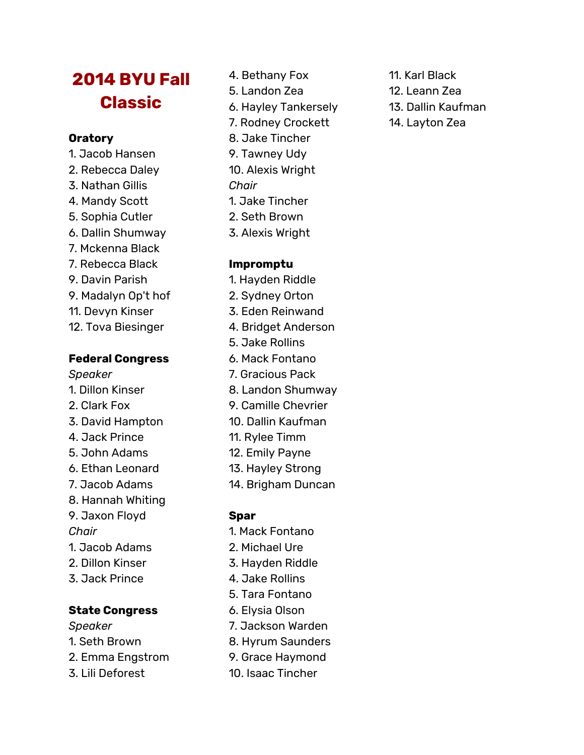# 2014 BYU Fall Classic

**Oratory**

1. Jacob Hansen
2. Rebecca Daley
3. Nathan Gillis
4. Mandy Scott
5. Sophia Cutler
6. Dallin Shumway
7. Mckenna Black
7. Rebecca Black
9. Davin Parish
9. Madalyn Op't hof
11. Devyn Kinser
12. Tova Biesinger

**Federal Congress**

*Speaker*

1. Dillon Kinser
2. Clark Fox
3. David Hampton
4. Jack Prince
5. John Adams
6. Ethan Leonard
7. Jacob Adams
8. Hannah Whiting
9. Jaxon Floyd

*Chair*

1. Jacob Adams
2. Dillon Kinser
3. Jack Prince

**State Congress**

*Speaker*

1. Seth Brown
2. Emma Engstrom
3. Lili Deforest
4. Bethany Fox
5. Landon Zea
6. Hayley Tankersely
7. Rodney Crockett
8. Jake Tincher
9. Tawney Udy
10. Alexis Wright

*Chair*

1. Jake Tincher
2. Seth Brown
3. Alexis Wright

**Impromptu**

1. Hayden Riddle
2. Sydney Orton
3. Eden Reinwand
4. Bridget Anderson
5. Jake Rollins
6. Mack Fontano
7. Gracious Pack
8. Landon Shumway
9. Camille Chevrier
10. Dallin Kaufman
11. Rylee Timm
12. Emily Payne
13. Hayley Strong
14. Brigham Duncan

**Spar**

1. Mack Fontano
2. Michael Ure
3. Hayden Riddle
4. Jake Rollins
5. Tara Fontano
6. Elysia Olson
7. Jackson Warden
8. Hyrum Saunders
9. Grace Haymond
10. Isaac Tincher
11. Karl Black
12. Leann Zea
13. Dallin Kaufman
14. Layton Zea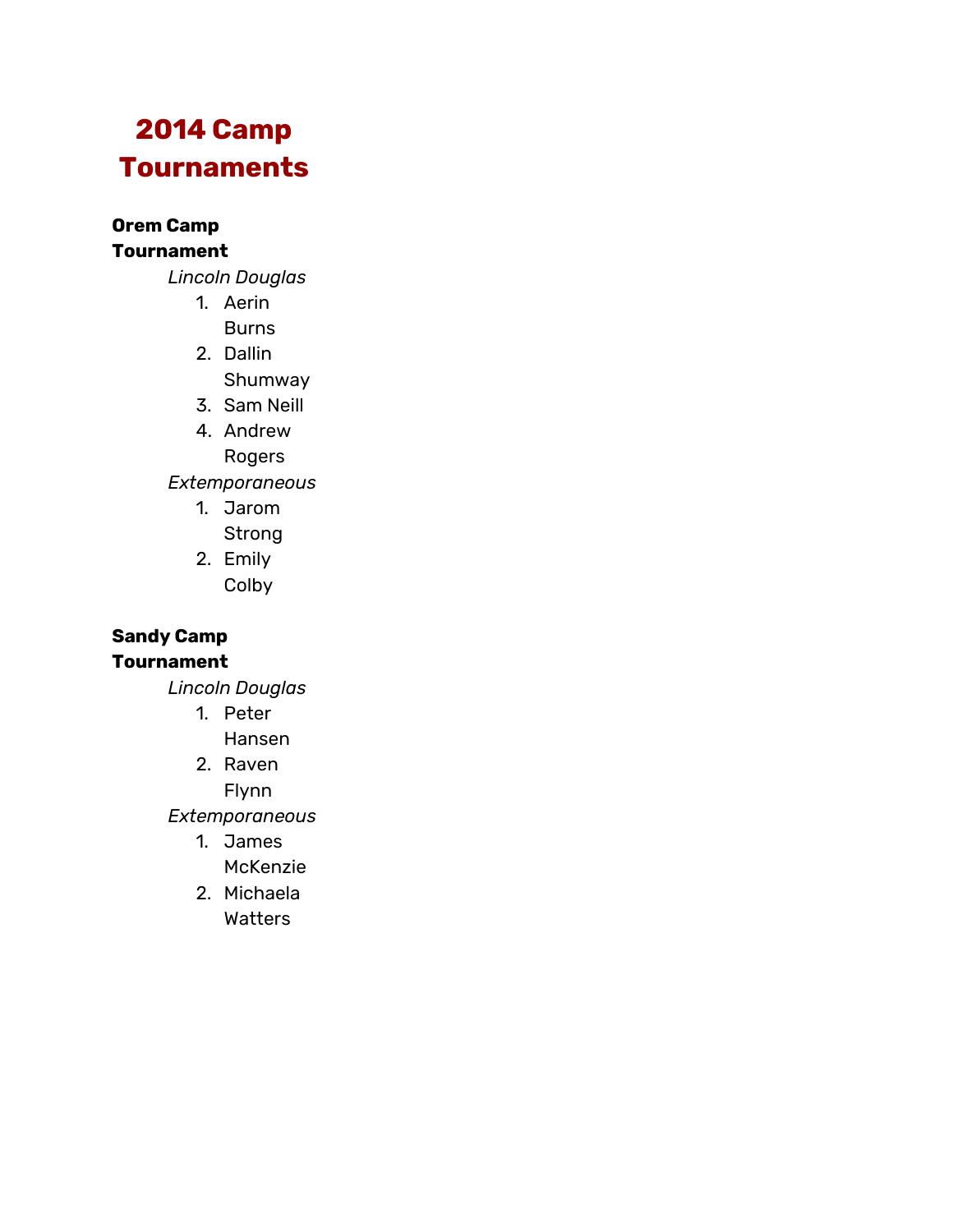# 2014 Camp Tournaments

**Orem Camp Tournament**

*Lincoln Douglas*

1. Aerin Burns
2. Dallin Shumway
3. Sam Neill
4. Andrew Rogers

*Extemporaneous*

1. Jarom Strong
2. Emily Colby

**Sandy Camp Tournament**

*Lincoln Douglas*

1. Peter Hansen
2. Raven Flynn

*Extemporaneous*

1. James McKenzie
2. Michaela Watters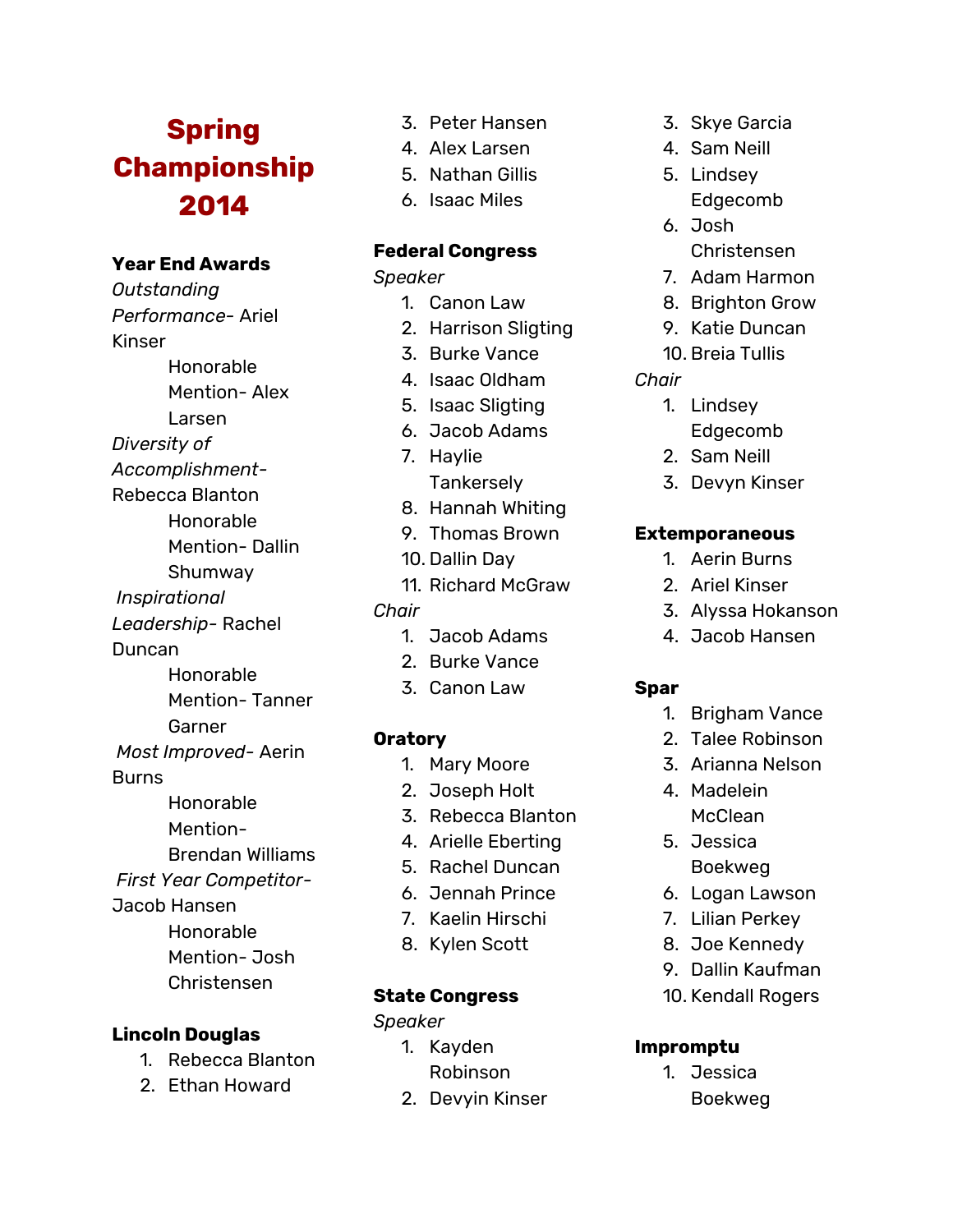# Spring Championship 2014

**Year End Awards**

*Outstanding Performance*- Ariel Kinser

Honorable Mention- Alex Larsen

*Diversity of Accomplishment*- Rebecca Blanton

Honorable Mention- Dallin Shumway

*Inspirational Leadership*- Rachel Duncan

Honorable Mention- Tanner Garner

*Most Improved*- Aerin Burns

Honorable Mention- Brendan Williams

*First Year Competitor*- Jacob Hansen

Honorable Mention- Josh Christensen

**Lincoln Douglas**

1. Rebecca Blanton
2. Ethan Howard
3. Peter Hansen
4. Alex Larsen
5. Nathan Gillis
6. Isaac Miles

**Federal Congress**

*Speaker*

1. Canon Law
2. Harrison Sligting
3. Burke Vance
4. Isaac Oldham
5. Isaac Sligting
6. Jacob Adams
7. Haylie Tankersely
8. Hannah Whiting
9. Thomas Brown
10. Dallin Day
11. Richard McGraw

*Chair*

1. Jacob Adams
2. Burke Vance
3. Canon Law

**Oratory**

1. Mary Moore
2. Joseph Holt
3. Rebecca Blanton
4. Arielle Eberting
5. Rachel Duncan
6. Jennah Prince
7. Kaelin Hirschi
8. Kylen Scott

**State Congress**

*Speaker*

1. Kayden Robinson
2. Devyin Kinser
3. Skye Garcia
4. Sam Neill
5. Lindsey Edgecomb
6. Josh Christensen
7. Adam Harmon
8. Brighton Grow
9. Katie Duncan
10. Breia Tullis

*Chair*

1. Lindsey Edgecomb
2. Sam Neill
3. Devyn Kinser

**Extemporaneous**

1. Aerin Burns
2. Ariel Kinser
3. Alyssa Hokanson
4. Jacob Hansen

**Spar**

1. Brigham Vance
2. Talee Robinson
3. Arianna Nelson
4. Madelein McClean
5. Jessica Boekweg
6. Logan Lawson
7. Lilian Perkey
8. Joe Kennedy
9. Dallin Kaufman
10. Kendall Rogers

**Impromptu**

1. Jessica Boekweg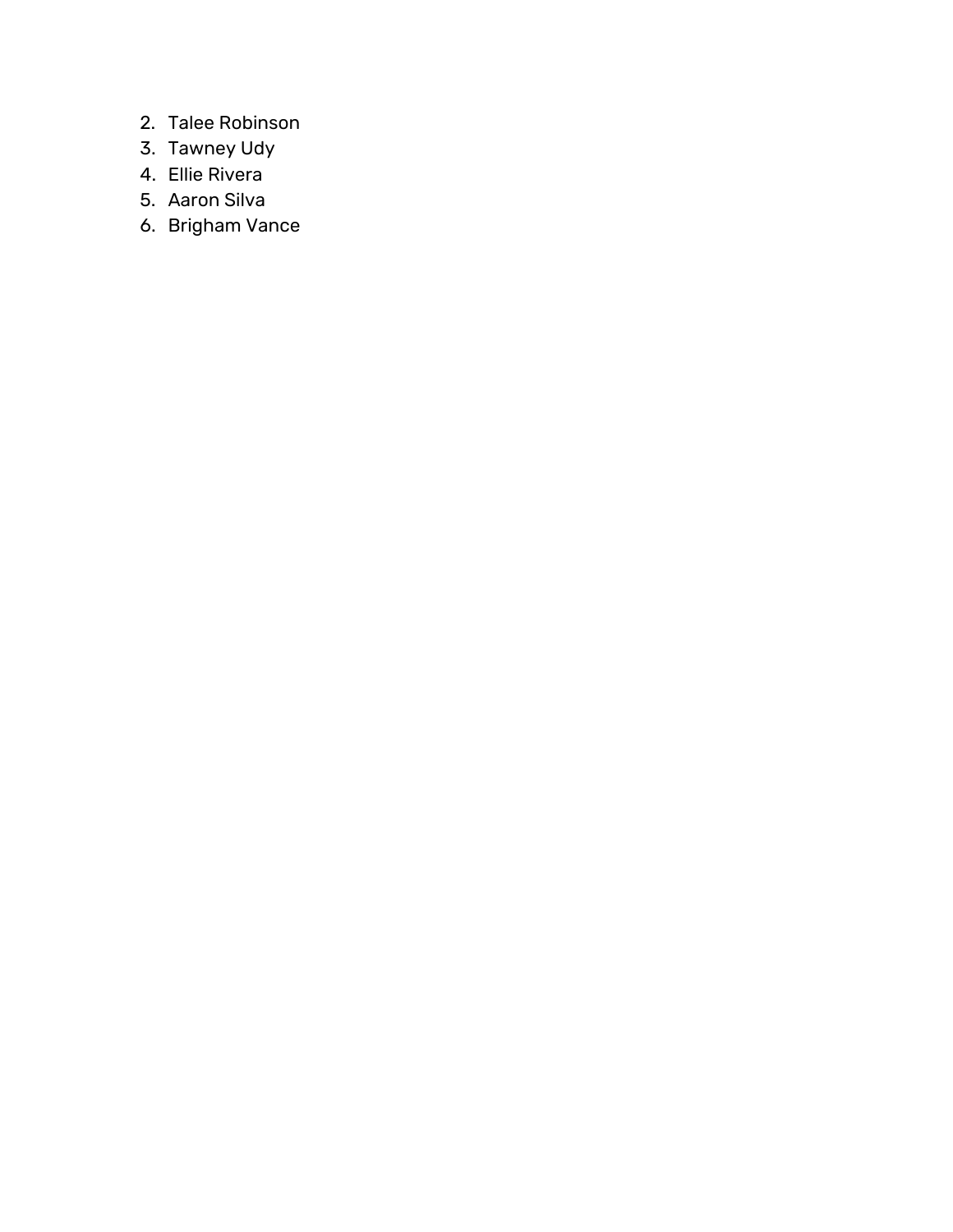2. Talee Robinson
3. Tawney Udy
4. Ellie Rivera
5. Aaron Silva
6. Brigham Vance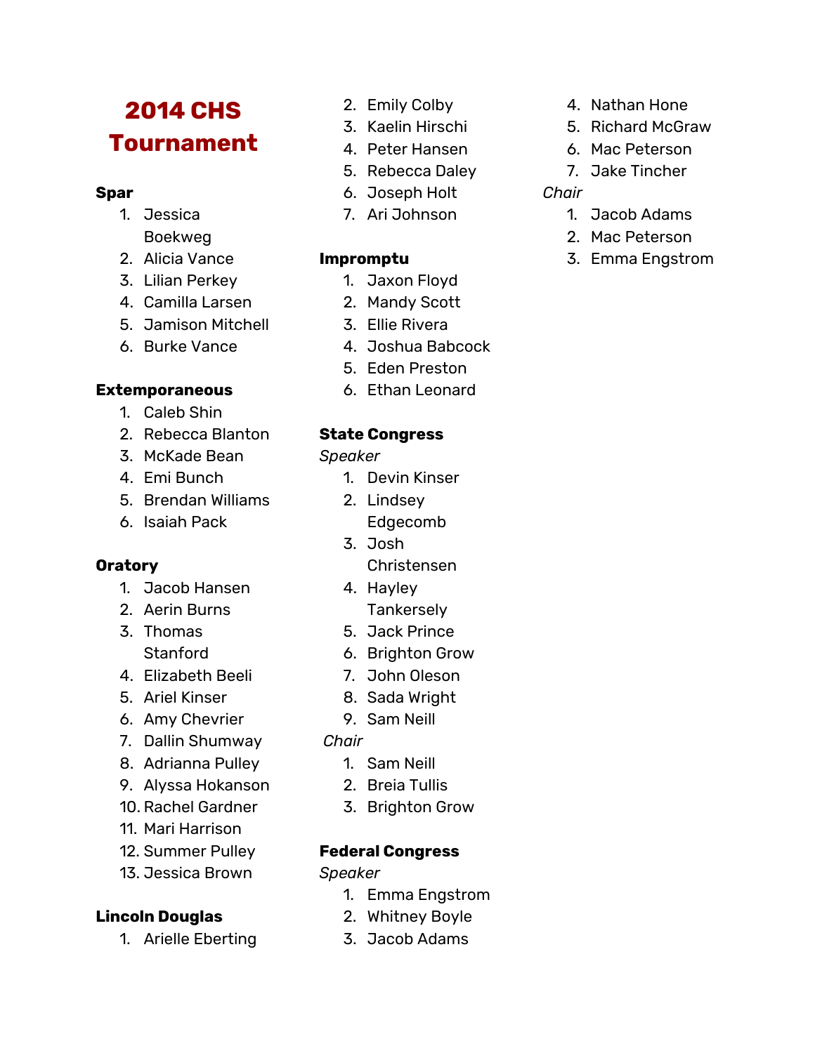# 2014 CHS Tournament

**Spar**

1. Jessica Boekweg
2. Alicia Vance
3. Lilian Perkey
4. Camilla Larsen
5. Jamison Mitchell
6. Burke Vance

**Extemporaneous**

1. Caleb Shin
2. Rebecca Blanton
3. McKade Bean
4. Emi Bunch
5. Brendan Williams
6. Isaiah Pack

**Oratory**

1. Jacob Hansen
2. Aerin Burns
3. Thomas Stanford
4. Elizabeth Beeli
5. Ariel Kinser
6. Amy Chevrier
7. Dallin Shumway
8. Adrianna Pulley
9. Alyssa Hokanson
10. Rachel Gardner
11. Mari Harrison
12. Summer Pulley
13. Jessica Brown

**Lincoln Douglas**

1. Arielle Eberting
2. Emily Colby
3. Kaelin Hirschi
4. Peter Hansen
5. Rebecca Daley
6. Joseph Holt
7. Ari Johnson

**Impromptu**

1. Jaxon Floyd
2. Mandy Scott
3. Ellie Rivera
4. Joshua Babcock
5. Eden Preston
6. Ethan Leonard

**State Congress**

*Speaker*

1. Devin Kinser
2. Lindsey Edgecomb
3. Josh Christensen
4. Hayley Tankersely
5. Jack Prince
6. Brighton Grow
7. John Oleson
8. Sada Wright
9. Sam Neill

*Chair*

1. Sam Neill
2. Breia Tullis
3. Brighton Grow

**Federal Congress**

*Speaker*

1. Emma Engstrom
2. Whitney Boyle
3. Jacob Adams
4. Nathan Hone
5. Richard McGraw
6. Mac Peterson
7. Jake Tincher

*Chair*

1. Jacob Adams
2. Mac Peterson
3. Emma Engstrom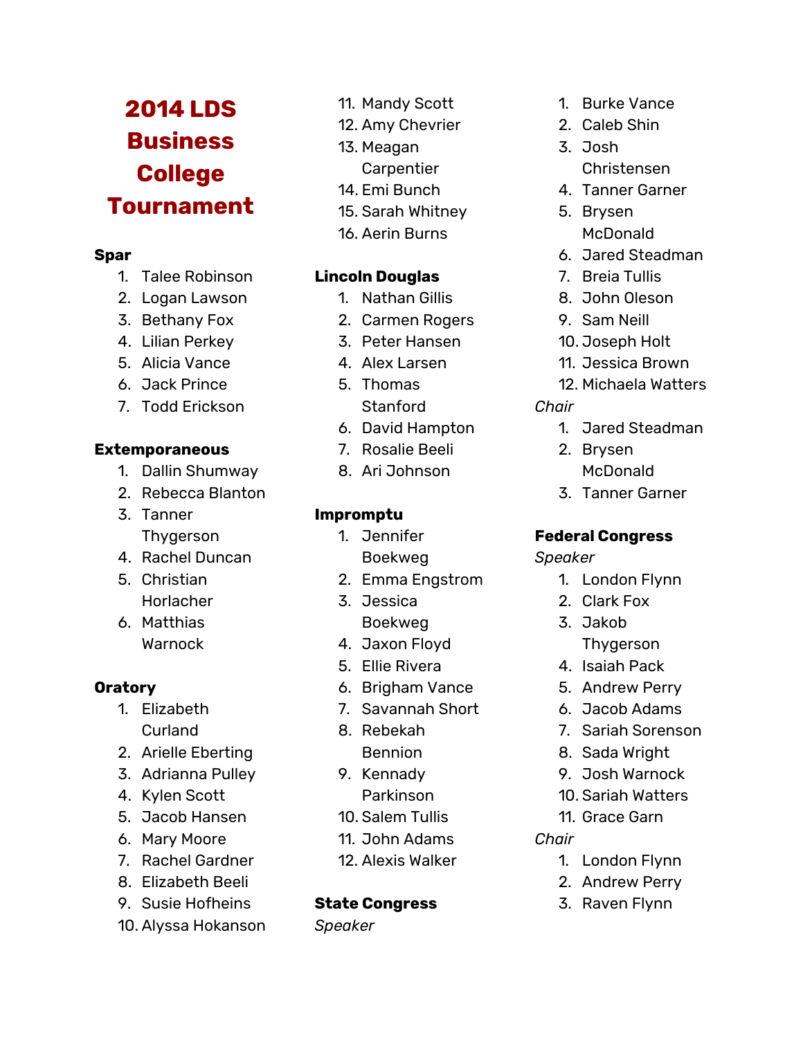# 2014 LDS Business College Tournament

**Spar**

1. Talee Robinson
2. Logan Lawson
3. Bethany Fox
4. Lilian Perkey
5. Alicia Vance
6. Jack Prince
7. Todd Erickson

**Extemporaneous**

1. Dallin Shumway
2. Rebecca Blanton
3. Tanner Thygerson
4. Rachel Duncan
5. Christian Horlacher
6. Matthias Warnock

**Oratory**

1. Elizabeth Curland
2. Arielle Eberting
3. Adrianna Pulley
4. Kylen Scott
5. Jacob Hansen
6. Mary Moore
7. Rachel Gardner
8. Elizabeth Beeli
9. Susie Hofheins
10. Alyssa Hokanson
11. Mandy Scott
12. Amy Chevrier
13. Meagan Carpentier
14. Emi Bunch
15. Sarah Whitney
16. Aerin Burns

**Lincoln Douglas**

1. Nathan Gillis
2. Carmen Rogers
3. Peter Hansen
4. Alex Larsen
5. Thomas Stanford
6. David Hampton
7. Rosalie Beeli
8. Ari Johnson

**Impromptu**

1. Jennifer Boekweg
2. Emma Engstrom
3. Jessica Boekweg
4. Jaxon Floyd
5. Ellie Rivera
6. Brigham Vance
7. Savannah Short
8. Rebekah Bennion
9. Kennady Parkinson
10. Salem Tullis
11. John Adams
12. Alexis Walker

**State Congress**

*Speaker*

1. Burke Vance
2. Caleb Shin
3. Josh Christensen
4. Tanner Garner
5. Brysen McDonald
6. Jared Steadman
7. Breia Tullis
8. John Oleson
9. Sam Neill
10. Joseph Holt
11. Jessica Brown
12. Michaela Watters

*Chair*

1. Jared Steadman
2. Brysen McDonald
3. Tanner Garner

**Federal Congress**

*Speaker*

1. London Flynn
2. Clark Fox
3. Jakob Thygerson
4. Isaiah Pack
5. Andrew Perry
6. Jacob Adams
7. Sariah Sorenson
8. Sada Wright
9. Josh Warnock
10. Sariah Watters
11. Grace Garn

*Chair*

1. London Flynn
2. Andrew Perry
3. Raven Flynn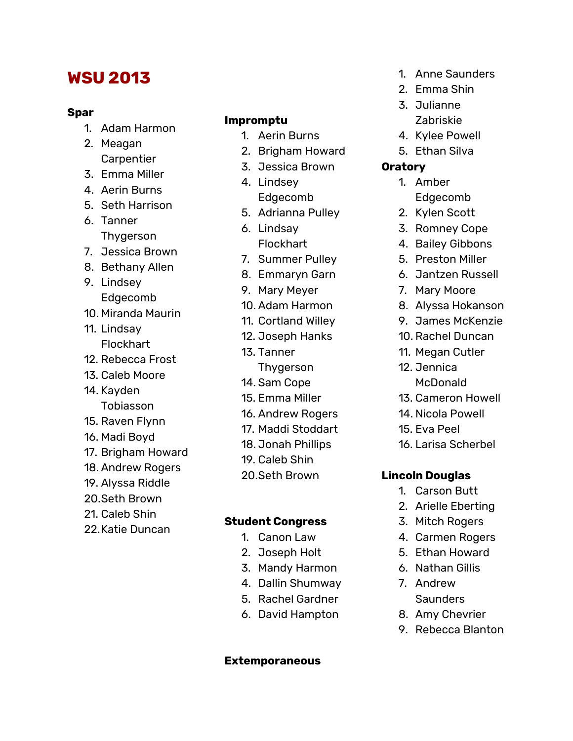# WSU 2013

**Spar**

1. Adam Harmon
2. Meagan Carpentier
3. Emma Miller
4. Aerin Burns
5. Seth Harrison
6. Tanner Thygerson
7. Jessica Brown
8. Bethany Allen
9. Lindsey Edgecomb
10. Miranda Maurin
11. Lindsay Flockhart
12. Rebecca Frost
13. Caleb Moore
14. Kayden Tobiasson
15. Raven Flynn
16. Madi Boyd
17. Brigham Howard
18. Andrew Rogers
19. Alyssa Riddle
20. Seth Brown
21. Caleb Shin
22. Katie Duncan

**Impromptu**

1. Aerin Burns
2. Brigham Howard
3. Jessica Brown
4. Lindsey Edgecomb
5. Adrianna Pulley
6. Lindsay Flockhart
7. Summer Pulley
8. Emmaryn Garn
9. Mary Meyer
10. Adam Harmon
11. Cortland Willey
12. Joseph Hanks
13. Tanner Thygerson
14. Sam Cope
15. Emma Miller
16. Andrew Rogers
17. Maddi Stoddart
18. Jonah Phillips
19. Caleb Shin
20. Seth Brown

**Student Congress**

1. Canon Law
2. Joseph Holt
3. Mandy Harmon
4. Dallin Shumway
5. Rachel Gardner
6. David Hampton

**Extemporaneous**

1. Anne Saunders
2. Emma Shin
3. Julianne Zabriskie
4. Kylee Powell
5. Ethan Silva

**Oratory**

1. Amber Edgecomb
2. Kylen Scott
3. Romney Cope
4. Bailey Gibbons
5. Preston Miller
6. Jantzen Russell
7. Mary Moore
8. Alyssa Hokanson
9. James McKenzie
10. Rachel Duncan
11. Megan Cutler
12. Jennica McDonald
13. Cameron Howell
14. Nicola Powell
15. Eva Peel
16. Larisa Scherbel

**Lincoln Douglas**

1. Carson Butt
2. Arielle Eberting
3. Mitch Rogers
4. Carmen Rogers
5. Ethan Howard
6. Nathan Gillis
7. Andrew Saunders
8. Amy Chevrier
9. Rebecca Blanton